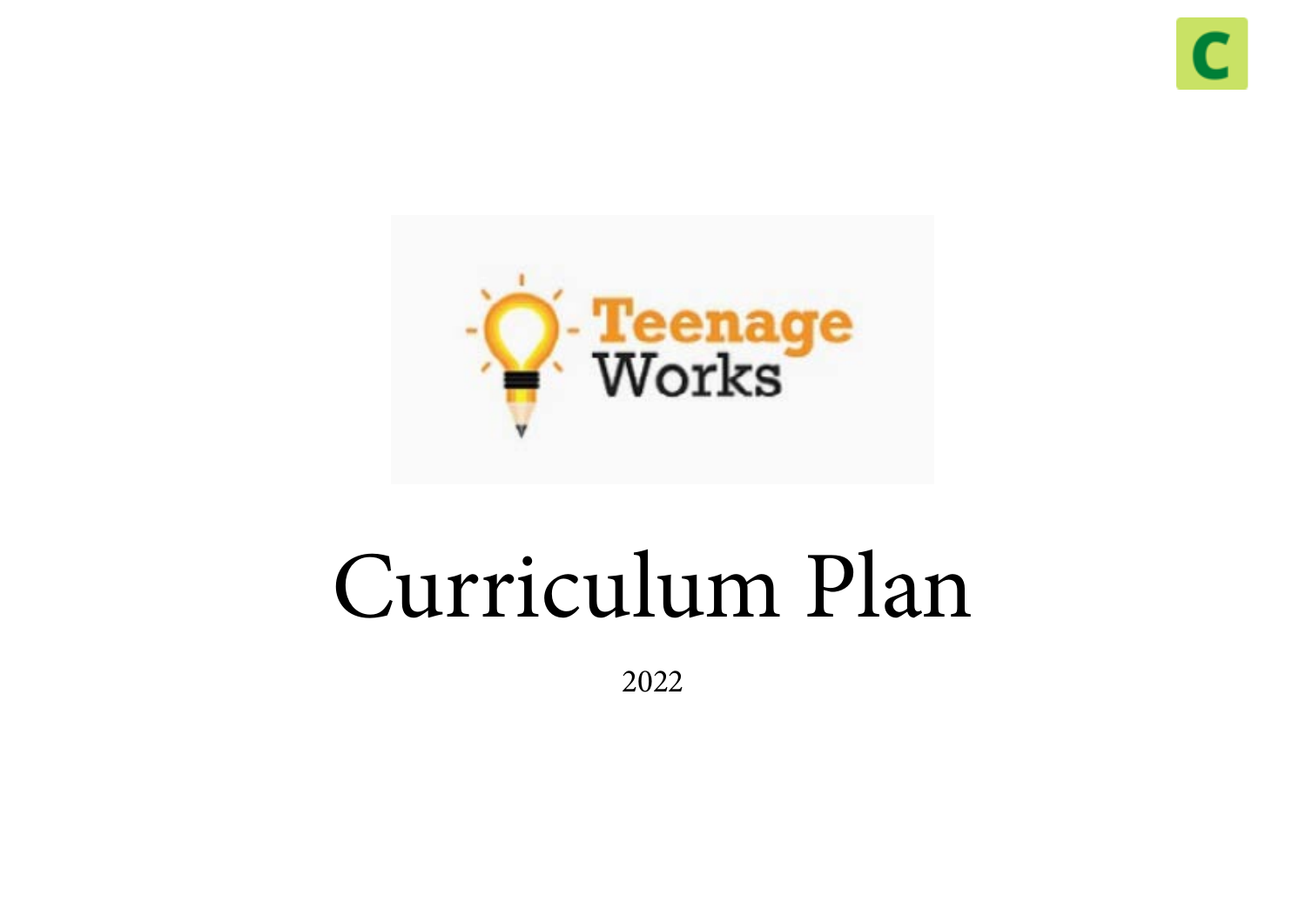# Curriculum Plan

2022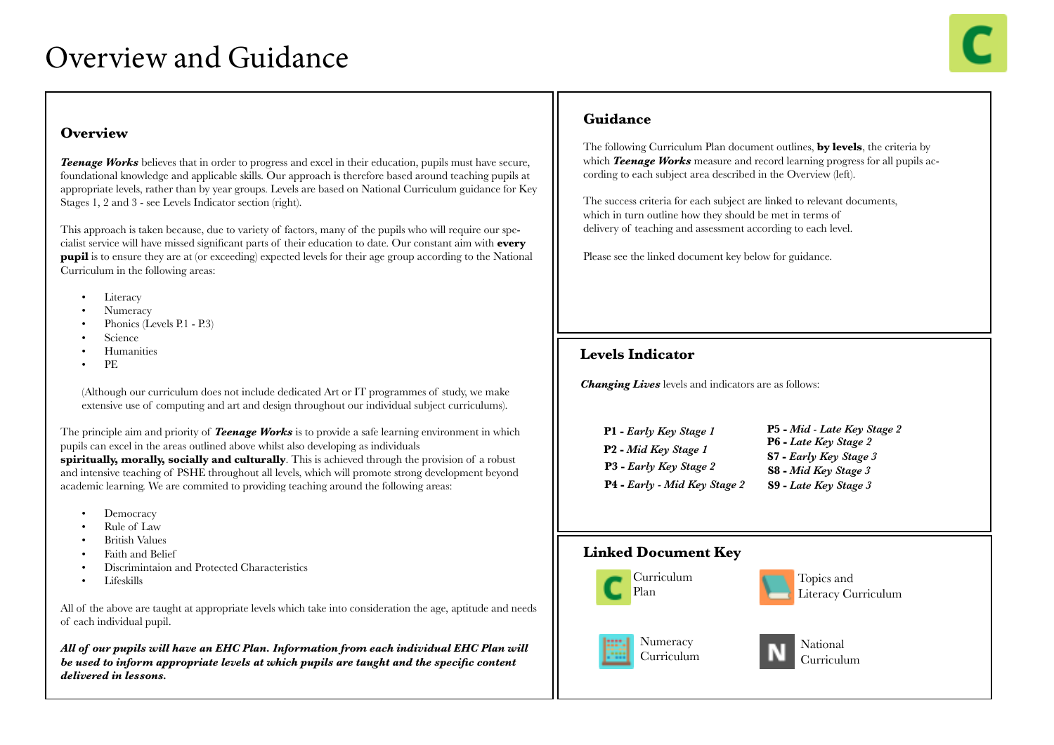# Overview and Guidance

## Overview

***Teenage Works*** believes that in order to progress and excel in their education, pupils must have secure, foundational knowledge and applicable skills. Our approach is therefore based around teaching pupils at appropriate levels, rather than by year groups. Levels are based on National Curriculum guidance for Key Stages 1, 2 and 3 - see Levels Indicator section (right).

This approach is taken because, due to variety of factors, many of the pupils who will require our specialist service will have missed significant parts of their education to date. Our constant aim with **every pupil** is to ensure they are at (or exceeding) expected levels for their age group according to the National Curriculum in the following areas:

- Literacy
- Numeracy
- Phonics (Levels P.1 - P.3)
- Science
- Humanities
- PE

(Although our curriculum does not include dedicated Art or IT programmes of study, we make extensive use of computing and art and design throughout our individual subject curriculums).

The principle aim and priority of ***Teenage Works*** is to provide a safe learning environment in which pupils can excel in the areas outlined above whilst also developing as individuals **spiritually, morally, socially and culturally**. This is achieved through the provision of a robust and intensive teaching of PSHE throughout all levels, which will promote strong development beyond academic learning. We are commited to providing teaching around the following areas:

- Democracy
- Rule of Law
- British Values
- Faith and Belief
- Discrimintaion and Protected Characteristics
- Lifeskills

All of the above are taught at appropriate levels which take into consideration the age, aptitude and needs of each individual pupil.

***All of our pupils will have an EHC Plan. Information from each individual EHC Plan will be used to inform appropriate levels at which pupils are taught and the specific content delivered in lessons.***

## Guidance

The following Curriculum Plan document outlines, **by levels**, the criteria by which ***Teenage Works*** measure and record learning progress for all pupils according to each subject area described in the Overview (left).

The success criteria for each subject are linked to relevant documents, which in turn outline how they should be met in terms of delivery of teaching and assessment according to each level.

Please see the linked document key below for guidance.

## Levels Indicator

***Changing Lives*** levels and indicators are as follows:

- **P1 -** ***Early Key Stage 1***
- **P2 -** ***Mid Key Stage 1***
- **P3 -** ***Early Key Stage 2***
- **P4 -** ***Early - Mid Key Stage 2***
- **P5 -** ***Mid - Late Key Stage 2***
- **P6 -** ***Late Key Stage 2***
- **S7 -** ***Early Key Stage 3***
- **S8 -** ***Mid Key Stage 3***
- **S9 -** ***Late Key Stage 3***

## Linked Document Key

- Curriculum Plan
- Topics and Literacy Curriculum
- Numeracy Curriculum
- National Curriculum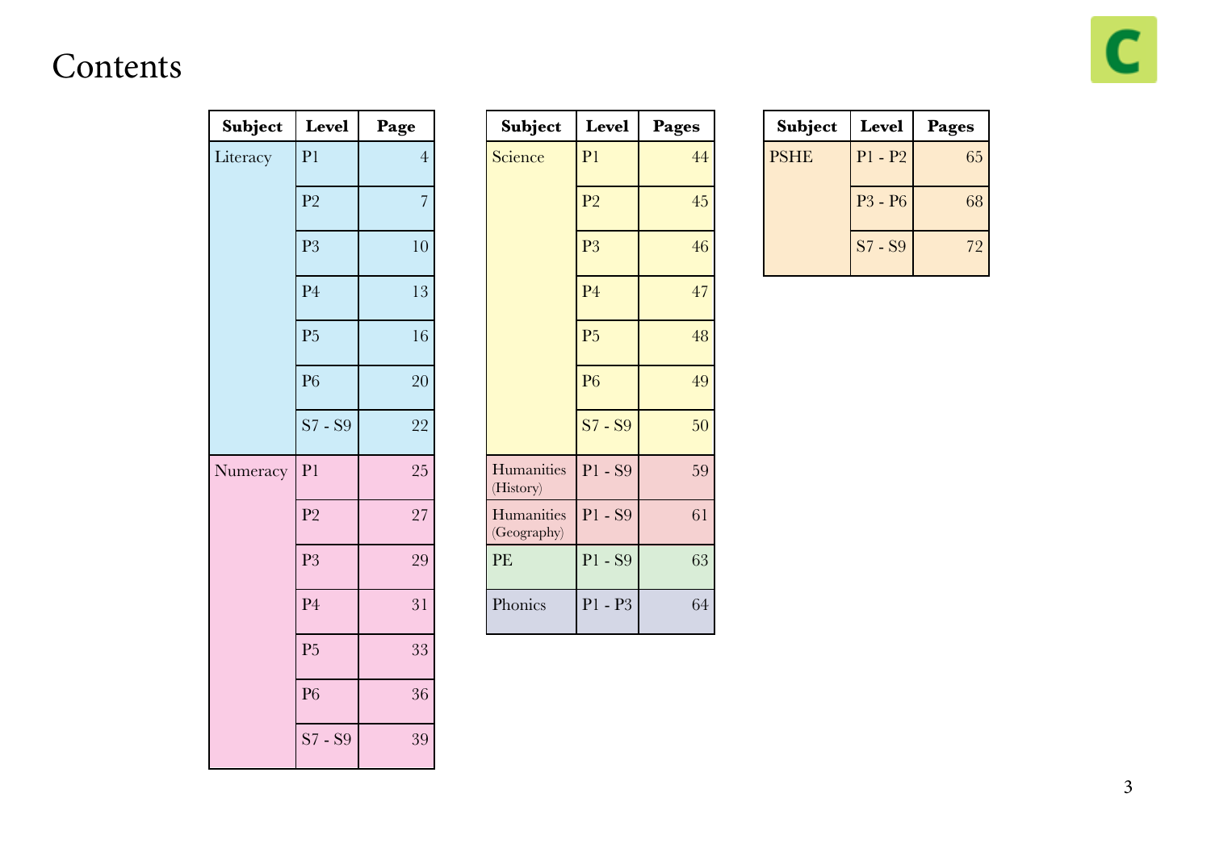# Contents

| Subject | Level | Page |
|---|---|---|
| Literacy | P1 | 4 |
| | P2 | 7 |
| | P3 | 10 |
| | P4 | 13 |
| | P5 | 16 |
| | P6 | 20 |
| | S7 - S9 | 22 |
| Numeracy | P1 | 25 |
| | P2 | 27 |
| | P3 | 29 |
| | P4 | 31 |
| | P5 | 33 |
| | P6 | 36 |
| | S7 - S9 | 39 |

| Subject | Level | Pages |
|---|---|---|
| Science | P1 | 44 |
| | P2 | 45 |
| | P3 | 46 |
| | P4 | 47 |
| | P5 | 48 |
| | P6 | 49 |
| | S7 - S9 | 50 |
| Humanities (History) | P1 - S9 | 59 |
| Humanities (Geography) | P1 - S9 | 61 |
| PE | P1 - S9 | 63 |
| Phonics | P1 - P3 | 64 |

| Subject | Level | Pages |
|---|---|---|
| PSHE | P1 - P2 | 65 |
| | P3 - P6 | 68 |
| | S7 - S9 | 72 |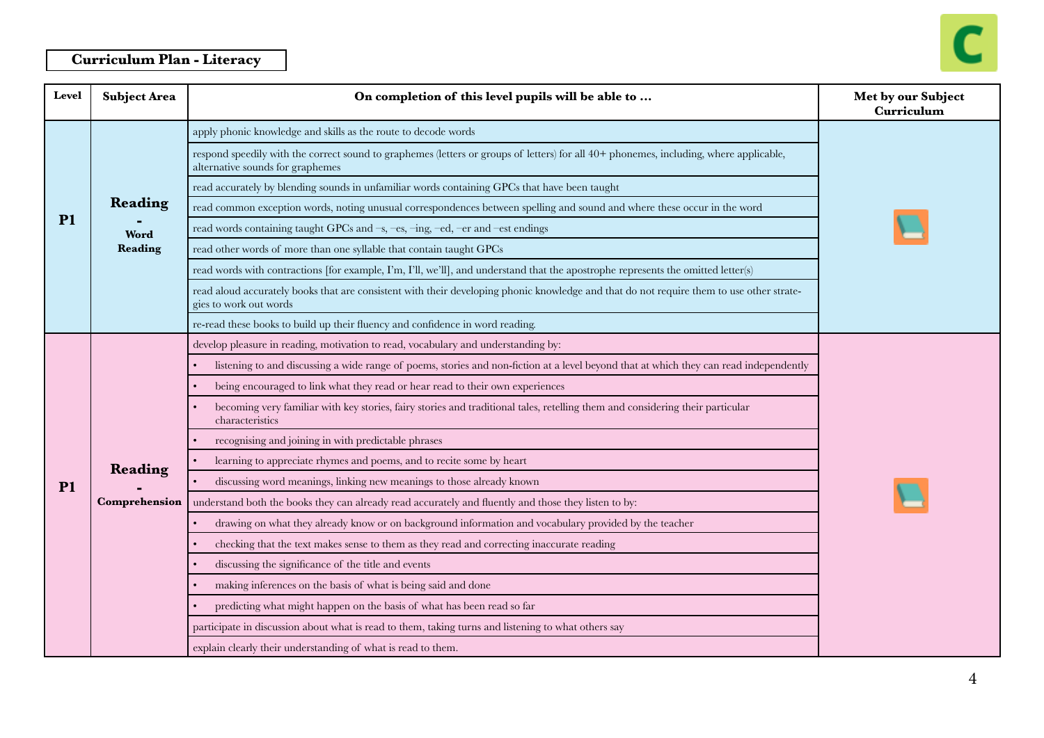## Curriculum Plan - Literacy

| Level | Subject Area | On completion of this level pupils will be able to … | Met by our Subject Curriculum |
|---|---|---|---|
| P1 | Reading - Word Reading | apply phonic knowledge and skills as the route to decode words | 📘 |
| | | respond speedily with the correct sound to graphemes (letters or groups of letters) for all 40+ phonemes, including, where applicable, alternative sounds for graphemes | |
| | | read accurately by blending sounds in unfamiliar words containing GPCs that have been taught | |
| | | read common exception words, noting unusual correspondences between spelling and sound and where these occur in the word | |
| | | read words containing taught GPCs and –s, –es, –ing, –ed, –er and –est endings | |
| | | read other words of more than one syllable that contain taught GPCs | |
| | | read words with contractions [for example, I'm, I'll, we'll], and understand that the apostrophe represents the omitted letter(s) | |
| | | read aloud accurately books that are consistent with their developing phonic knowledge and that do not require them to use other strategies to work out words | |
| | | re-read these books to build up their fluency and confidence in word reading. | |
| P1 | Reading - Comprehension | develop pleasure in reading, motivation to read, vocabulary and understanding by: | 📘 |
| | | • listening to and discussing a wide range of poems, stories and non-fiction at a level beyond that at which they can read independently | |
| | | • being encouraged to link what they read or hear read to their own experiences | |
| | | • becoming very familiar with key stories, fairy stories and traditional tales, retelling them and considering their particular characteristics | |
| | | • recognising and joining in with predictable phrases | |
| | | • learning to appreciate rhymes and poems, and to recite some by heart | |
| | | • discussing word meanings, linking new meanings to those already known | |
| | | understand both the books they can already read accurately and fluently and those they listen to by: | |
| | | • drawing on what they already know or on background information and vocabulary provided by the teacher | |
| | | • checking that the text makes sense to them as they read and correcting inaccurate reading | |
| | | • discussing the significance of the title and events | |
| | | • making inferences on the basis of what is being said and done | |
| | | • predicting what might happen on the basis of what has been read so far | |
| | | participate in discussion about what is read to them, taking turns and listening to what others say | |
| | | explain clearly their understanding of what is read to them. | |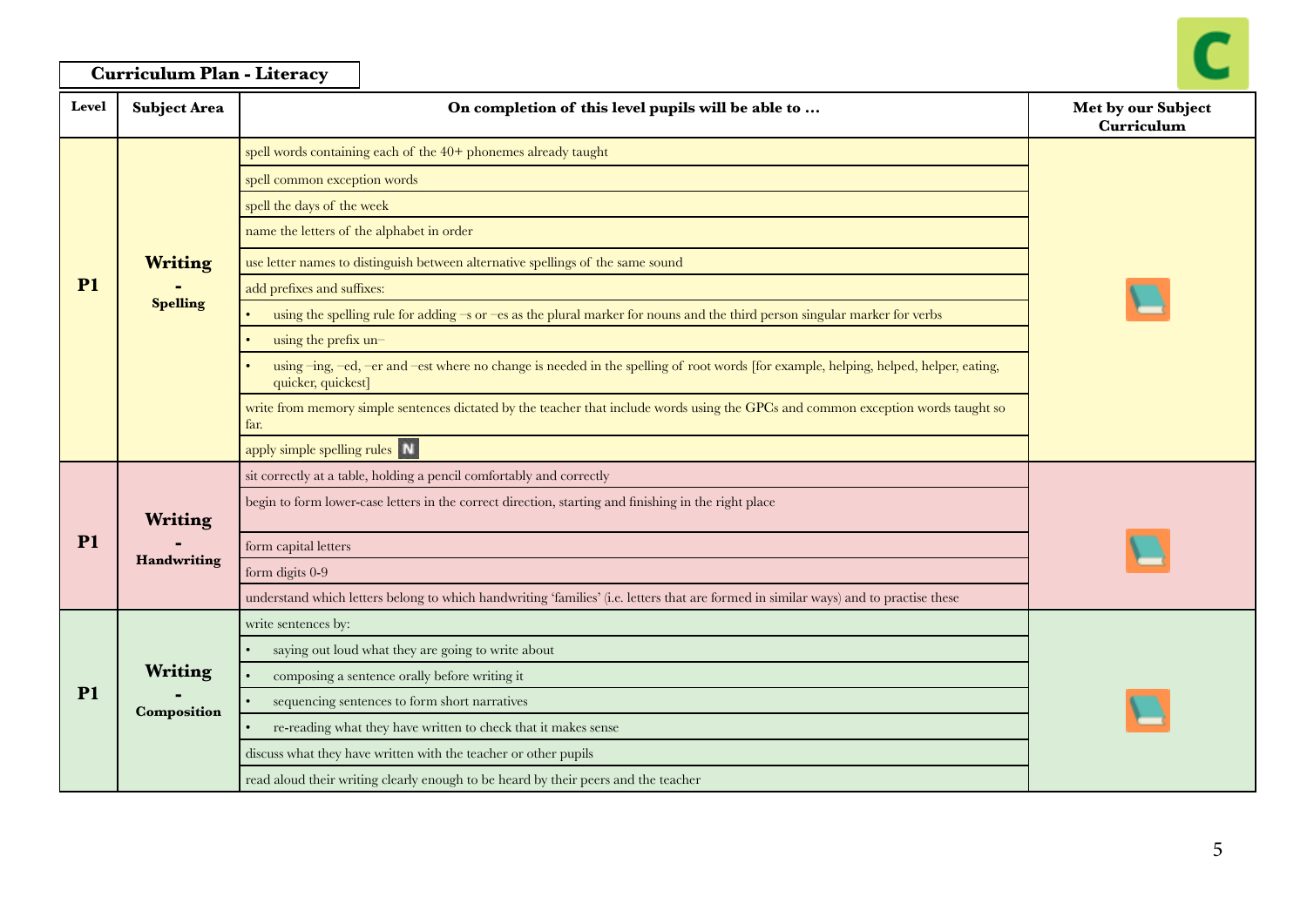**Curriculum Plan - Literacy**

| Level | Subject Area | On completion of this level pupils will be able to … | Met by our Subject Curriculum |
|---|---|---|---|
| P1 | Writing - Spelling | spell words containing each of the 40+ phonemes already taught | |
| | | spell common exception words | |
| | | spell the days of the week | |
| | | name the letters of the alphabet in order | |
| | | use letter names to distinguish between alternative spellings of the same sound | |
| | | add prefixes and suffixes: | |
| | | • using the spelling rule for adding –s or –es as the plural marker for nouns and the third person singular marker for verbs | |
| | | • using the prefix un– | |
| | | • using –ing, –ed, –er and –est where no change is needed in the spelling of root words [for example, helping, helped, helper, eating, quicker, quickest] | |
| | | write from memory simple sentences dictated by the teacher that include words using the GPCs and common exception words taught so far. | |
| | | apply simple spelling rules N | |
| P1 | Writing - Handwriting | sit correctly at a table, holding a pencil comfortably and correctly | |
| | | begin to form lower-case letters in the correct direction, starting and finishing in the right place | |
| | | form capital letters | |
| | | form digits 0-9 | |
| | | understand which letters belong to which handwriting 'families' (i.e. letters that are formed in similar ways) and to practise these | |
| P1 | Writing - Composition | write sentences by: | |
| | | • saying out loud what they are going to write about | |
| | | • composing a sentence orally before writing it | |
| | | • sequencing sentences to form short narratives | |
| | | • re-reading what they have written to check that it makes sense | |
| | | discuss what they have written with the teacher or other pupils | |
| | | read aloud their writing clearly enough to be heard by their peers and the teacher | |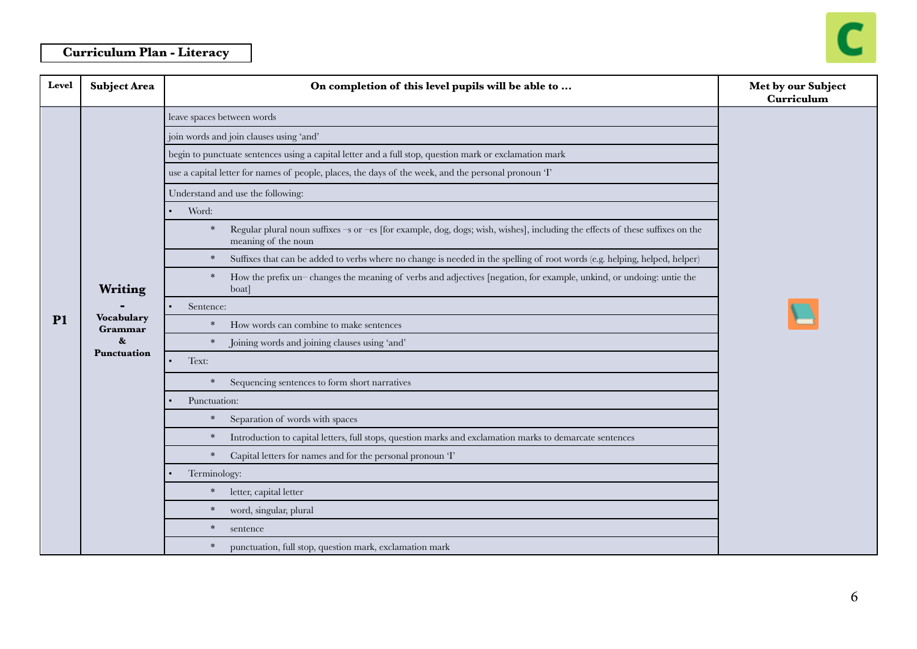**Curriculum Plan - Literacy**

| Level | Subject Area | On completion of this level pupils will be able to … | Met by our Subject Curriculum |
|---|---|---|---|
| P1 | **Writing** - **Vocabulary Grammar & Punctuation** | leave spaces between words | |
| | | join words and join clauses using 'and' | |
| | | begin to punctuate sentences using a capital letter and a full stop, question mark or exclamation mark | |
| | | use a capital letter for names of people, places, the days of the week, and the personal pronoun 'I' | |
| | | Understand and use the following: | |
| | | • Word: | |
| | | * Regular plural noun suffixes –s or –es [for example, dog, dogs; wish, wishes], including the effects of these suffixes on the meaning of the noun | |
| | | * Suffixes that can be added to verbs where no change is needed in the spelling of root words (e.g. helping, helped, helper) | |
| | | * How the prefix un– changes the meaning of verbs and adjectives [negation, for example, unkind, or undoing: untie the boat] | |
| | | • Sentence: | |
| | | * How words can combine to make sentences | |
| | | * Joining words and joining clauses using 'and' | |
| | | • Text: | |
| | | * Sequencing sentences to form short narratives | |
| | | • Punctuation: | |
| | | * Separation of words with spaces | |
| | | * Introduction to capital letters, full stops, question marks and exclamation marks to demarcate sentences | |
| | | * Capital letters for names and for the personal pronoun 'I' | |
| | | • Terminology: | |
| | | * letter, capital letter | |
| | | * word, singular, plural | |
| | | * sentence | |
| | | * punctuation, full stop, question mark, exclamation mark | |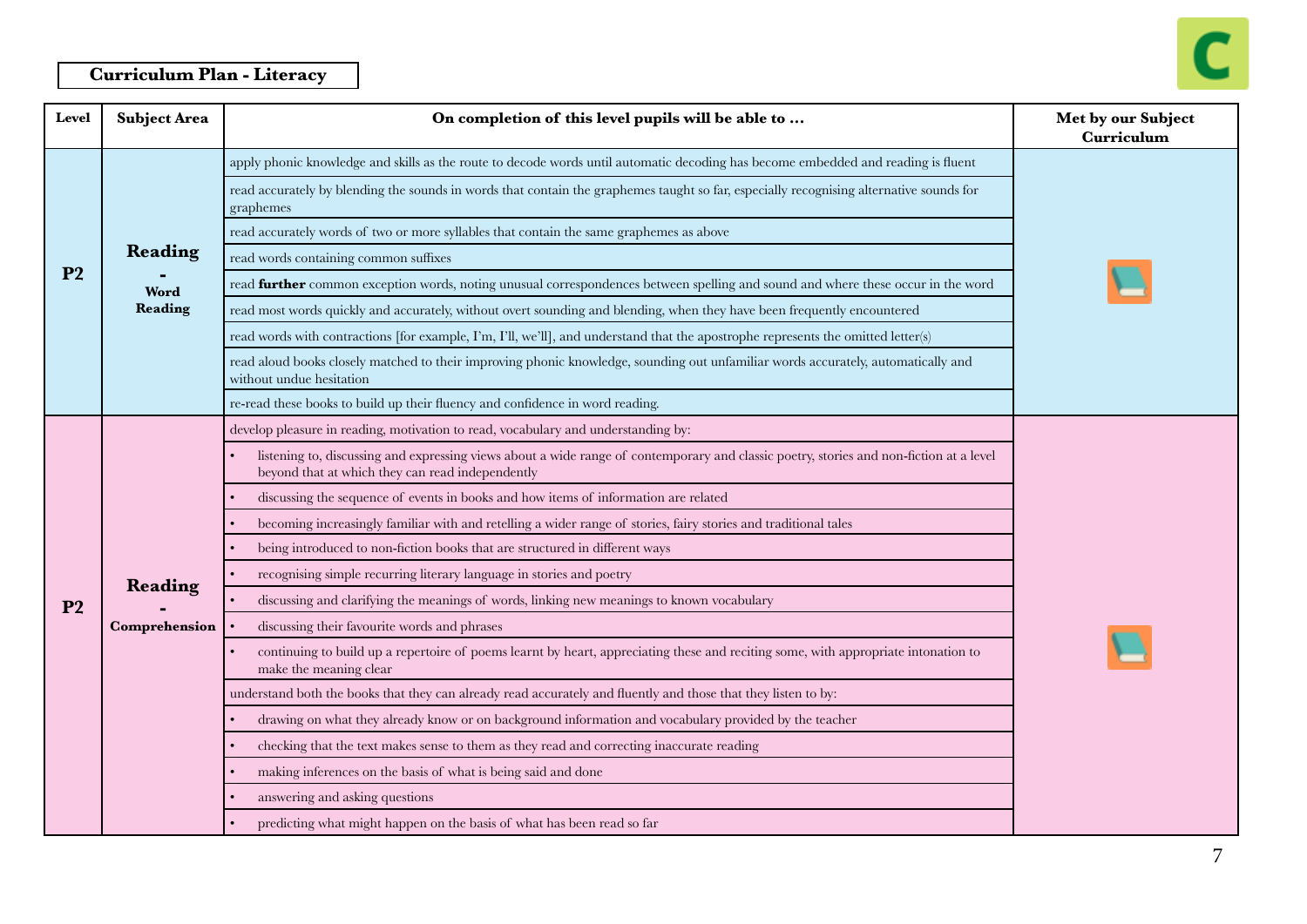**Curriculum Plan - Literacy**

| Level | Subject Area | On completion of this level pupils will be able to … | Met by our Subject Curriculum |
|---|---|---|---|
| P2 | **Reading - Word Reading** | apply phonic knowledge and skills as the route to decode words until automatic decoding has become embedded and reading is fluent | |
| | | read accurately by blending the sounds in words that contain the graphemes taught so far, especially recognising alternative sounds for graphemes | |
| | | read accurately words of two or more syllables that contain the same graphemes as above | |
| | | read words containing common suffixes | |
| | | read **further** common exception words, noting unusual correspondences between spelling and sound and where these occur in the word | |
| | | read most words quickly and accurately, without overt sounding and blending, when they have been frequently encountered | |
| | | read words with contractions [for example, I'm, I'll, we'll], and understand that the apostrophe represents the omitted letter(s) | |
| | | read aloud books closely matched to their improving phonic knowledge, sounding out unfamiliar words accurately, automatically and without undue hesitation | |
| | | re-read these books to build up their fluency and confidence in word reading. | |
| P2 | **Reading - Comprehension** | develop pleasure in reading, motivation to read, vocabulary and understanding by: | |
| | | • listening to, discussing and expressing views about a wide range of contemporary and classic poetry, stories and non-fiction at a level beyond that at which they can read independently | |
| | | • discussing the sequence of events in books and how items of information are related | |
| | | • becoming increasingly familiar with and retelling a wider range of stories, fairy stories and traditional tales | |
| | | • being introduced to non-fiction books that are structured in different ways | |
| | | • recognising simple recurring literary language in stories and poetry | |
| | | • discussing and clarifying the meanings of words, linking new meanings to known vocabulary | |
| | | • discussing their favourite words and phrases | |
| | | • continuing to build up a repertoire of poems learnt by heart, appreciating these and reciting some, with appropriate intonation to make the meaning clear | |
| | | understand both the books that they can already read accurately and fluently and those that they listen to by: | |
| | | • drawing on what they already know or on background information and vocabulary provided by the teacher | |
| | | • checking that the text makes sense to them as they read and correcting inaccurate reading | |
| | | • making inferences on the basis of what is being said and done | |
| | | • answering and asking questions | |
| | | • predicting what might happen on the basis of what has been read so far | |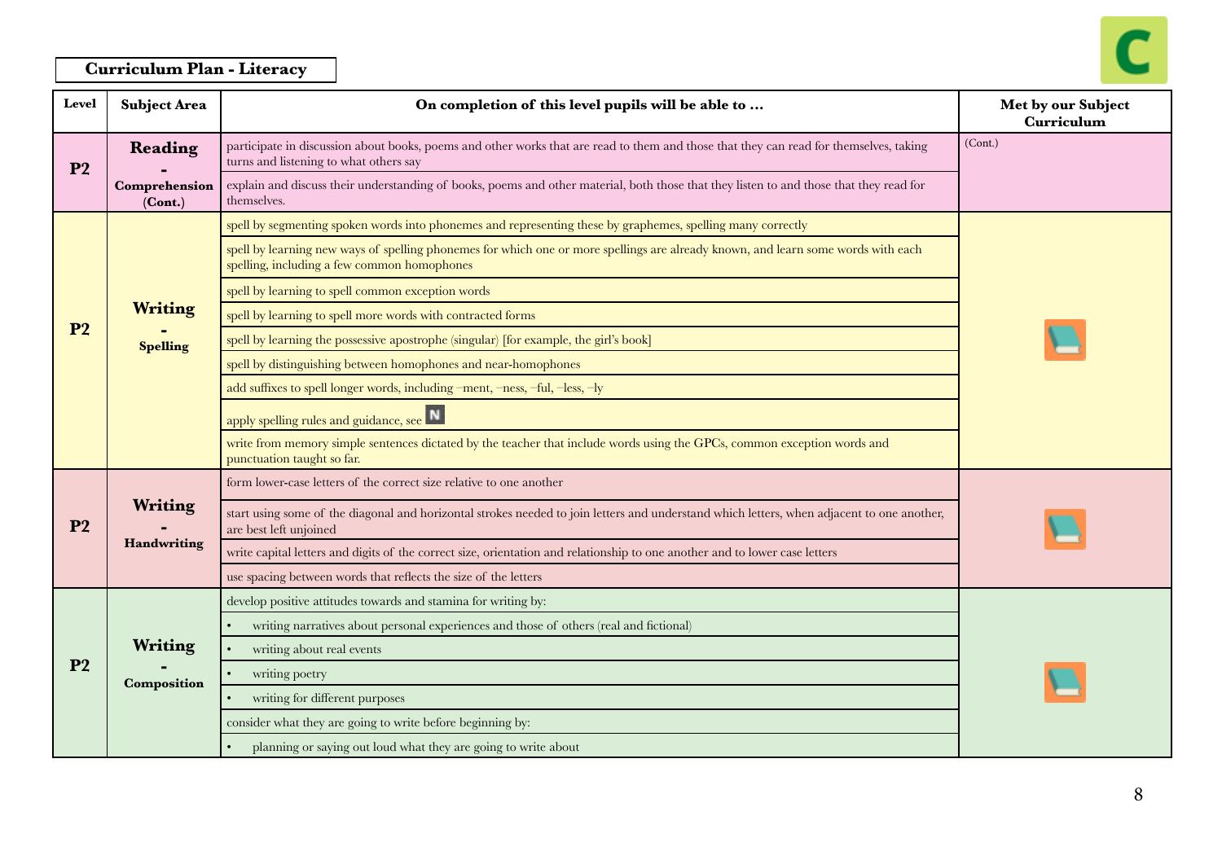## Curriculum Plan - Literacy

| Level | Subject Area | On completion of this level pupils will be able to … | Met by our Subject Curriculum |
|---|---|---|---|
| P2 | **Reading - Comprehension (Cont.)** | participate in discussion about books, poems and other works that are read to them and those that they can read for themselves, taking turns and listening to what others say | (Cont.) |
| | | explain and discuss their understanding of books, poems and other material, both those that they listen to and those that they read for themselves. | |
| P2 | **Writing - Spelling** | spell by segmenting spoken words into phonemes and representing these by graphemes, spelling many correctly | |
| | | spell by learning new ways of spelling phonemes for which one or more spellings are already known, and learn some words with each spelling, including a few common homophones | |
| | | spell by learning to spell common exception words | |
| | | spell by learning to spell more words with contracted forms | |
| | | spell by learning the possessive apostrophe (singular) [for example, the girl's book] | |
| | | spell by distinguishing between homophones and near-homophones | |
| | | add suffixes to spell longer words, including –ment, –ness, –ful, –less, –ly | |
| | | apply spelling rules and guidance, see N | |
| | | write from memory simple sentences dictated by the teacher that include words using the GPCs, common exception words and punctuation taught so far. | |
| P2 | **Writing - Handwriting** | form lower-case letters of the correct size relative to one another | |
| | | start using some of the diagonal and horizontal strokes needed to join letters and understand which letters, when adjacent to one another, are best left unjoined | |
| | | write capital letters and digits of the correct size, orientation and relationship to one another and to lower case letters | |
| | | use spacing between words that reflects the size of the letters | |
| P2 | **Writing - Composition** | develop positive attitudes towards and stamina for writing by: | |
| | | • writing narratives about personal experiences and those of others (real and fictional) | |
| | | • writing about real events | |
| | | • writing poetry | |
| | | • writing for different purposes | |
| | | consider what they are going to write before beginning by: | |
| | | • planning or saying out loud what they are going to write about | |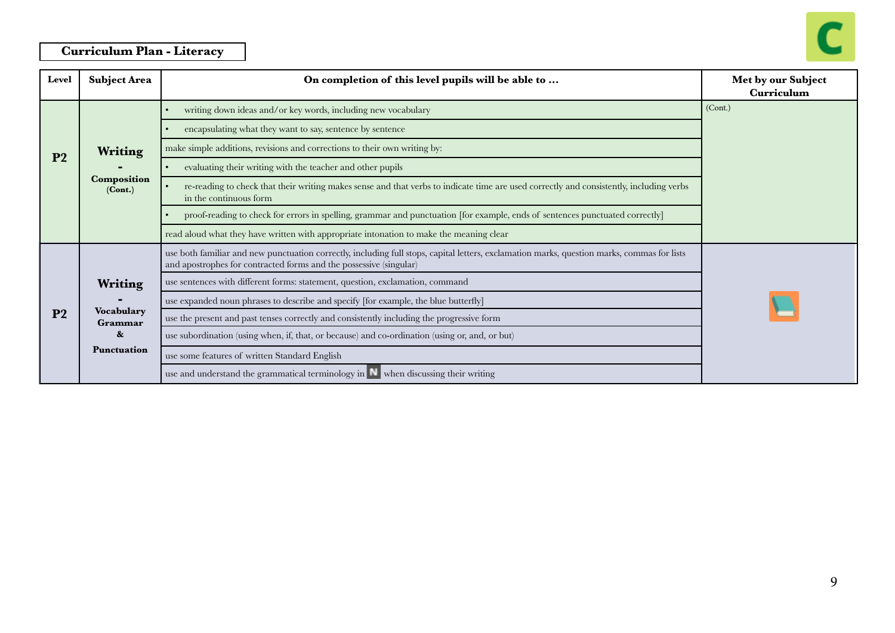## Curriculum Plan - Literacy

| Level | Subject Area | On completion of this level pupils will be able to … | Met by our Subject Curriculum |
|---|---|---|---|
| P2 | Writing - Composition (Cont.) | • writing down ideas and/or key words, including new vocabulary | (Cont.) |
| | | • encapsulating what they want to say, sentence by sentence | |
| | | make simple additions, revisions and corrections to their own writing by: | |
| | | • evaluating their writing with the teacher and other pupils | |
| | | • re-reading to check that their writing makes sense and that verbs to indicate time are used correctly and consistently, including verbs in the continuous form | |
| | | • proof-reading to check for errors in spelling, grammar and punctuation [for example, ends of sentences punctuated correctly] | |
| | | read aloud what they have written with appropriate intonation to make the meaning clear | |
| P2 | Writing - Vocabulary Grammar & Punctuation | use both familiar and new punctuation correctly, including full stops, capital letters, exclamation marks, question marks, commas for lists and apostrophes for contracted forms and the possessive (singular) | |
| | | use sentences with different forms: statement, question, exclamation, command | |
| | | use expanded noun phrases to describe and specify [for example, the blue butterfly] | |
| | | use the present and past tenses correctly and consistently including the progressive form | |
| | | use subordination (using when, if, that, or because) and co-ordination (using or, and, or but) | |
| | | use some features of written Standard English | |
| | | use and understand the grammatical terminology in N when discussing their writing | |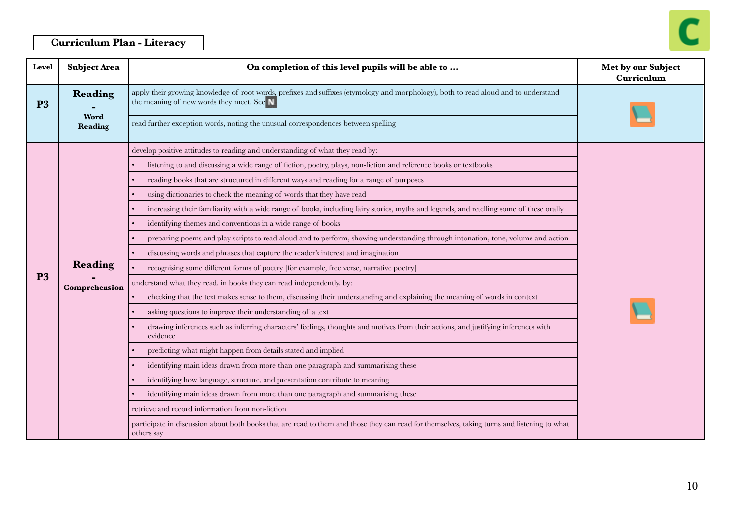## Curriculum Plan - Literacy

| Level | Subject Area | On completion of this level pupils will be able to … | Met by our Subject Curriculum |
|---|---|---|---|
| P3 | Reading - Word Reading | apply their growing knowledge of root words, prefixes and suffixes (etymology and morphology), both to read aloud and to understand the meaning of new words they meet. See N | |
| | | read further exception words, noting the unusual correspondences between spelling | |
| P3 | Reading - Comprehension | develop positive attitudes to reading and understanding of what they read by: | |
| | | • listening to and discussing a wide range of fiction, poetry, plays, non-fiction and reference books or textbooks | |
| | | • reading books that are structured in different ways and reading for a range of purposes | |
| | | • using dictionaries to check the meaning of words that they have read | |
| | | • increasing their familiarity with a wide range of books, including fairy stories, myths and legends, and retelling some of these orally | |
| | | • identifying themes and conventions in a wide range of books | |
| | | • preparing poems and play scripts to read aloud and to perform, showing understanding through intonation, tone, volume and action | |
| | | • discussing words and phrases that capture the reader's interest and imagination | |
| | | • recognising some different forms of poetry [for example, free verse, narrative poetry] | |
| | | understand what they read, in books they can read independently, by: | |
| | | • checking that the text makes sense to them, discussing their understanding and explaining the meaning of words in context | |
| | | • asking questions to improve their understanding of a text | |
| | | • drawing inferences such as inferring characters' feelings, thoughts and motives from their actions, and justifying inferences with evidence | |
| | | • predicting what might happen from details stated and implied | |
| | | • identifying main ideas drawn from more than one paragraph and summarising these | |
| | | • identifying how language, structure, and presentation contribute to meaning | |
| | | • identifying main ideas drawn from more than one paragraph and summarising these | |
| | | retrieve and record information from non-fiction | |
| | | participate in discussion about both books that are read to them and those they can read for themselves, taking turns and listening to what others say | |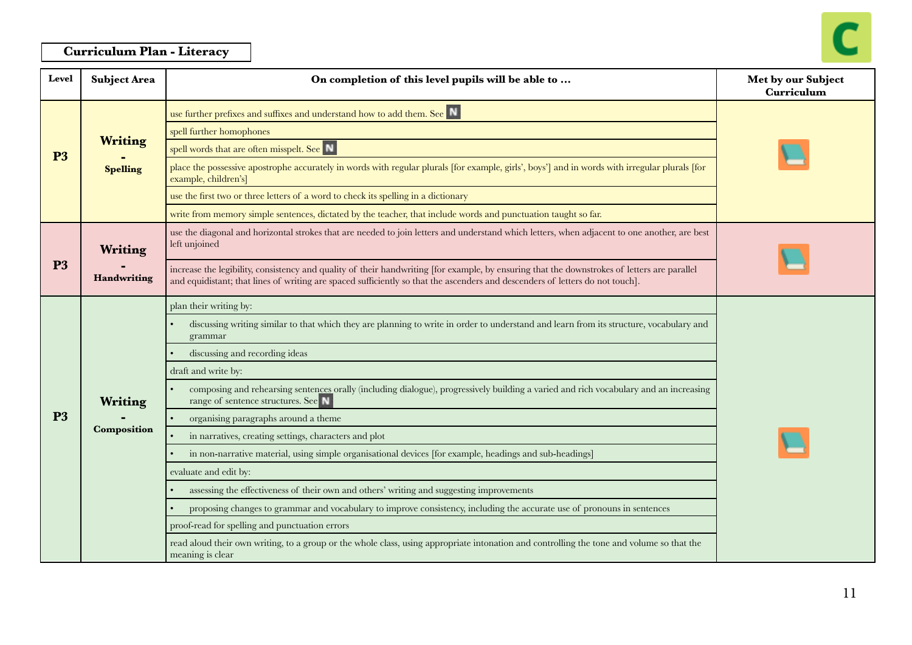## Curriculum Plan - Literacy

| Level | Subject Area | On completion of this level pupils will be able to … | Met by our Subject Curriculum |
|---|---|---|---|
| P3 | **Writing - Spelling** | use further prefixes and suffixes and understand how to add them. See N | |
| | | spell further homophones | |
| | | spell words that are often misspelt. See N | |
| | | place the possessive apostrophe accurately in words with regular plurals [for example, girls', boys'] and in words with irregular plurals [for example, children's] | |
| | | use the first two or three letters of a word to check its spelling in a dictionary | |
| | | write from memory simple sentences, dictated by the teacher, that include words and punctuation taught so far. | |
| P3 | **Writing - Handwriting** | use the diagonal and horizontal strokes that are needed to join letters and understand which letters, when adjacent to one another, are best left unjoined | |
| | | increase the legibility, consistency and quality of their handwriting [for example, by ensuring that the downstrokes of letters are parallel and equidistant; that lines of writing are spaced sufficiently so that the ascenders and descenders of letters do not touch]. | |
| P3 | **Writing - Composition** | plan their writing by: | |
| | | • discussing writing similar to that which they are planning to write in order to understand and learn from its structure, vocabulary and grammar | |
| | | • discussing and recording ideas | |
| | | draft and write by: | |
| | | • composing and rehearsing sentences orally (including dialogue), progressively building a varied and rich vocabulary and an increasing range of sentence structures. See N | |
| | | • organising paragraphs around a theme | |
| | | • in narratives, creating settings, characters and plot | |
| | | • in non-narrative material, using simple organisational devices [for example, headings and sub-headings] | |
| | | evaluate and edit by: | |
| | | • assessing the effectiveness of their own and others' writing and suggesting improvements | |
| | | • proposing changes to grammar and vocabulary to improve consistency, including the accurate use of pronouns in sentences | |
| | | proof-read for spelling and punctuation errors | |
| | | read aloud their own writing, to a group or the whole class, using appropriate intonation and controlling the tone and volume so that the meaning is clear | |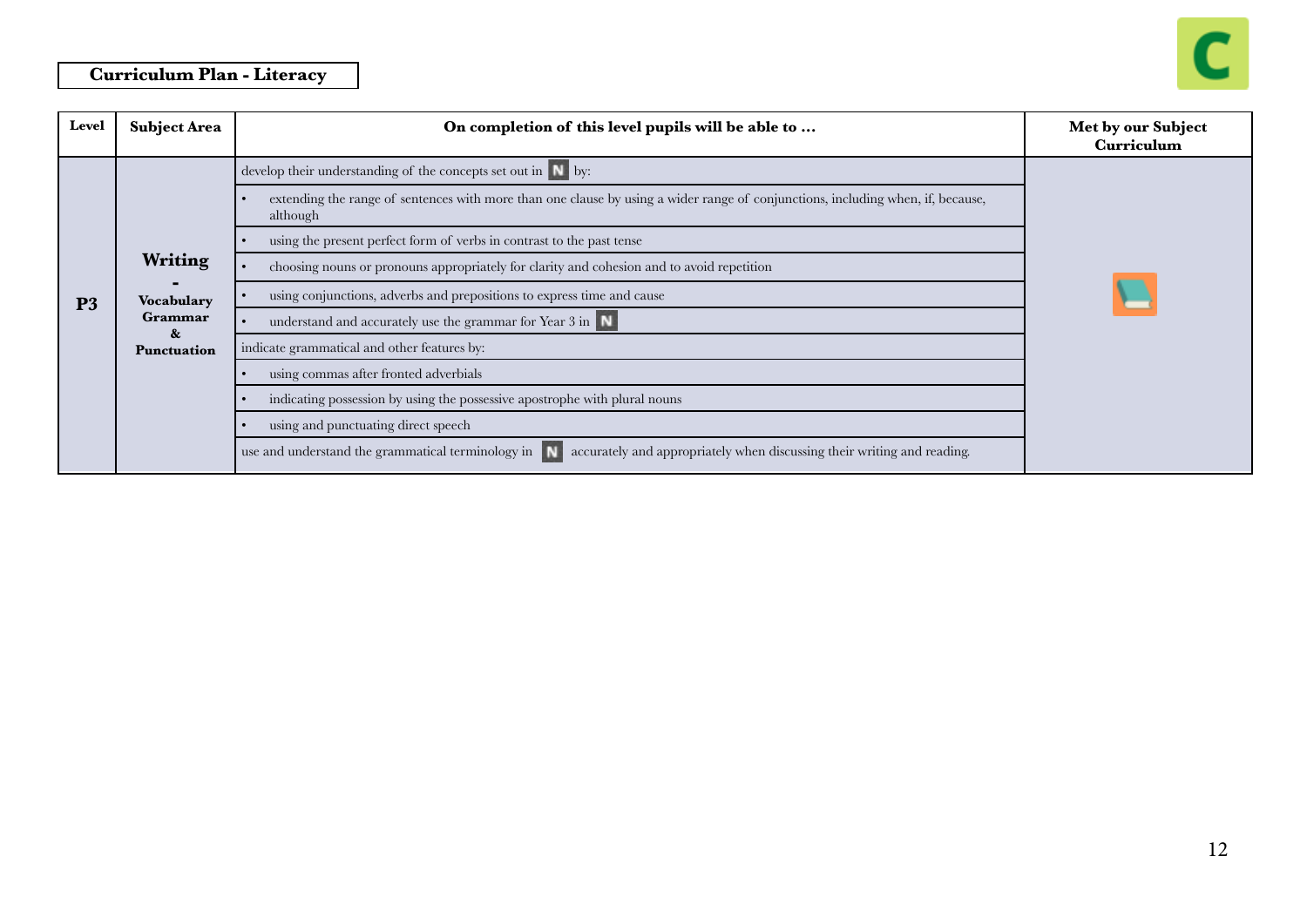**Curriculum Plan - Literacy**

| Level | Subject Area | On completion of this level pupils will be able to … | Met by our Subject Curriculum |
|---|---|---|---|
| P3 | **Writing** - **Vocabulary Grammar & Punctuation** | develop their understanding of the concepts set out in N by: | |
| | | • extending the range of sentences with more than one clause by using a wider range of conjunctions, including when, if, because, although | |
| | | • using the present perfect form of verbs in contrast to the past tense | |
| | | • choosing nouns or pronouns appropriately for clarity and cohesion and to avoid repetition | |
| | | • using conjunctions, adverbs and prepositions to express time and cause | |
| | | • understand and accurately use the grammar for Year 3 in N | |
| | | indicate grammatical and other features by: | |
| | | • using commas after fronted adverbials | |
| | | • indicating possession by using the possessive apostrophe with plural nouns | |
| | | • using and punctuating direct speech | |
| | | use and understand the grammatical terminology in N accurately and appropriately when discussing their writing and reading. | |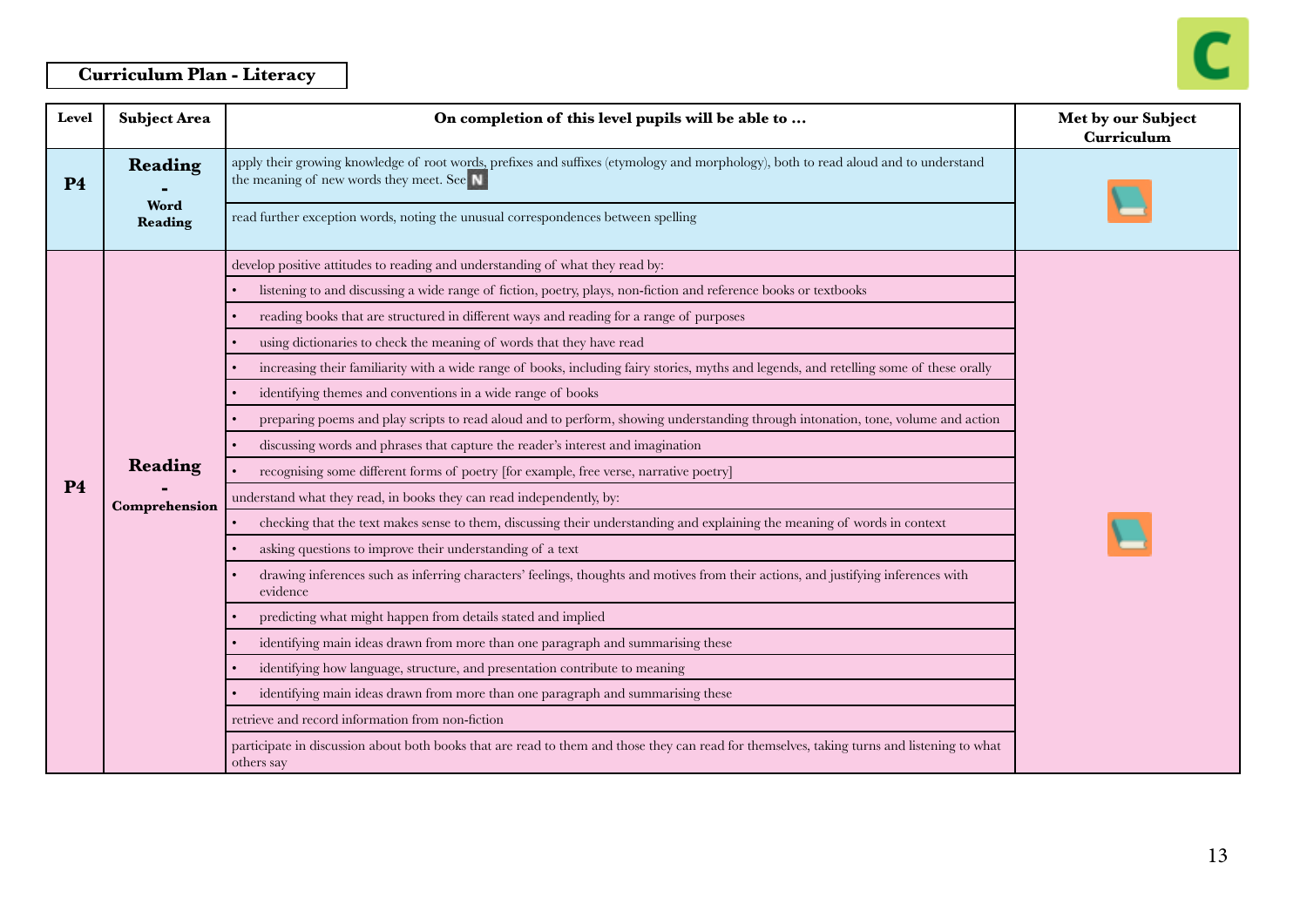**Curriculum Plan - Literacy**

| Level | Subject Area | On completion of this level pupils will be able to … | Met by our Subject Curriculum |
|---|---|---|---|
| **P4** | **Reading - Word Reading** | apply their growing knowledge of root words, prefixes and suffixes (etymology and morphology), both to read aloud and to understand the meaning of new words they meet. See N | |
| | | read further exception words, noting the unusual correspondences between spelling | |
| **P4** | **Reading - Comprehension** | develop positive attitudes to reading and understanding of what they read by: | |
| | | • listening to and discussing a wide range of fiction, poetry, plays, non-fiction and reference books or textbooks | |
| | | • reading books that are structured in different ways and reading for a range of purposes | |
| | | • using dictionaries to check the meaning of words that they have read | |
| | | • increasing their familiarity with a wide range of books, including fairy stories, myths and legends, and retelling some of these orally | |
| | | • identifying themes and conventions in a wide range of books | |
| | | • preparing poems and play scripts to read aloud and to perform, showing understanding through intonation, tone, volume and action | |
| | | • discussing words and phrases that capture the reader's interest and imagination | |
| | | • recognising some different forms of poetry [for example, free verse, narrative poetry] | |
| | | understand what they read, in books they can read independently, by: | |
| | | • checking that the text makes sense to them, discussing their understanding and explaining the meaning of words in context | |
| | | • asking questions to improve their understanding of a text | |
| | | • drawing inferences such as inferring characters' feelings, thoughts and motives from their actions, and justifying inferences with evidence | |
| | | • predicting what might happen from details stated and implied | |
| | | • identifying main ideas drawn from more than one paragraph and summarising these | |
| | | • identifying how language, structure, and presentation contribute to meaning | |
| | | • identifying main ideas drawn from more than one paragraph and summarising these | |
| | | retrieve and record information from non-fiction | |
| | | participate in discussion about both books that are read to them and those they can read for themselves, taking turns and listening to what others say | |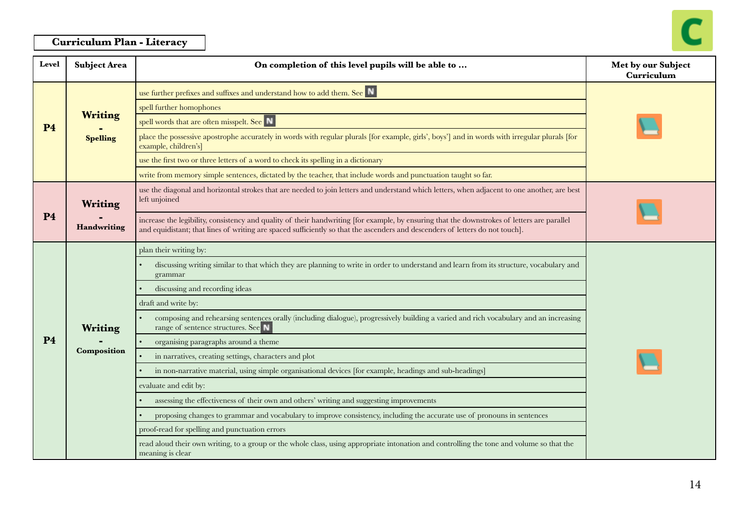**Curriculum Plan - Literacy**

| Level | Subject Area | On completion of this level pupils will be able to … | Met by our Subject Curriculum |
|---|---|---|---|
| P4 | **Writing - Spelling** | use further prefixes and suffixes and understand how to add them. See N | |
| | | spell further homophones | |
| | | spell words that are often misspelt. See N | |
| | | place the possessive apostrophe accurately in words with regular plurals [for example, girls', boys'] and in words with irregular plurals [for example, children's] | |
| | | use the first two or three letters of a word to check its spelling in a dictionary | |
| | | write from memory simple sentences, dictated by the teacher, that include words and punctuation taught so far. | |
| P4 | **Writing - Handwriting** | use the diagonal and horizontal strokes that are needed to join letters and understand which letters, when adjacent to one another, are best left unjoined | |
| | | increase the legibility, consistency and quality of their handwriting [for example, by ensuring that the downstrokes of letters are parallel and equidistant; that lines of writing are spaced sufficiently so that the ascenders and descenders of letters do not touch]. | |
| P4 | **Writing - Composition** | plan their writing by: | |
| | | • discussing writing similar to that which they are planning to write in order to understand and learn from its structure, vocabulary and grammar | |
| | | • discussing and recording ideas | |
| | | draft and write by: | |
| | | • composing and rehearsing sentences orally (including dialogue), progressively building a varied and rich vocabulary and an increasing range of sentence structures. See N | |
| | | • organising paragraphs around a theme | |
| | | • in narratives, creating settings, characters and plot | |
| | | • in non-narrative material, using simple organisational devices [for example, headings and sub-headings] | |
| | | evaluate and edit by: | |
| | | • assessing the effectiveness of their own and others' writing and suggesting improvements | |
| | | • proposing changes to grammar and vocabulary to improve consistency, including the accurate use of pronouns in sentences | |
| | | proof-read for spelling and punctuation errors | |
| | | read aloud their own writing, to a group or the whole class, using appropriate intonation and controlling the tone and volume so that the meaning is clear | |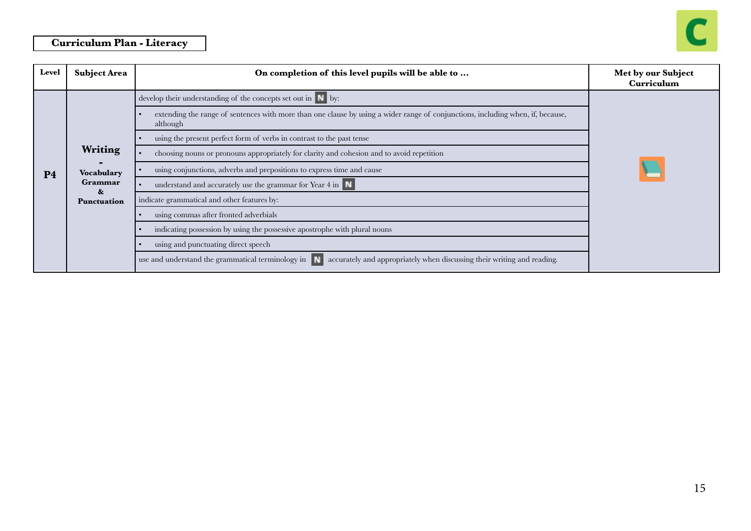**Curriculum Plan - Literacy**

| Level | Subject Area | On completion of this level pupils will be able to … | Met by our Subject Curriculum |
|---|---|---|---|
| P4 | Writing - Vocabulary Grammar & Punctuation | develop their understanding of the concepts set out in N by: | |
| | | • extending the range of sentences with more than one clause by using a wider range of conjunctions, including when, if, because, although | |
| | | • using the present perfect form of verbs in contrast to the past tense | |
| | | • choosing nouns or pronouns appropriately for clarity and cohesion and to avoid repetition | |
| | | • using conjunctions, adverbs and prepositions to express time and cause | |
| | | • understand and accurately use the grammar for Year 4 in N | |
| | | indicate grammatical and other features by: | |
| | | • using commas after fronted adverbials | |
| | | • indicating possession by using the possessive apostrophe with plural nouns | |
| | | • using and punctuating direct speech | |
| | | use and understand the grammatical terminology in N accurately and appropriately when discussing their writing and reading. | |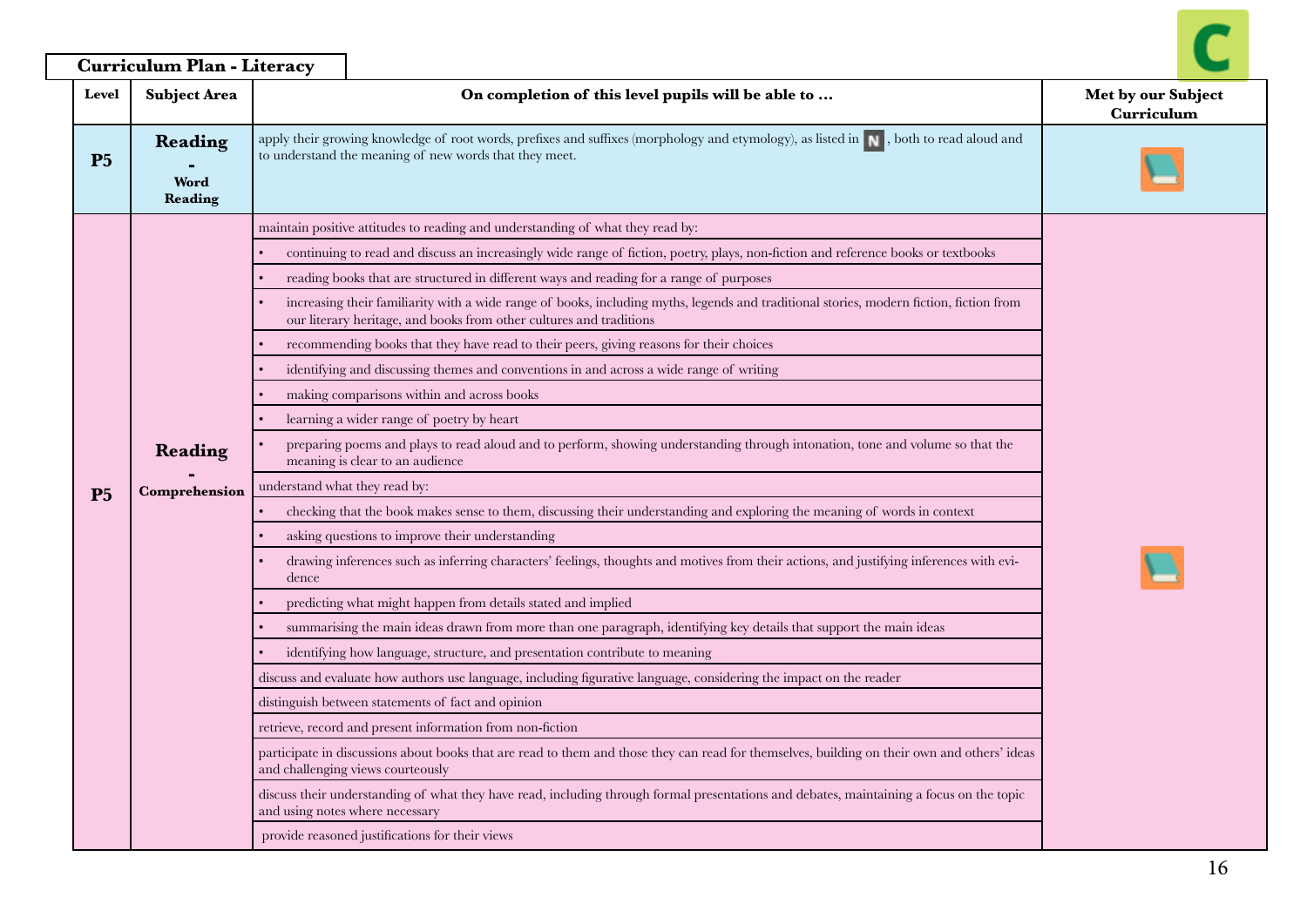## Curriculum Plan - Literacy

| Level | Subject Area | On completion of this level pupils will be able to … | Met by our Subject Curriculum |
|---|---|---|---|
| P5 | Reading - Word Reading | apply their growing knowledge of root words, prefixes and suffixes (morphology and etymology), as listed in N, both to read aloud and to understand the meaning of new words that they meet. | |
| P5 | Reading - Comprehension | maintain positive attitudes to reading and understanding of what they read by: | |
| | | • continuing to read and discuss an increasingly wide range of fiction, poetry, plays, non-fiction and reference books or textbooks | |
| | | • reading books that are structured in different ways and reading for a range of purposes | |
| | | • increasing their familiarity with a wide range of books, including myths, legends and traditional stories, modern fiction, fiction from our literary heritage, and books from other cultures and traditions | |
| | | • recommending books that they have read to their peers, giving reasons for their choices | |
| | | • identifying and discussing themes and conventions in and across a wide range of writing | |
| | | • making comparisons within and across books | |
| | | • learning a wider range of poetry by heart | |
| | | • preparing poems and plays to read aloud and to perform, showing understanding through intonation, tone and volume so that the meaning is clear to an audience | |
| | | understand what they read by: | |
| | | • checking that the book makes sense to them, discussing their understanding and exploring the meaning of words in context | |
| | | • asking questions to improve their understanding | |
| | | • drawing inferences such as inferring characters' feelings, thoughts and motives from their actions, and justifying inferences with evidence | |
| | | • predicting what might happen from details stated and implied | |
| | | • summarising the main ideas drawn from more than one paragraph, identifying key details that support the main ideas | |
| | | • identifying how language, structure, and presentation contribute to meaning | |
| | | discuss and evaluate how authors use language, including figurative language, considering the impact on the reader | |
| | | distinguish between statements of fact and opinion | |
| | | retrieve, record and present information from non-fiction | |
| | | participate in discussions about books that are read to them and those they can read for themselves, building on their own and others' ideas and challenging views courteously | |
| | | discuss their understanding of what they have read, including through formal presentations and debates, maintaining a focus on the topic and using notes where necessary | |
| | | provide reasoned justifications for their views | |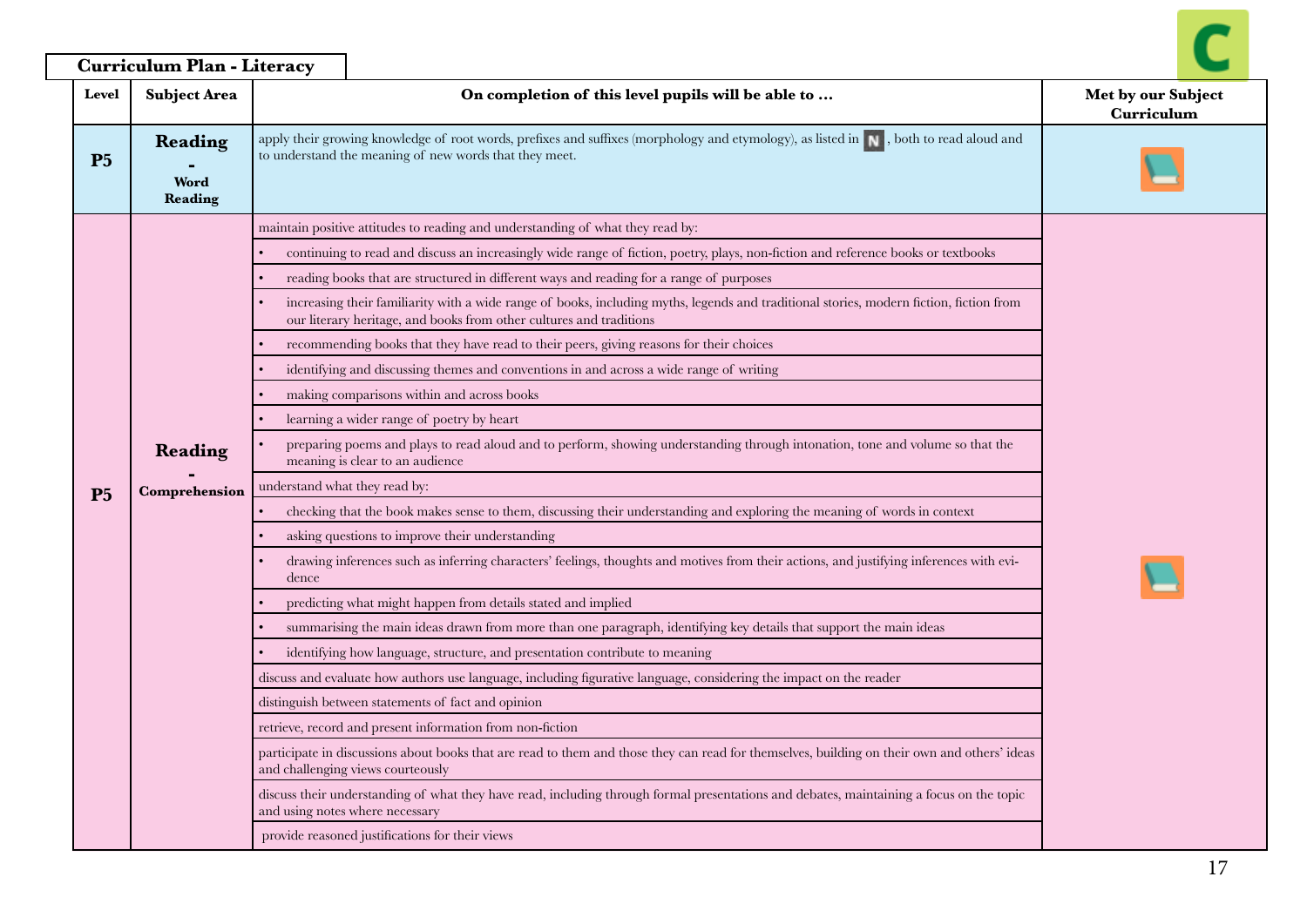## Curriculum Plan - Literacy

| Level | Subject Area | On completion of this level pupils will be able to … | Met by our Subject Curriculum |
|---|---|---|---|
| **P5** | **Reading - Word Reading** | apply their growing knowledge of root words, prefixes and suffixes (morphology and etymology), as listed in N, both to read aloud and to understand the meaning of new words that they meet. | |
| **P5** | **Reading - Comprehension** | maintain positive attitudes to reading and understanding of what they read by: | |
| | | • continuing to read and discuss an increasingly wide range of fiction, poetry, plays, non-fiction and reference books or textbooks | |
| | | • reading books that are structured in different ways and reading for a range of purposes | |
| | | • increasing their familiarity with a wide range of books, including myths, legends and traditional stories, modern fiction, fiction from our literary heritage, and books from other cultures and traditions | |
| | | • recommending books that they have read to their peers, giving reasons for their choices | |
| | | • identifying and discussing themes and conventions in and across a wide range of writing | |
| | | • making comparisons within and across books | |
| | | • learning a wider range of poetry by heart | |
| | | • preparing poems and plays to read aloud and to perform, showing understanding through intonation, tone and volume so that the meaning is clear to an audience | |
| | | understand what they read by: | |
| | | • checking that the book makes sense to them, discussing their understanding and exploring the meaning of words in context | |
| | | • asking questions to improve their understanding | |
| | | • drawing inferences such as inferring characters' feelings, thoughts and motives from their actions, and justifying inferences with evidence | |
| | | • predicting what might happen from details stated and implied | |
| | | • summarising the main ideas drawn from more than one paragraph, identifying key details that support the main ideas | |
| | | • identifying how language, structure, and presentation contribute to meaning | |
| | | discuss and evaluate how authors use language, including figurative language, considering the impact on the reader | |
| | | distinguish between statements of fact and opinion | |
| | | retrieve, record and present information from non-fiction | |
| | | participate in discussions about books that are read to them and those they can read for themselves, building on their own and others' ideas and challenging views courteously | |
| | | discuss their understanding of what they have read, including through formal presentations and debates, maintaining a focus on the topic and using notes where necessary | |
| | | provide reasoned justifications for their views | |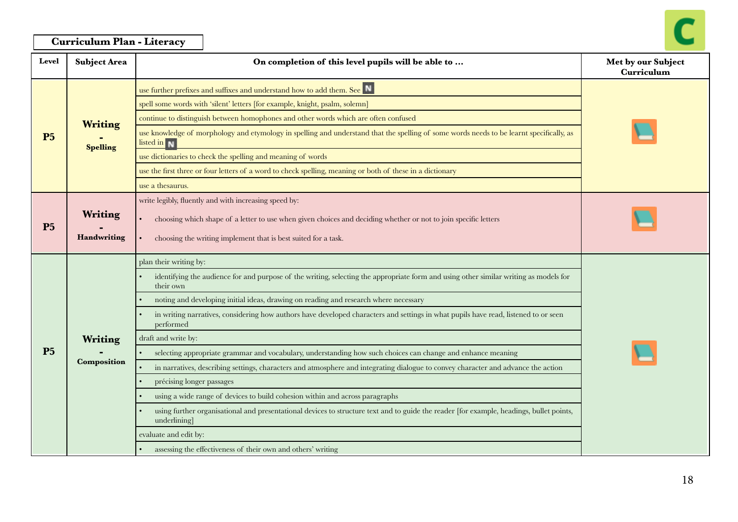**Curriculum Plan - Literacy**

| Level | Subject Area | On completion of this level pupils will be able to … | Met by our Subject Curriculum |
|---|---|---|---|
| P5 | Writing - Spelling | use further prefixes and suffixes and understand how to add them. See N | |
| | | spell some words with 'silent' letters [for example, knight, psalm, solemn] | |
| | | continue to distinguish between homophones and other words which are often confused | |
| | | use knowledge of morphology and etymology in spelling and understand that the spelling of some words needs to be learnt specifically, as listed in N | |
| | | use dictionaries to check the spelling and meaning of words | |
| | | use the first three or four letters of a word to check spelling, meaning or both of these in a dictionary | |
| | | use a thesaurus. | |
| P5 | Writing - Handwriting | write legibly, fluently and with increasing speed by:<br>• choosing which shape of a letter to use when given choices and deciding whether or not to join specific letters<br>• choosing the writing implement that is best suited for a task. | |
| P5 | Writing - Composition | plan their writing by: | |
| | | • identifying the audience for and purpose of the writing, selecting the appropriate form and using other similar writing as models for their own | |
| | | • noting and developing initial ideas, drawing on reading and research where necessary | |
| | | • in writing narratives, considering how authors have developed characters and settings in what pupils have read, listened to or seen performed | |
| | | draft and write by: | |
| | | • selecting appropriate grammar and vocabulary, understanding how such choices can change and enhance meaning | |
| | | • in narratives, describing settings, characters and atmosphere and integrating dialogue to convey character and advance the action | |
| | | • précising longer passages | |
| | | • using a wide range of devices to build cohesion within and across paragraphs | |
| | | • using further organisational and presentational devices to structure text and to guide the reader [for example, headings, bullet points, underlining] | |
| | | evaluate and edit by: | |
| | | • assessing the effectiveness of their own and others' writing | |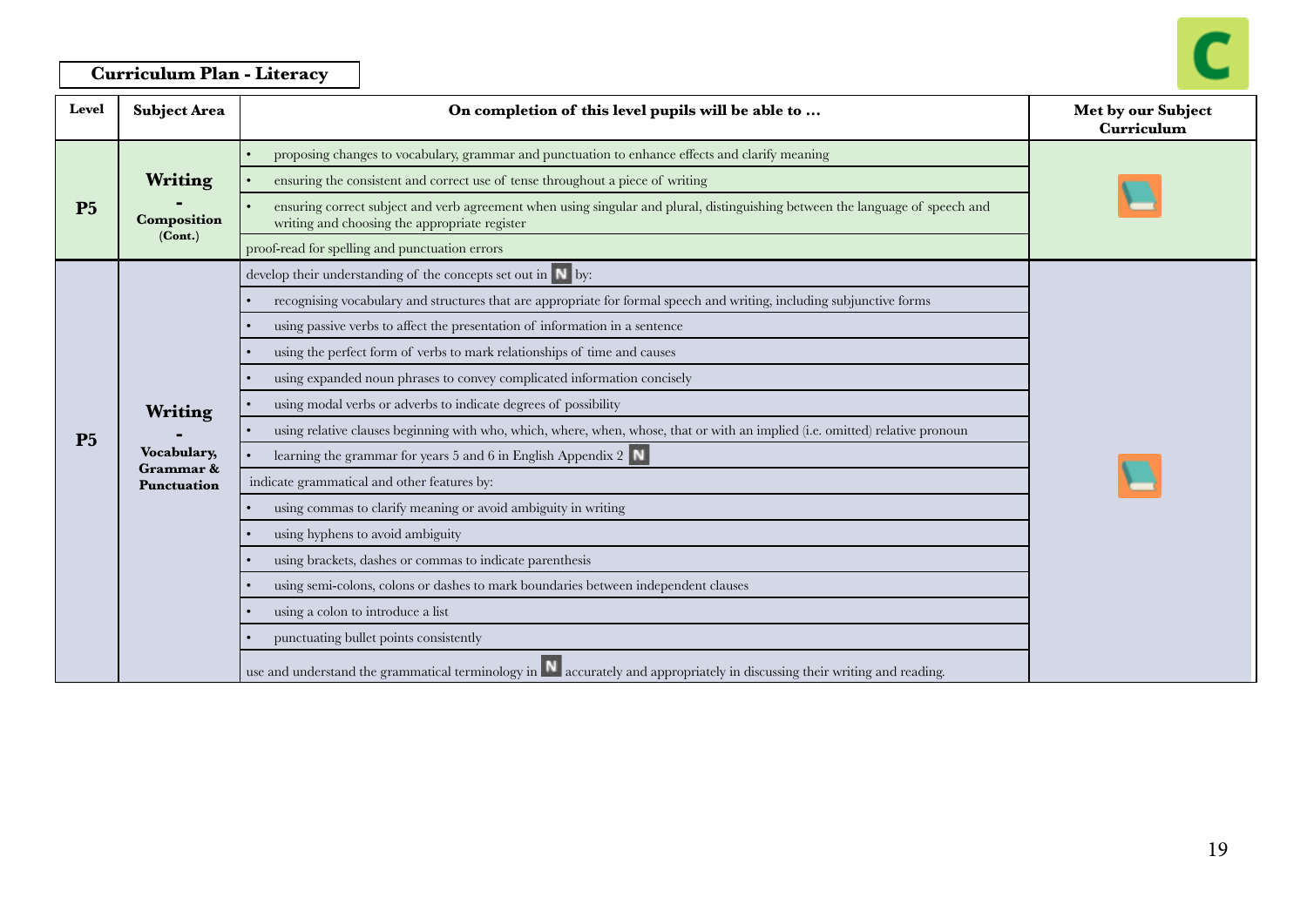**Curriculum Plan - Literacy**

| Level | Subject Area | On completion of this level pupils will be able to … | Met by our Subject Curriculum |
|---|---|---|---|
| P5 | **Writing - Composition (Cont.)** | • proposing changes to vocabulary, grammar and punctuation to enhance effects and clarify meaning | |
| | | • ensuring the consistent and correct use of tense throughout a piece of writing | |
| | | • ensuring correct subject and verb agreement when using singular and plural, distinguishing between the language of speech and writing and choosing the appropriate register | |
| | | proof-read for spelling and punctuation errors | |
| P5 | **Writing - Vocabulary, Grammar & Punctuation** | develop their understanding of the concepts set out in N by: | |
| | | • recognising vocabulary and structures that are appropriate for formal speech and writing, including subjunctive forms | |
| | | • using passive verbs to affect the presentation of information in a sentence | |
| | | • using the perfect form of verbs to mark relationships of time and causes | |
| | | • using expanded noun phrases to convey complicated information concisely | |
| | | • using modal verbs or adverbs to indicate degrees of possibility | |
| | | • using relative clauses beginning with who, which, where, when, whose, that or with an implied (i.e. omitted) relative pronoun | |
| | | • learning the grammar for years 5 and 6 in English Appendix 2 N | |
| | | indicate grammatical and other features by: | |
| | | • using commas to clarify meaning or avoid ambiguity in writing | |
| | | • using hyphens to avoid ambiguity | |
| | | • using brackets, dashes or commas to indicate parenthesis | |
| | | • using semi-colons, colons or dashes to mark boundaries between independent clauses | |
| | | • using a colon to introduce a list | |
| | | • punctuating bullet points consistently | |
| | | use and understand the grammatical terminology in N accurately and appropriately in discussing their writing and reading. | |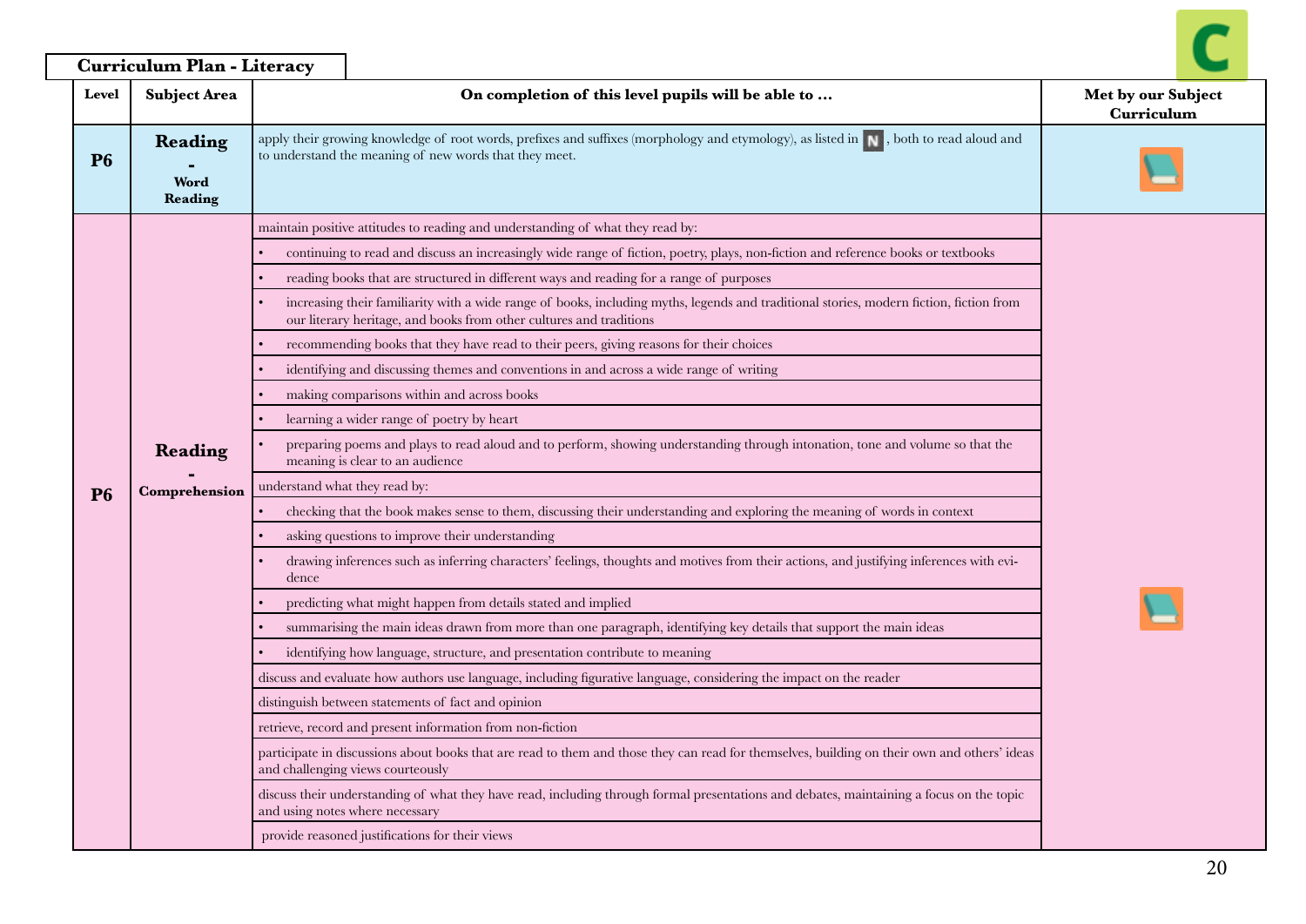**Curriculum Plan - Literacy**

| Level | Subject Area | On completion of this level pupils will be able to … | Met by our Subject Curriculum |
|---|---|---|---|
| P6 | **Reading** - Word Reading | apply their growing knowledge of root words, prefixes and suffixes (morphology and etymology), as listed in N, both to read aloud and to understand the meaning of new words that they meet. | |
| P6 | **Reading** - Comprehension | maintain positive attitudes to reading and understanding of what they read by: | |
| | | • continuing to read and discuss an increasingly wide range of fiction, poetry, plays, non-fiction and reference books or textbooks | |
| | | • reading books that are structured in different ways and reading for a range of purposes | |
| | | • increasing their familiarity with a wide range of books, including myths, legends and traditional stories, modern fiction, fiction from our literary heritage, and books from other cultures and traditions | |
| | | • recommending books that they have read to their peers, giving reasons for their choices | |
| | | • identifying and discussing themes and conventions in and across a wide range of writing | |
| | | • making comparisons within and across books | |
| | | • learning a wider range of poetry by heart | |
| | | • preparing poems and plays to read aloud and to perform, showing understanding through intonation, tone and volume so that the meaning is clear to an audience | |
| | | understand what they read by: | |
| | | • checking that the book makes sense to them, discussing their understanding and exploring the meaning of words in context | |
| | | • asking questions to improve their understanding | |
| | | • drawing inferences such as inferring characters' feelings, thoughts and motives from their actions, and justifying inferences with evidence | |
| | | • predicting what might happen from details stated and implied | |
| | | • summarising the main ideas drawn from more than one paragraph, identifying key details that support the main ideas | |
| | | • identifying how language, structure, and presentation contribute to meaning | |
| | | discuss and evaluate how authors use language, including figurative language, considering the impact on the reader | |
| | | distinguish between statements of fact and opinion | |
| | | retrieve, record and present information from non-fiction | |
| | | participate in discussions about books that are read to them and those they can read for themselves, building on their own and others' ideas and challenging views courteously | |
| | | discuss their understanding of what they have read, including through formal presentations and debates, maintaining a focus on the topic and using notes where necessary | |
| | | provide reasoned justifications for their views | |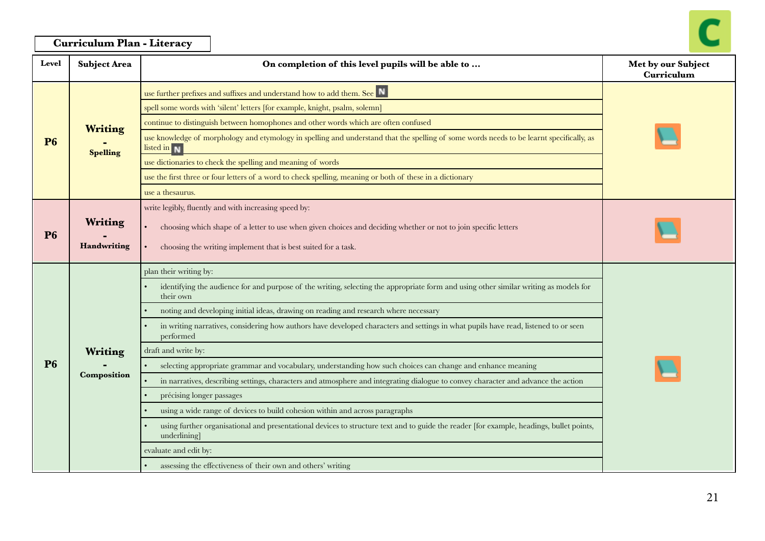**Curriculum Plan - Literacy**

| Level | Subject Area | On completion of this level pupils will be able to … | Met by our Subject Curriculum |
|---|---|---|---|
| P6 | Writing - Spelling | use further prefixes and suffixes and understand how to add them. See N | |
| | | spell some words with 'silent' letters [for example, knight, psalm, solemn] | |
| | | continue to distinguish between homophones and other words which are often confused | |
| | | use knowledge of morphology and etymology in spelling and understand that the spelling of some words needs to be learnt specifically, as listed in N | |
| | | use dictionaries to check the spelling and meaning of words | |
| | | use the first three or four letters of a word to check spelling, meaning or both of these in a dictionary | |
| | | use a thesaurus. | |
| P6 | Writing - Handwriting | write legibly, fluently and with increasing speed by:<br>• choosing which shape of a letter to use when given choices and deciding whether or not to join specific letters<br>• choosing the writing implement that is best suited for a task. | |
| P6 | Writing - Composition | plan their writing by: | |
| | | • identifying the audience for and purpose of the writing, selecting the appropriate form and using other similar writing as models for their own | |
| | | • noting and developing initial ideas, drawing on reading and research where necessary | |
| | | • in writing narratives, considering how authors have developed characters and settings in what pupils have read, listened to or seen performed | |
| | | draft and write by: | |
| | | • selecting appropriate grammar and vocabulary, understanding how such choices can change and enhance meaning | |
| | | • in narratives, describing settings, characters and atmosphere and integrating dialogue to convey character and advance the action | |
| | | • précising longer passages | |
| | | • using a wide range of devices to build cohesion within and across paragraphs | |
| | | • using further organisational and presentational devices to structure text and to guide the reader [for example, headings, bullet points, underlining] | |
| | | evaluate and edit by: | |
| | | • assessing the effectiveness of their own and others' writing | |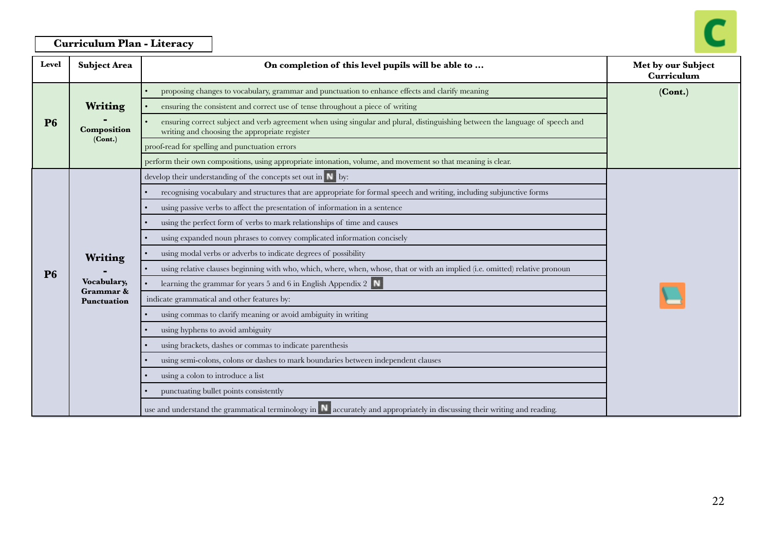**Curriculum Plan - Literacy**

| Level | Subject Area | On completion of this level pupils will be able to … | Met by our Subject Curriculum |
|---|---|---|---|
| **P6** | **Writing - Composition (Cont.)** | • proposing changes to vocabulary, grammar and punctuation to enhance effects and clarify meaning | **(Cont.)** |
| | | • ensuring the consistent and correct use of tense throughout a piece of writing | |
| | | • ensuring correct subject and verb agreement when using singular and plural, distinguishing between the language of speech and writing and choosing the appropriate register | |
| | | proof-read for spelling and punctuation errors | |
| | | perform their own compositions, using appropriate intonation, volume, and movement so that meaning is clear. | |
| **P6** | **Writing - Vocabulary, Grammar & Punctuation** | develop their understanding of the concepts set out in N by: | |
| | | • recognising vocabulary and structures that are appropriate for formal speech and writing, including subjunctive forms | |
| | | • using passive verbs to affect the presentation of information in a sentence | |
| | | • using the perfect form of verbs to mark relationships of time and causes | |
| | | • using expanded noun phrases to convey complicated information concisely | |
| | | • using modal verbs or adverbs to indicate degrees of possibility | |
| | | • using relative clauses beginning with who, which, where, when, whose, that or with an implied (i.e. omitted) relative pronoun | |
| | | • learning the grammar for years 5 and 6 in English Appendix 2 N | |
| | | indicate grammatical and other features by: | |
| | | • using commas to clarify meaning or avoid ambiguity in writing | |
| | | • using hyphens to avoid ambiguity | |
| | | • using brackets, dashes or commas to indicate parenthesis | |
| | | • using semi-colons, colons or dashes to mark boundaries between independent clauses | |
| | | • using a colon to introduce a list | |
| | | • punctuating bullet points consistently | |
| | | use and understand the grammatical terminology in N accurately and appropriately in discussing their writing and reading. | |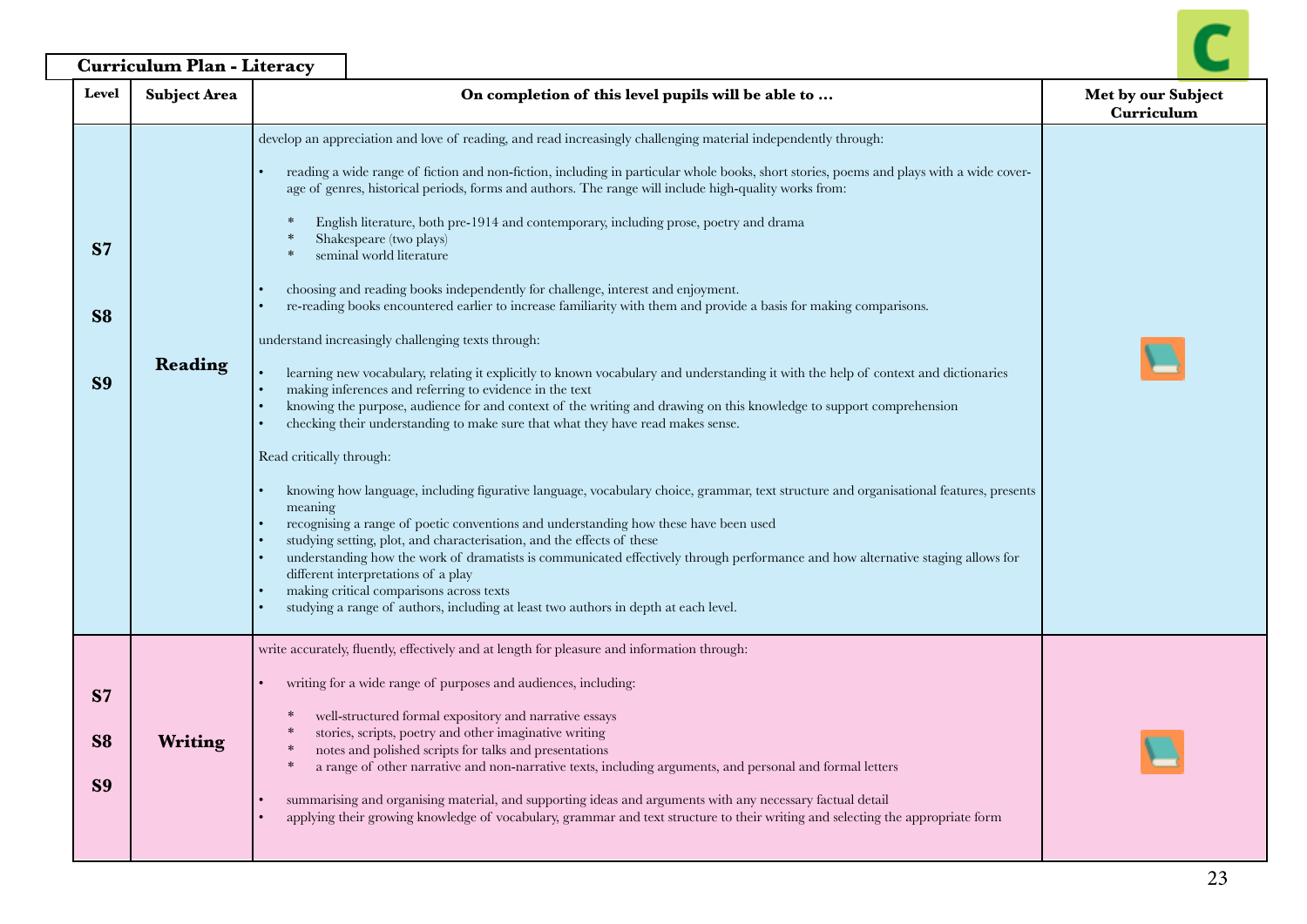**Curriculum Plan - Literacy**

| Level | Subject Area | On completion of this level pupils will be able to … | Met by our Subject Curriculum |
|---|---|---|---|
| S7<br><br>S8<br><br>S9 | **Reading** | develop an appreciation and love of reading, and read increasingly challenging material independently through:<br><br>• reading a wide range of fiction and non-fiction, including in particular whole books, short stories, poems and plays with a wide coverage of genres, historical periods, forms and authors. The range will include high-quality works from:<br>  * English literature, both pre-1914 and contemporary, including prose, poetry and drama<br>  * Shakespeare (two plays)<br>  * seminal world literature<br><br>• choosing and reading books independently for challenge, interest and enjoyment.<br>• re-reading books encountered earlier to increase familiarity with them and provide a basis for making comparisons.<br><br>understand increasingly challenging texts through:<br><br>• learning new vocabulary, relating it explicitly to known vocabulary and understanding it with the help of context and dictionaries<br>• making inferences and referring to evidence in the text<br>• knowing the purpose, audience for and context of the writing and drawing on this knowledge to support comprehension<br>• checking their understanding to make sure that what they have read makes sense.<br><br>Read critically through:<br><br>• knowing how language, including figurative language, vocabulary choice, grammar, text structure and organisational features, presents meaning<br>• recognising a range of poetic conventions and understanding how these have been used<br>• studying setting, plot, and characterisation, and the effects of these<br>• understanding how the work of dramatists is communicated effectively through performance and how alternative staging allows for different interpretations of a play<br>• making critical comparisons across texts<br>• studying a range of authors, including at least two authors in depth at each level. | 📘 |
| S7<br><br>S8<br><br>S9 | **Writing** | write accurately, fluently, effectively and at length for pleasure and information through:<br><br>• writing for a wide range of purposes and audiences, including:<br>  * well-structured formal expository and narrative essays<br>  * stories, scripts, poetry and other imaginative writing<br>  * notes and polished scripts for talks and presentations<br>  * a range of other narrative and non-narrative texts, including arguments, and personal and formal letters<br><br>• summarising and organising material, and supporting ideas and arguments with any necessary factual detail<br>• applying their growing knowledge of vocabulary, grammar and text structure to their writing and selecting the appropriate form | 📘 |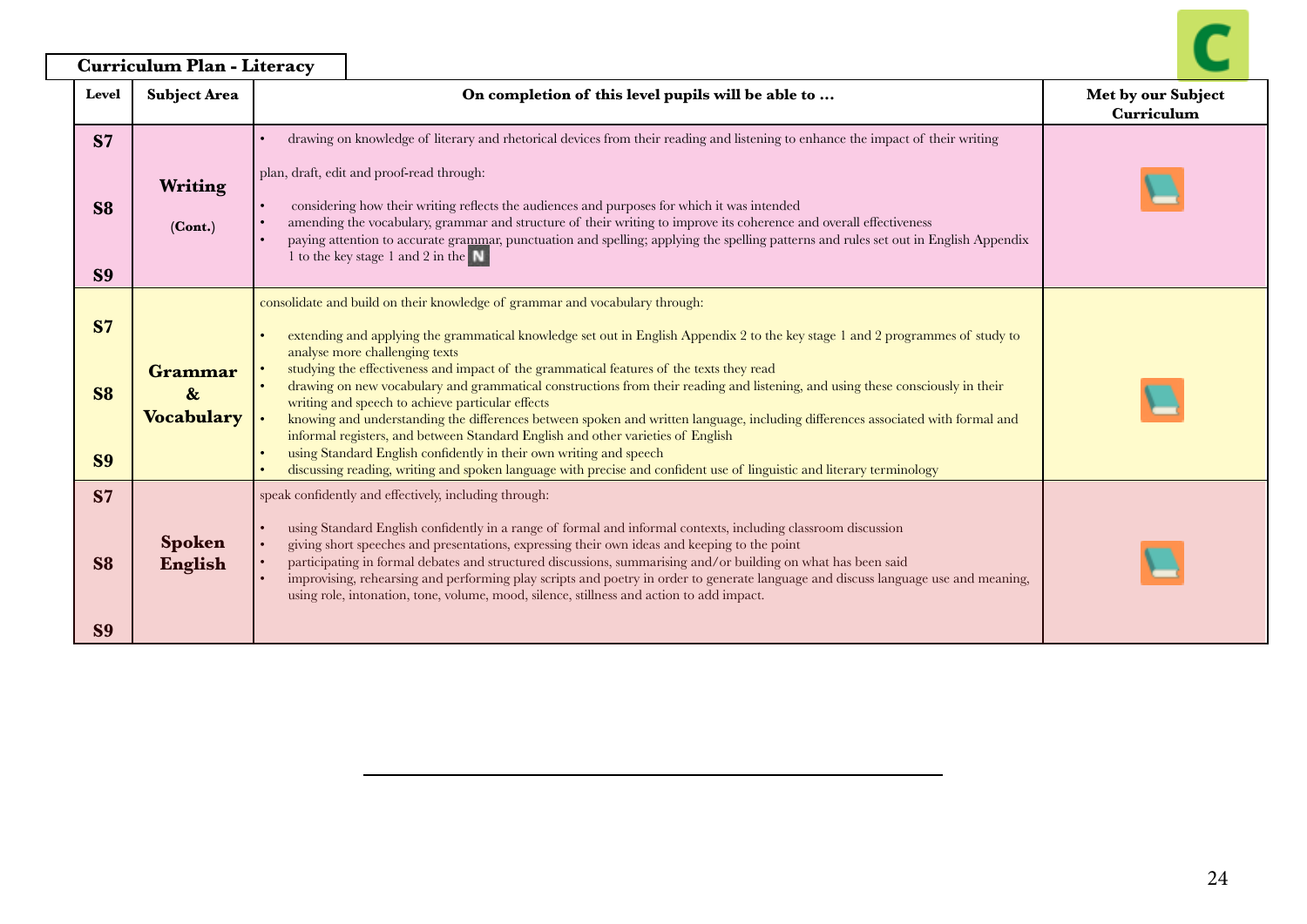**Curriculum Plan - Literacy**

| Level | Subject Area | On completion of this level pupils will be able to … | Met by our Subject Curriculum |
|---|---|---|---|
| S7<br><br>S8<br><br>S9 | **Writing**<br>(Cont.) | • drawing on knowledge of literary and rhetorical devices from their reading and listening to enhance the impact of their writing<br><br>plan, draft, edit and proof-read through:<br><br>• considering how their writing reflects the audiences and purposes for which it was intended<br>• amending the vocabulary, grammar and structure of their writing to improve its coherence and overall effectiveness<br>• paying attention to accurate grammar, punctuation and spelling; applying the spelling patterns and rules set out in English Appendix 1 to the key stage 1 and 2 in the N | |
| S7<br><br>S8<br><br>S9 | **Grammar & Vocabulary** | consolidate and build on their knowledge of grammar and vocabulary through:<br><br>• extending and applying the grammatical knowledge set out in English Appendix 2 to the key stage 1 and 2 programmes of study to analyse more challenging texts<br>• studying the effectiveness and impact of the grammatical features of the texts they read<br>• drawing on new vocabulary and grammatical constructions from their reading and listening, and using these consciously in their writing and speech to achieve particular effects<br>• knowing and understanding the differences between spoken and written language, including differences associated with formal and informal registers, and between Standard English and other varieties of English<br>• using Standard English confidently in their own writing and speech<br>• discussing reading, writing and spoken language with precise and confident use of linguistic and literary terminology | |
| S7<br><br>S8<br><br>S9 | **Spoken English** | speak confidently and effectively, including through:<br><br>• using Standard English confidently in a range of formal and informal contexts, including classroom discussion<br>• giving short speeches and presentations, expressing their own ideas and keeping to the point<br>• participating in formal debates and structured discussions, summarising and/or building on what has been said<br>• improvising, rehearsing and performing play scripts and poetry in order to generate language and discuss language use and meaning, using role, intonation, tone, volume, mood, silence, stillness and action to add impact. | |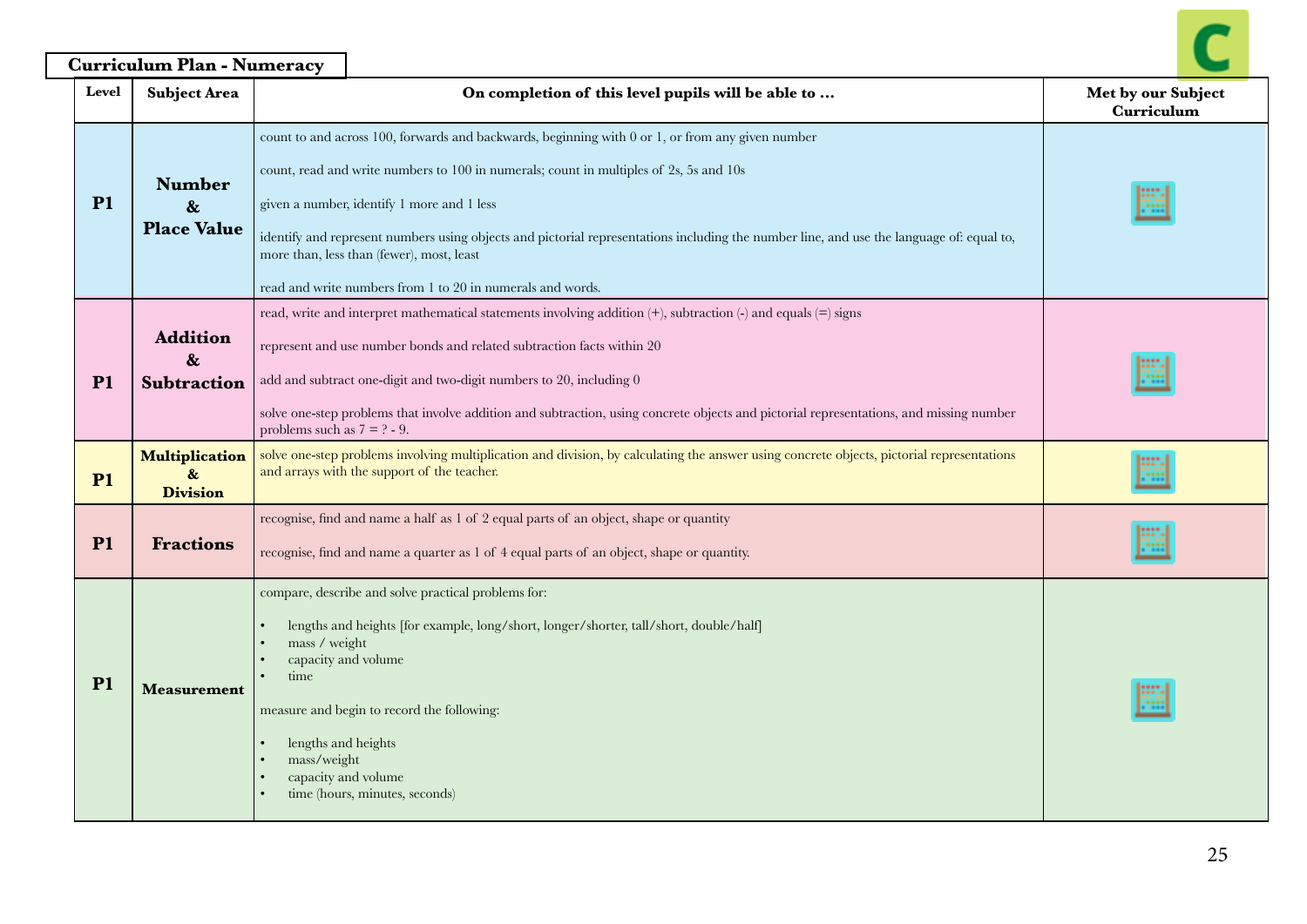## Curriculum Plan - Numeracy

| Level | Subject Area | On completion of this level pupils will be able to ... | Met by our Subject Curriculum |
|---|---|---|---|
| P1 | **Number & Place Value** | count to and across 100, forwards and backwards, beginning with 0 or 1, or from any given number<br><br>count, read and write numbers to 100 in numerals; count in multiples of 2s, 5s and 10s<br><br>given a number, identify 1 more and 1 less<br><br>identify and represent numbers using objects and pictorial representations including the number line, and use the language of: equal to, more than, less than (fewer), most, least<br><br>read and write numbers from 1 to 20 in numerals and words. | |
| P1 | **Addition & Subtraction** | read, write and interpret mathematical statements involving addition (+), subtraction (-) and equals (=) signs<br><br>represent and use number bonds and related subtraction facts within 20<br><br>add and subtract one-digit and two-digit numbers to 20, including 0<br><br>solve one-step problems that involve addition and subtraction, using concrete objects and pictorial representations, and missing number problems such as 7 = ? - 9. | |
| P1 | **Multiplication & Division** | solve one-step problems involving multiplication and division, by calculating the answer using concrete objects, pictorial representations and arrays with the support of the teacher. | |
| P1 | **Fractions** | recognise, find and name a half as 1 of 2 equal parts of an object, shape or quantity<br><br>recognise, find and name a quarter as 1 of 4 equal parts of an object, shape or quantity. | |
| P1 | **Measurement** | compare, describe and solve practical problems for:<br><br>• lengths and heights [for example, long/short, longer/shorter, tall/short, double/half]<br>• mass / weight<br>• capacity and volume<br>• time<br><br>measure and begin to record the following:<br><br>• lengths and heights<br>• mass/weight<br>• capacity and volume<br>• time (hours, minutes, seconds) | |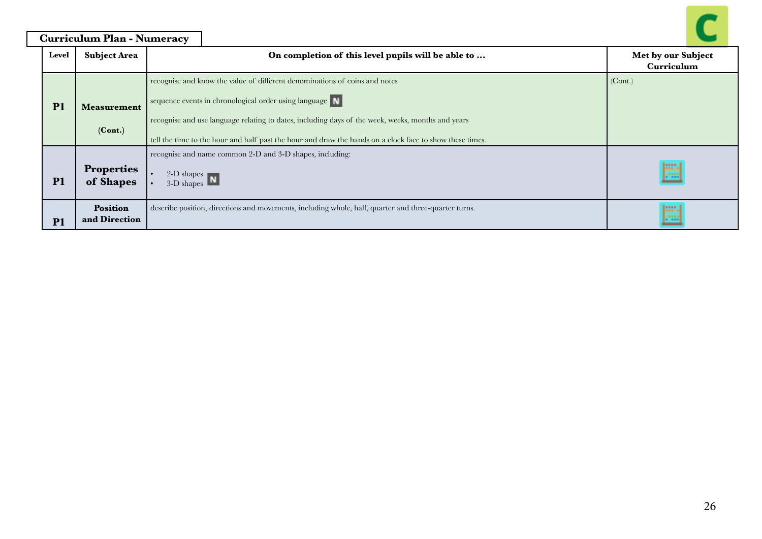**Curriculum Plan - Numeracy**

| Level | Subject Area | On completion of this level pupils will be able to … | Met by our Subject Curriculum |
|---|---|---|---|
| P1 | Measurement (Cont.) | recognise and know the value of different denominations of coins and notes<br><br>sequence events in chronological order using language N<br><br>recognise and use language relating to dates, including days of the week, weeks, months and years<br><br>tell the time to the hour and half past the hour and draw the hands on a clock face to show these times. | (Cont.) |
| P1 | Properties of Shapes | recognise and name common 2-D and 3-D shapes, including:<br>• 2-D shapes<br>• 3-D shapes N | |
| P1 | Position and Direction | describe position, directions and movements, including whole, half, quarter and three-quarter turns. | |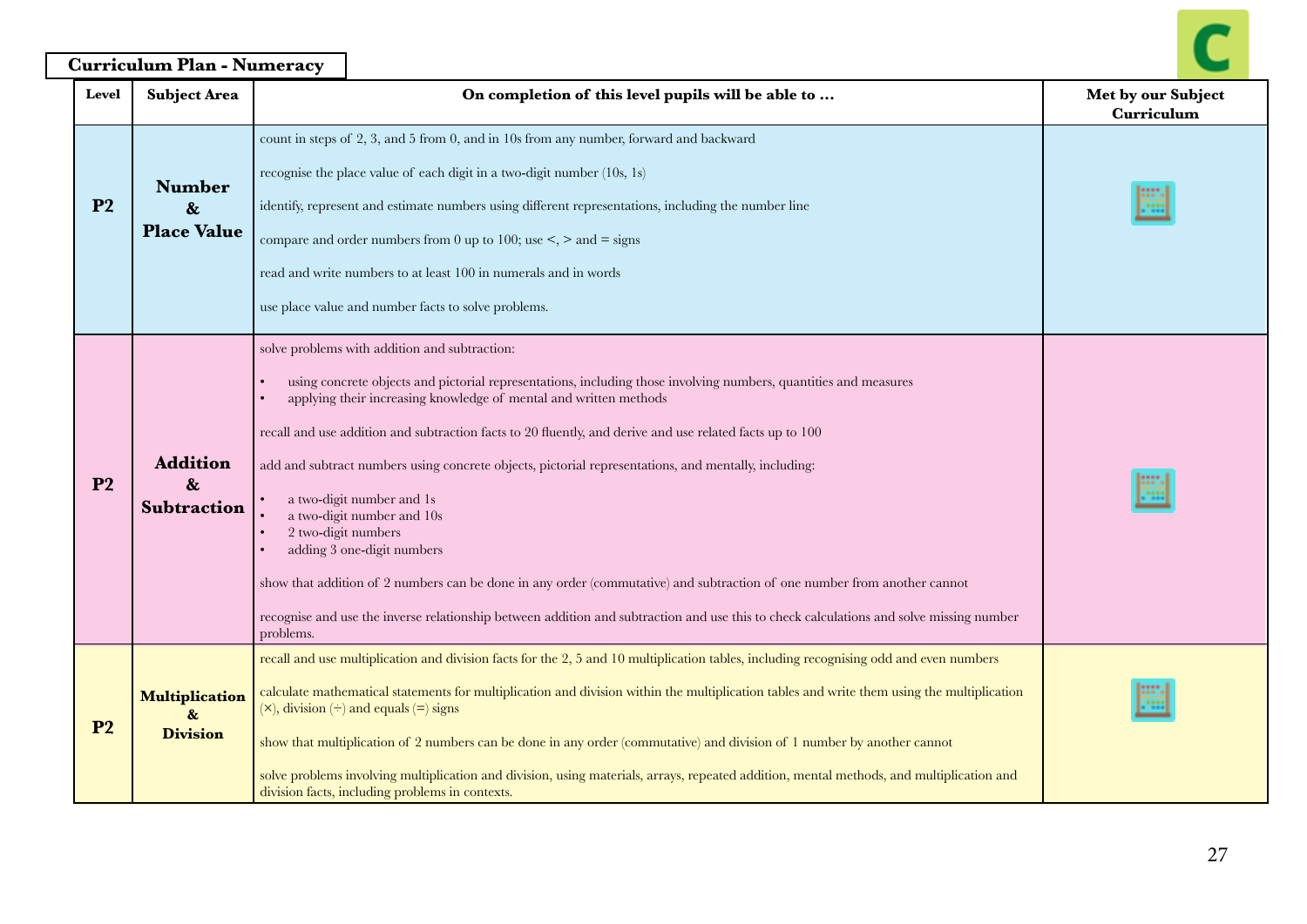**Curriculum Plan - Numeracy**

| Level | Subject Area | On completion of this level pupils will be able to … | Met by our Subject Curriculum |
|---|---|---|---|
| P2 | Number & Place Value | count in steps of 2, 3, and 5 from 0, and in 10s from any number, forward and backward<br><br>recognise the place value of each digit in a two-digit number (10s, 1s)<br><br>identify, represent and estimate numbers using different representations, including the number line<br><br>compare and order numbers from 0 up to 100; use <, > and = signs<br><br>read and write numbers to at least 100 in numerals and in words<br><br>use place value and number facts to solve problems. | |
| P2 | Addition & Subtraction | solve problems with addition and subtraction:<br><br>• using concrete objects and pictorial representations, including those involving numbers, quantities and measures<br>• applying their increasing knowledge of mental and written methods<br><br>recall and use addition and subtraction facts to 20 fluently, and derive and use related facts up to 100<br><br>add and subtract numbers using concrete objects, pictorial representations, and mentally, including:<br><br>• a two-digit number and 1s<br>• a two-digit number and 10s<br>• 2 two-digit numbers<br>• adding 3 one-digit numbers<br><br>show that addition of 2 numbers can be done in any order (commutative) and subtraction of one number from another cannot<br><br>recognise and use the inverse relationship between addition and subtraction and use this to check calculations and solve missing number problems. | |
| P2 | Multiplication & Division | recall and use multiplication and division facts for the 2, 5 and 10 multiplication tables, including recognising odd and even numbers<br><br>calculate mathematical statements for multiplication and division within the multiplication tables and write them using the multiplication (×), division (÷) and equals (=) signs<br><br>show that multiplication of 2 numbers can be done in any order (commutative) and division of 1 number by another cannot<br><br>solve problems involving multiplication and division, using materials, arrays, repeated addition, mental methods, and multiplication and division facts, including problems in contexts. | |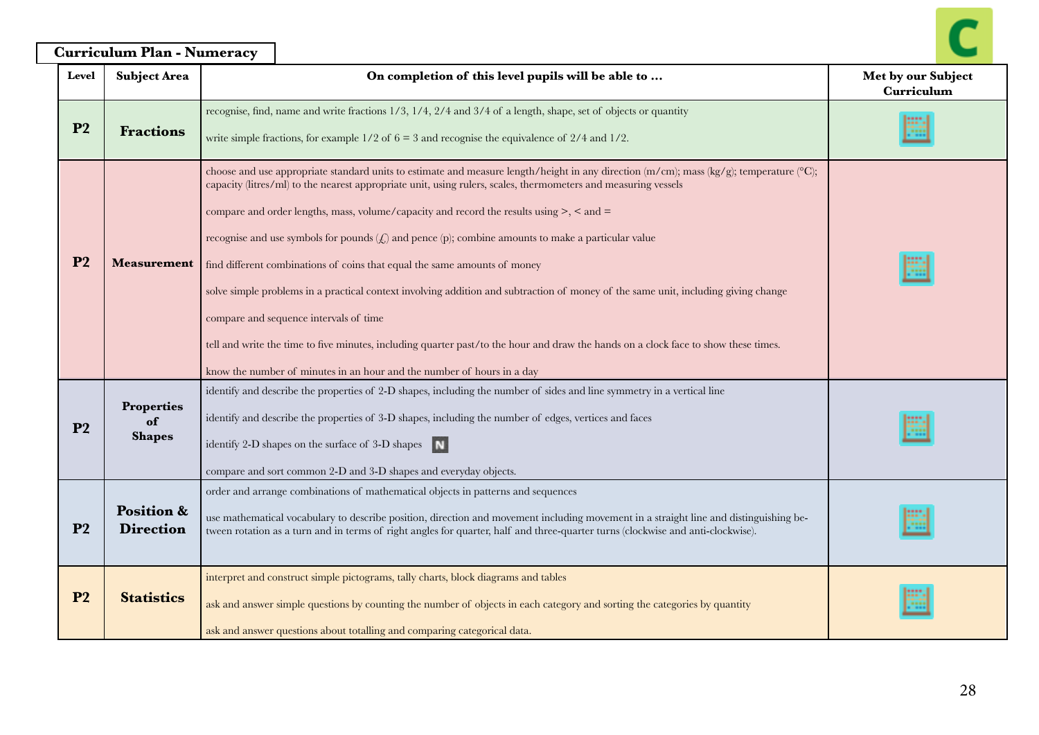## Curriculum Plan - Numeracy

| Level | Subject Area | On completion of this level pupils will be able to … | Met by our Subject Curriculum |
|---|---|---|---|
| P2 | Fractions | recognise, find, name and write fractions 1/3, 1/4, 2/4 and 3/4 of a length, shape, set of objects or quantity<br><br>write simple fractions, for example 1/2 of 6 = 3 and recognise the equivalence of 2/4 and 1/2. | |
| P2 | Measurement | choose and use appropriate standard units to estimate and measure length/height in any direction (m/cm); mass (kg/g); temperature (°C); capacity (litres/ml) to the nearest appropriate unit, using rulers, scales, thermometers and measuring vessels<br><br>compare and order lengths, mass, volume/capacity and record the results using >, < and =<br><br>recognise and use symbols for pounds (£) and pence (p); combine amounts to make a particular value<br><br>find different combinations of coins that equal the same amounts of money<br><br>solve simple problems in a practical context involving addition and subtraction of money of the same unit, including giving change<br><br>compare and sequence intervals of time<br><br>tell and write the time to five minutes, including quarter past/to the hour and draw the hands on a clock face to show these times.<br><br>know the number of minutes in an hour and the number of hours in a day | |
| P2 | Properties of Shapes | identify and describe the properties of 2-D shapes, including the number of sides and line symmetry in a vertical line<br><br>identify and describe the properties of 3-D shapes, including the number of edges, vertices and faces<br><br>identify 2-D shapes on the surface of 3-D shapes N<br><br>compare and sort common 2-D and 3-D shapes and everyday objects. | |
| P2 | Position & Direction | order and arrange combinations of mathematical objects in patterns and sequences<br><br>use mathematical vocabulary to describe position, direction and movement including movement in a straight line and distinguishing between rotation as a turn and in terms of right angles for quarter, half and three-quarter turns (clockwise and anti-clockwise). | |
| P2 | Statistics | interpret and construct simple pictograms, tally charts, block diagrams and tables<br><br>ask and answer simple questions by counting the number of objects in each category and sorting the categories by quantity<br><br>ask and answer questions about totalling and comparing categorical data. | |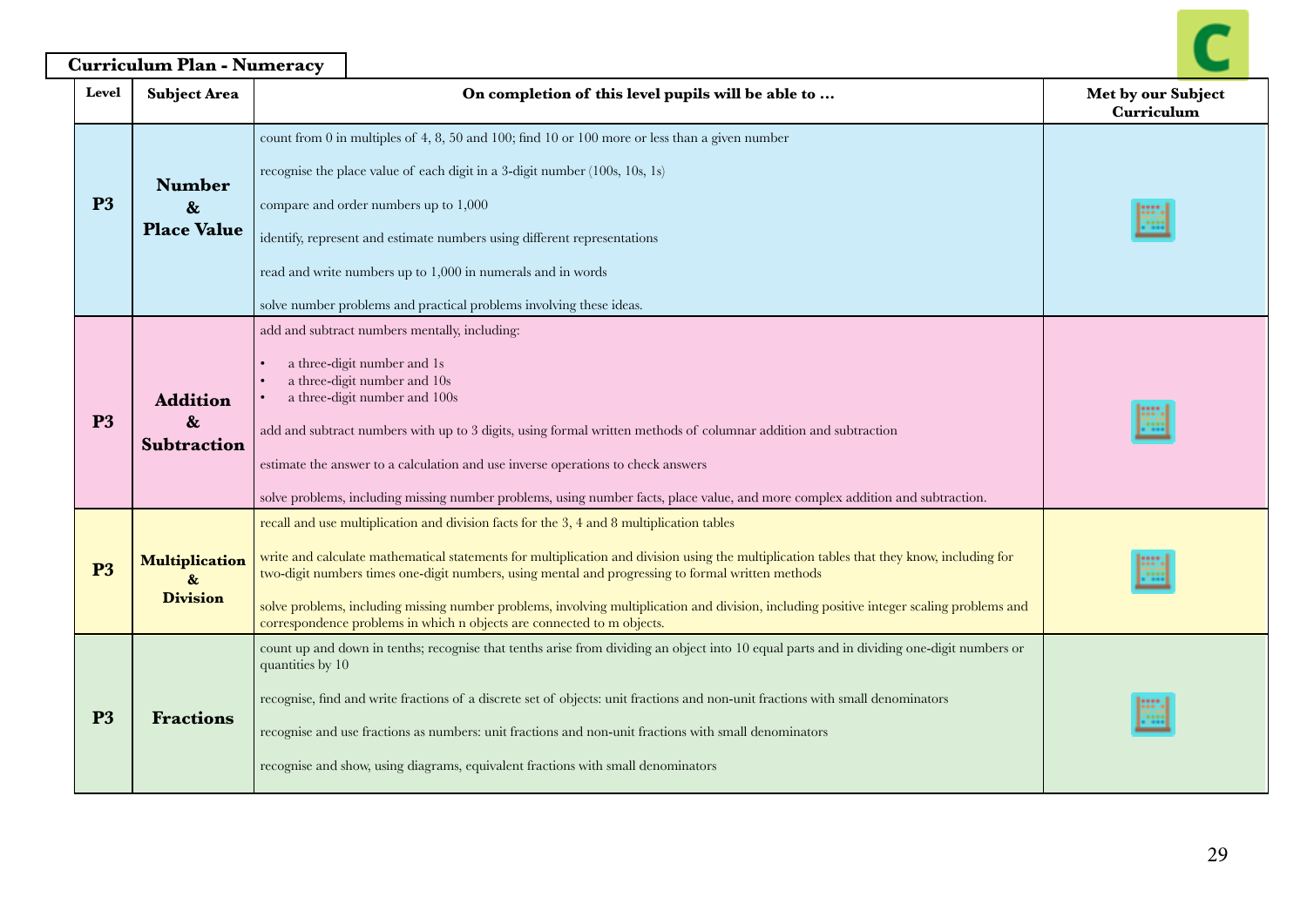## Curriculum Plan - Numeracy

| Level | Subject Area | On completion of this level pupils will be able to … | Met by our Subject Curriculum |
|---|---|---|---|
| P3 | Number & Place Value | count from 0 in multiples of 4, 8, 50 and 100; find 10 or 100 more or less than a given number<br><br>recognise the place value of each digit in a 3-digit number (100s, 10s, 1s)<br><br>compare and order numbers up to 1,000<br><br>identify, represent and estimate numbers using different representations<br><br>read and write numbers up to 1,000 in numerals and in words<br><br>solve number problems and practical problems involving these ideas. | |
| P3 | Addition & Subtraction | add and subtract numbers mentally, including:<br>• a three-digit number and 1s<br>• a three-digit number and 10s<br>• a three-digit number and 100s<br><br>add and subtract numbers with up to 3 digits, using formal written methods of columnar addition and subtraction<br><br>estimate the answer to a calculation and use inverse operations to check answers<br><br>solve problems, including missing number problems, using number facts, place value, and more complex addition and subtraction. | |
| P3 | Multiplication & Division | recall and use multiplication and division facts for the 3, 4 and 8 multiplication tables<br><br>write and calculate mathematical statements for multiplication and division using the multiplication tables that they know, including for two-digit numbers times one-digit numbers, using mental and progressing to formal written methods<br><br>solve problems, including missing number problems, involving multiplication and division, including positive integer scaling problems and correspondence problems in which n objects are connected to m objects. | |
| P3 | Fractions | count up and down in tenths; recognise that tenths arise from dividing an object into 10 equal parts and in dividing one-digit numbers or quantities by 10<br><br>recognise, find and write fractions of a discrete set of objects: unit fractions and non-unit fractions with small denominators<br><br>recognise and use fractions as numbers: unit fractions and non-unit fractions with small denominators<br><br>recognise and show, using diagrams, equivalent fractions with small denominators | |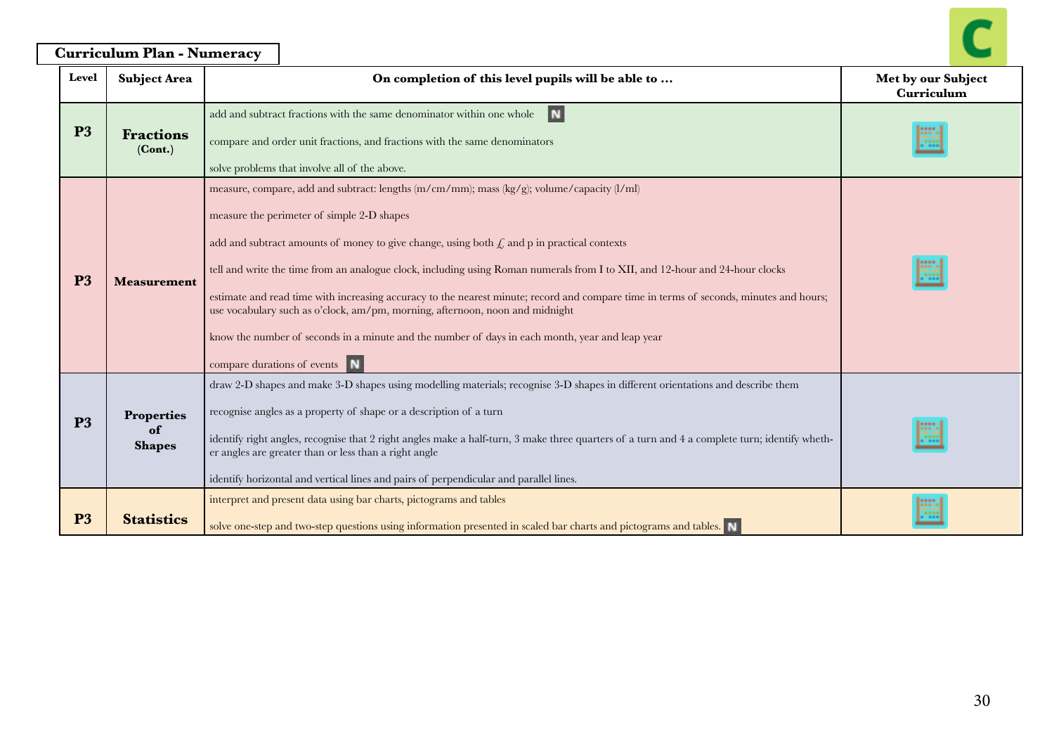**Curriculum Plan - Numeracy**

| Level | Subject Area | On completion of this level pupils will be able to … | Met by our Subject Curriculum |
|---|---|---|---|
| P3 | Fractions (Cont.) | add and subtract fractions with the same denominator within one whole N<br><br>compare and order unit fractions, and fractions with the same denominators<br><br>solve problems that involve all of the above. | |
| P3 | Measurement | measure, compare, add and subtract: lengths (m/cm/mm); mass (kg/g); volume/capacity (l/ml)<br><br>measure the perimeter of simple 2-D shapes<br><br>add and subtract amounts of money to give change, using both £ and p in practical contexts<br><br>tell and write the time from an analogue clock, including using Roman numerals from I to XII, and 12-hour and 24-hour clocks<br><br>estimate and read time with increasing accuracy to the nearest minute; record and compare time in terms of seconds, minutes and hours; use vocabulary such as o'clock, am/pm, morning, afternoon, noon and midnight<br><br>know the number of seconds in a minute and the number of days in each month, year and leap year<br><br>compare durations of events N | |
| P3 | Properties of Shapes | draw 2-D shapes and make 3-D shapes using modelling materials; recognise 3-D shapes in different orientations and describe them<br><br>recognise angles as a property of shape or a description of a turn<br><br>identify right angles, recognise that 2 right angles make a half-turn, 3 make three quarters of a turn and 4 a complete turn; identify whether angles are greater than or less than a right angle<br><br>identify horizontal and vertical lines and pairs of perpendicular and parallel lines. | |
| P3 | Statistics | interpret and present data using bar charts, pictograms and tables<br><br>solve one-step and two-step questions using information presented in scaled bar charts and pictograms and tables. N | |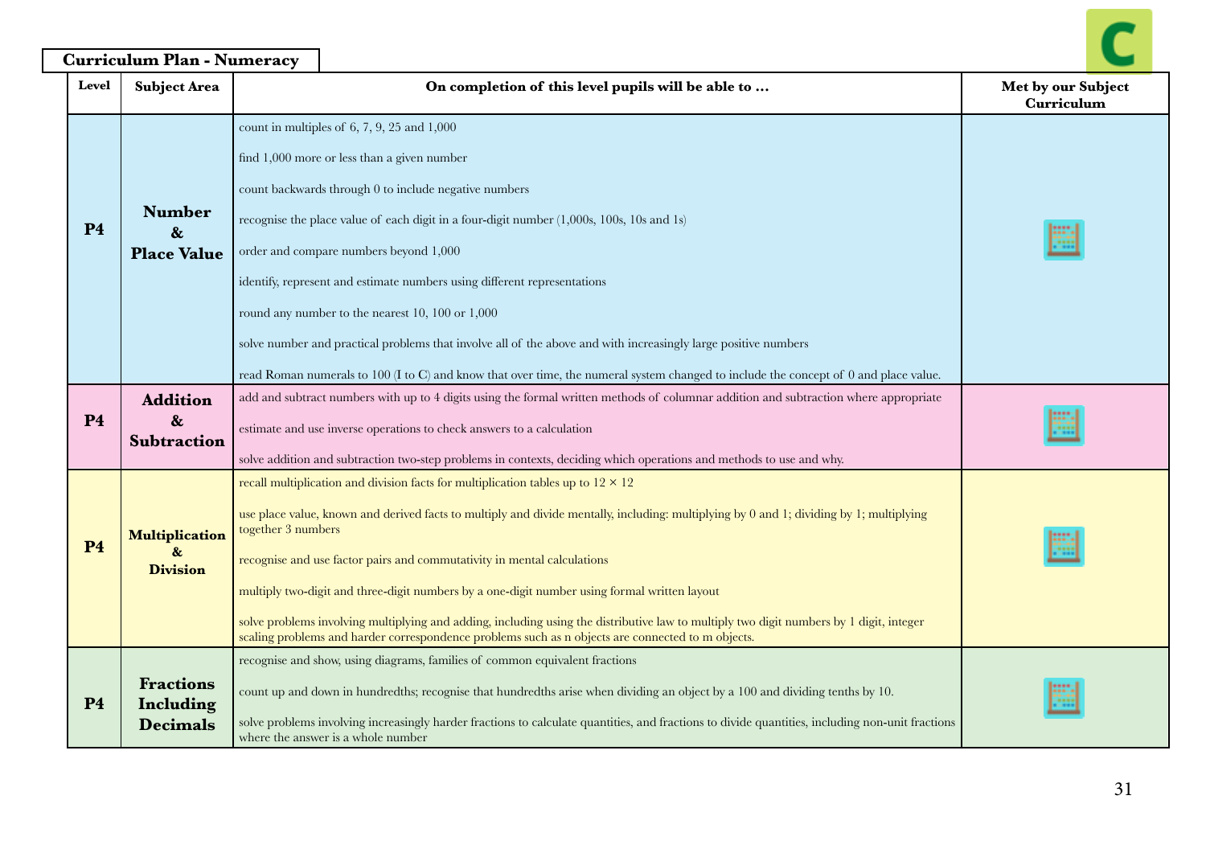## Curriculum Plan - Numeracy

| Level | Subject Area | On completion of this level pupils will be able to … | Met by our Subject Curriculum |
|---|---|---|---|
| P4 | Number & Place Value | count in multiples of 6, 7, 9, 25 and 1,000<br><br>find 1,000 more or less than a given number<br><br>count backwards through 0 to include negative numbers<br><br>recognise the place value of each digit in a four-digit number (1,000s, 100s, 10s and 1s)<br><br>order and compare numbers beyond 1,000<br><br>identify, represent and estimate numbers using different representations<br><br>round any number to the nearest 10, 100 or 1,000<br><br>solve number and practical problems that involve all of the above and with increasingly large positive numbers<br><br>read Roman numerals to 100 (I to C) and know that over time, the numeral system changed to include the concept of 0 and place value. | |
| P4 | Addition & Subtraction | add and subtract numbers with up to 4 digits using the formal written methods of columnar addition and subtraction where appropriate<br><br>estimate and use inverse operations to check answers to a calculation<br><br>solve addition and subtraction two-step problems in contexts, deciding which operations and methods to use and why. | |
| P4 | Multiplication & Division | recall multiplication and division facts for multiplication tables up to 12 × 12<br><br>use place value, known and derived facts to multiply and divide mentally, including: multiplying by 0 and 1; dividing by 1; multiplying together 3 numbers<br><br>recognise and use factor pairs and commutativity in mental calculations<br><br>multiply two-digit and three-digit numbers by a one-digit number using formal written layout<br><br>solve problems involving multiplying and adding, including using the distributive law to multiply two digit numbers by 1 digit, integer scaling problems and harder correspondence problems such as n objects are connected to m objects. | |
| P4 | Fractions Including Decimals | recognise and show, using diagrams, families of common equivalent fractions<br><br>count up and down in hundredths; recognise that hundredths arise when dividing an object by a 100 and dividing tenths by 10.<br><br>solve problems involving increasingly harder fractions to calculate quantities, and fractions to divide quantities, including non-unit fractions where the answer is a whole number | |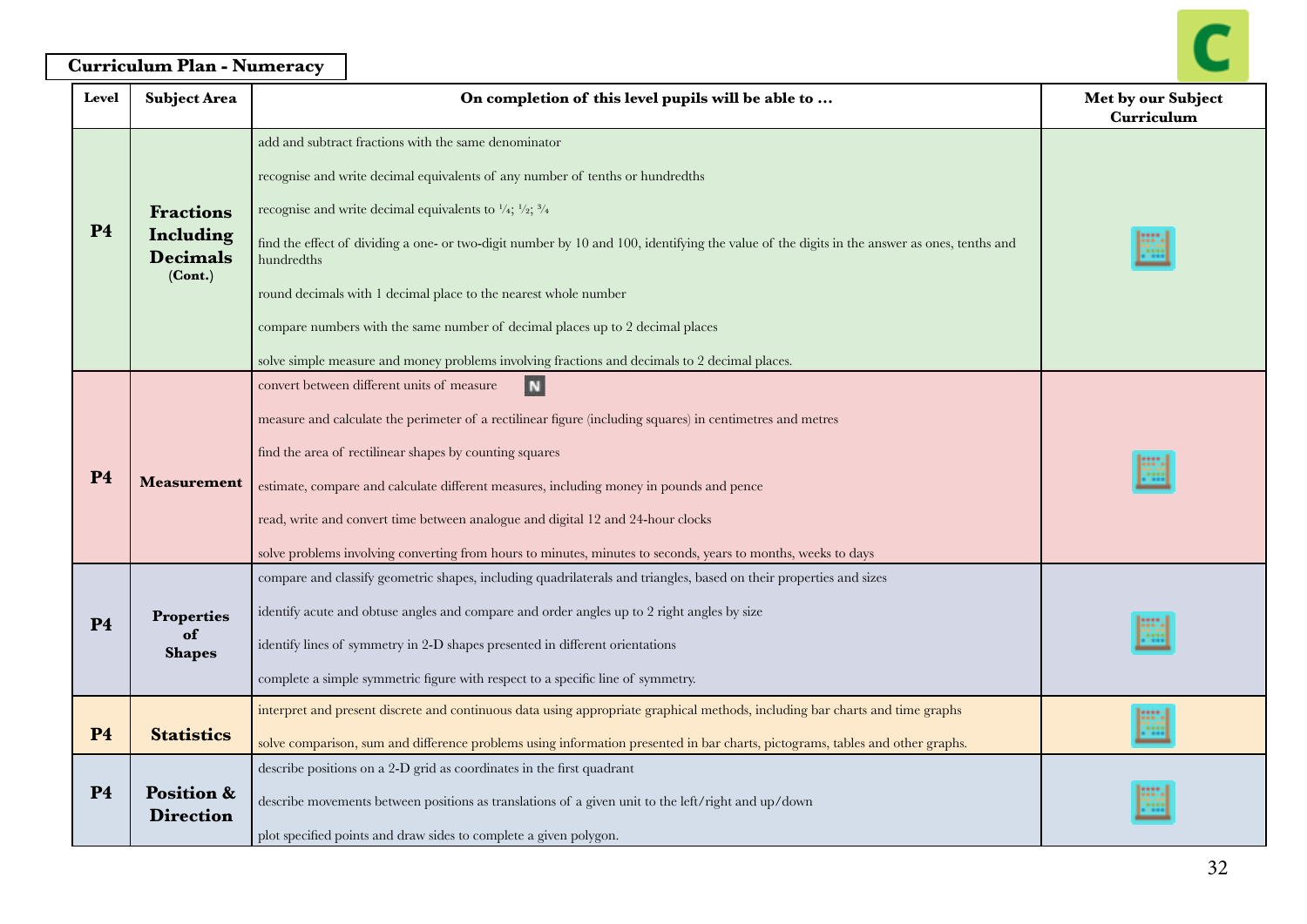**Curriculum Plan - Numeracy**

| Level | Subject Area | On completion of this level pupils will be able to … | Met by our Subject Curriculum |
|---|---|---|---|
| P4 | **Fractions Including Decimals** (Cont.) | add and subtract fractions with the same denominator<br><br>recognise and write decimal equivalents of any number of tenths or hundredths<br><br>recognise and write decimal equivalents to $\frac{1}{4}$; $\frac{1}{2}$; $\frac{3}{4}$<br><br>find the effect of dividing a one- or two-digit number by 10 and 100, identifying the value of the digits in the answer as ones, tenths and hundredths<br><br>round decimals with 1 decimal place to the nearest whole number<br><br>compare numbers with the same number of decimal places up to 2 decimal places<br><br>solve simple measure and money problems involving fractions and decimals to 2 decimal places. | |
| P4 | **Measurement** | convert between different units of measure N<br><br>measure and calculate the perimeter of a rectilinear figure (including squares) in centimetres and metres<br><br>find the area of rectilinear shapes by counting squares<br><br>estimate, compare and calculate different measures, including money in pounds and pence<br><br>read, write and convert time between analogue and digital 12 and 24-hour clocks<br><br>solve problems involving converting from hours to minutes, minutes to seconds, years to months, weeks to days | |
| P4 | **Properties of Shapes** | compare and classify geometric shapes, including quadrilaterals and triangles, based on their properties and sizes<br><br>identify acute and obtuse angles and compare and order angles up to 2 right angles by size<br><br>identify lines of symmetry in 2-D shapes presented in different orientations<br><br>complete a simple symmetric figure with respect to a specific line of symmetry. | |
| P4 | **Statistics** | interpret and present discrete and continuous data using appropriate graphical methods, including bar charts and time graphs<br><br>solve comparison, sum and difference problems using information presented in bar charts, pictograms, tables and other graphs. | |
| P4 | **Position & Direction** | describe positions on a 2-D grid as coordinates in the first quadrant<br><br>describe movements between positions as translations of a given unit to the left/right and up/down<br><br>plot specified points and draw sides to complete a given polygon. | |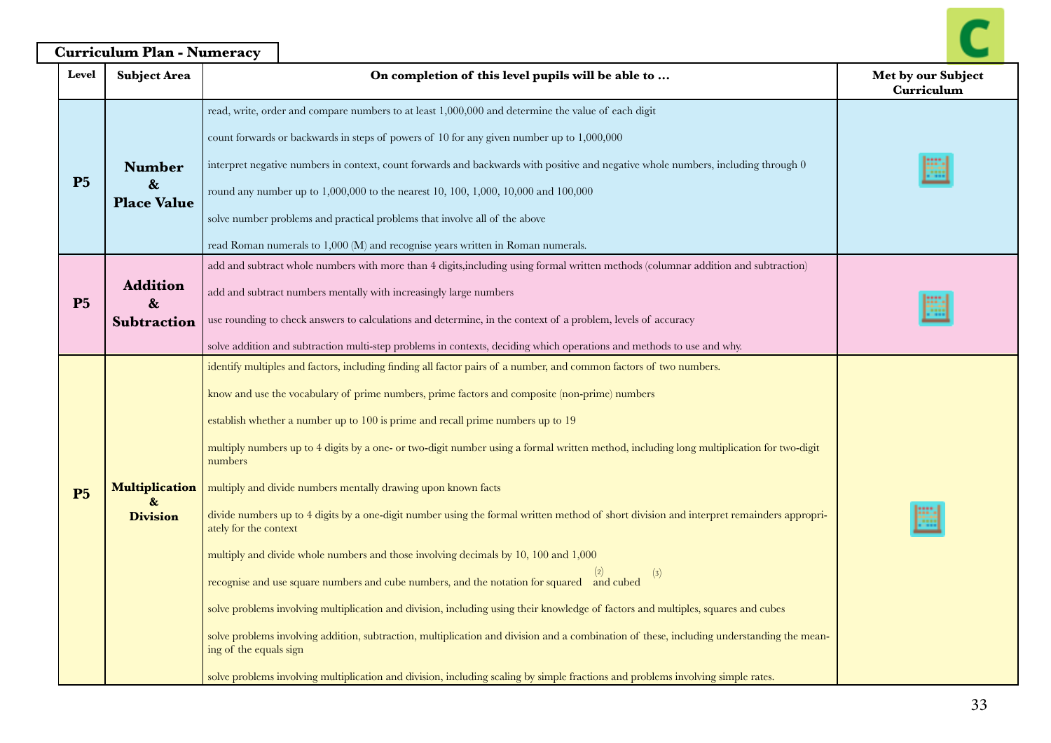**Curriculum Plan - Numeracy**

| Level | Subject Area | On completion of this level pupils will be able to … | Met by our Subject Curriculum |
|---|---|---|---|
| **P5** | **Number & Place Value** | read, write, order and compare numbers to at least 1,000,000 and determine the value of each digit<br><br>count forwards or backwards in steps of powers of 10 for any given number up to 1,000,000<br><br>interpret negative numbers in context, count forwards and backwards with positive and negative whole numbers, including through 0<br><br>round any number up to 1,000,000 to the nearest 10, 100, 1,000, 10,000 and 100,000<br><br>solve number problems and practical problems that involve all of the above<br><br>read Roman numerals to 1,000 (M) and recognise years written in Roman numerals. | |
| **P5** | **Addition & Subtraction** | add and subtract whole numbers with more than 4 digits,including using formal written methods (columnar addition and subtraction)<br><br>add and subtract numbers mentally with increasingly large numbers<br><br>use rounding to check answers to calculations and determine, in the context of a problem, levels of accuracy<br><br>solve addition and subtraction multi-step problems in contexts, deciding which operations and methods to use and why. | |
| **P5** | **Multiplication & Division** | identify multiples and factors, including finding all factor pairs of a number, and common factors of two numbers.<br><br>know and use the vocabulary of prime numbers, prime factors and composite (non-prime) numbers<br><br>establish whether a number up to 100 is prime and recall prime numbers up to 19<br><br>multiply numbers up to 4 digits by a one- or two-digit number using a formal written method, including long multiplication for two-digit numbers<br><br>multiply and divide numbers mentally drawing upon known facts<br><br>divide numbers up to 4 digits by a one-digit number using the formal written method of short division and interpret remainders appropriately for the context<br><br>multiply and divide whole numbers and those involving decimals by 10, 100 and 1,000<br><br>recognise and use square numbers and cube numbers, and the notation for squared $(^2)$ and cubed $(^3)$<br><br>solve problems involving multiplication and division, including using their knowledge of factors and multiples, squares and cubes<br><br>solve problems involving addition, subtraction, multiplication and division and a combination of these, including understanding the meaning of the equals sign<br><br>solve problems involving multiplication and division, including scaling by simple fractions and problems involving simple rates. | |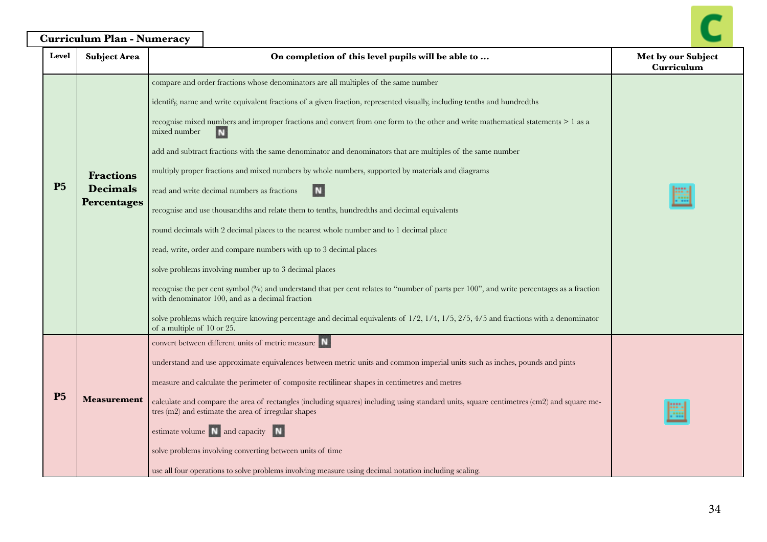**Curriculum Plan - Numeracy**

| Level | Subject Area | On completion of this level pupils will be able to … | Met by our Subject Curriculum |
|---|---|---|---|
| P5 | **Fractions Decimals Percentages** | compare and order fractions whose denominators are all multiples of the same number<br><br>identify, name and write equivalent fractions of a given fraction, represented visually, including tenths and hundredths<br><br>recognise mixed numbers and improper fractions and convert from one form to the other and write mathematical statements > 1 as a mixed number N<br><br>add and subtract fractions with the same denominator and denominators that are multiples of the same number<br><br>multiply proper fractions and mixed numbers by whole numbers, supported by materials and diagrams<br><br>read and write decimal numbers as fractions N<br><br>recognise and use thousandths and relate them to tenths, hundredths and decimal equivalents<br><br>round decimals with 2 decimal places to the nearest whole number and to 1 decimal place<br><br>read, write, order and compare numbers with up to 3 decimal places<br><br>solve problems involving number up to 3 decimal places<br><br>recognise the per cent symbol (%) and understand that per cent relates to "number of parts per 100", and write percentages as a fraction with denominator 100, and as a decimal fraction<br><br>solve problems which require knowing percentage and decimal equivalents of 1/2, 1/4, 1/5, 2/5, 4/5 and fractions with a denominator of a multiple of 10 or 25. | |
| P5 | **Measurement** | convert between different units of metric measure N<br><br>understand and use approximate equivalences between metric units and common imperial units such as inches, pounds and pints<br><br>measure and calculate the perimeter of composite rectilinear shapes in centimetres and metres<br><br>calculate and compare the area of rectangles (including squares) including using standard units, square centimetres (cm2) and square metres (m2) and estimate the area of irregular shapes<br><br>estimate volume N and capacity N<br><br>solve problems involving converting between units of time<br><br>use all four operations to solve problems involving measure using decimal notation including scaling. | |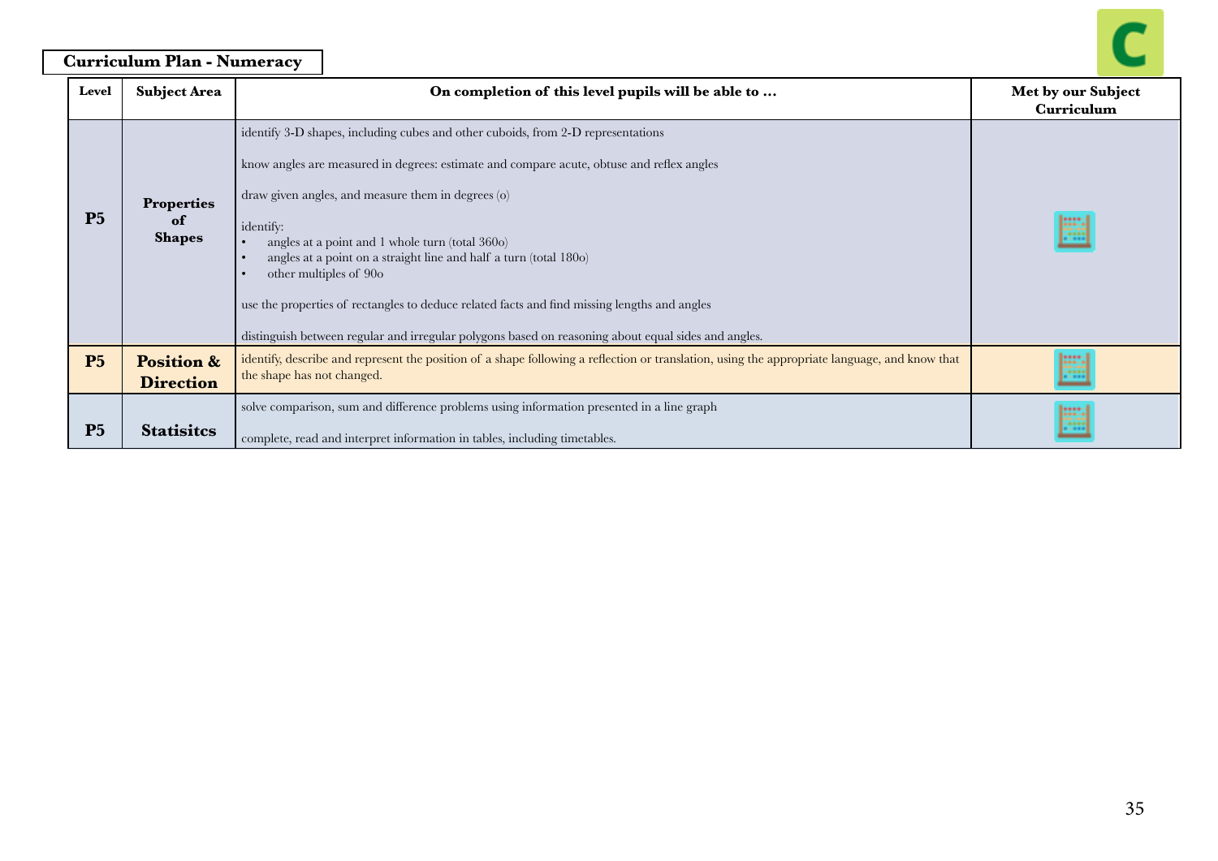## Curriculum Plan - Numeracy

| Level | Subject Area | On completion of this level pupils will be able to … | Met by our Subject Curriculum |
|---|---|---|---|
| P5 | Properties of Shapes | identify 3-D shapes, including cubes and other cuboids, from 2-D representations<br><br>know angles are measured in degrees: estimate and compare acute, obtuse and reflex angles<br><br>draw given angles, and measure them in degrees (o)<br><br>identify:<br>• angles at a point and 1 whole turn (total 360o)<br>• angles at a point on a straight line and half a turn (total 180o)<br>• other multiples of 90o<br><br>use the properties of rectangles to deduce related facts and find missing lengths and angles<br><br>distinguish between regular and irregular polygons based on reasoning about equal sides and angles. | |
| P5 | Position & Direction | identify, describe and represent the position of a shape following a reflection or translation, using the appropriate language, and know that the shape has not changed. | |
| P5 | Statisitcs | solve comparison, sum and difference problems using information presented in a line graph<br><br>complete, read and interpret information in tables, including timetables. | |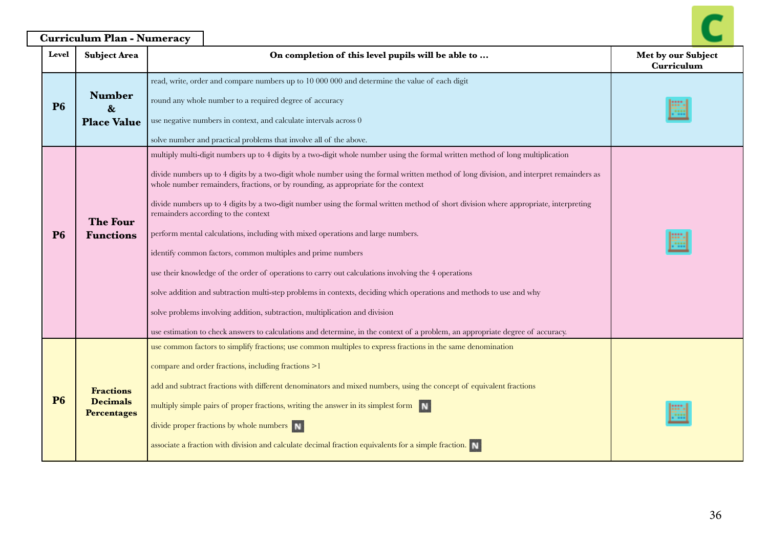**Curriculum Plan - Numeracy**

| Level | Subject Area | On completion of this level pupils will be able to … | Met by our Subject Curriculum |
|---|---|---|---|
| P6 | Number & Place Value | read, write, order and compare numbers up to 10 000 000 and determine the value of each digit<br><br>round any whole number to a required degree of accuracy<br><br>use negative numbers in context, and calculate intervals across 0<br><br>solve number and practical problems that involve all of the above. | |
| P6 | The Four Functions | multiply multi-digit numbers up to 4 digits by a two-digit whole number using the formal written method of long multiplication<br><br>divide numbers up to 4 digits by a two-digit whole number using the formal written method of long division, and interpret remainders as whole number remainders, fractions, or by rounding, as appropriate for the context<br><br>divide numbers up to 4 digits by a two-digit number using the formal written method of short division where appropriate, interpreting remainders according to the context<br><br>perform mental calculations, including with mixed operations and large numbers.<br><br>identify common factors, common multiples and prime numbers<br><br>use their knowledge of the order of operations to carry out calculations involving the 4 operations<br><br>solve addition and subtraction multi-step problems in contexts, deciding which operations and methods to use and why<br><br>solve problems involving addition, subtraction, multiplication and division<br><br>use estimation to check answers to calculations and determine, in the context of a problem, an appropriate degree of accuracy. | |
| P6 | Fractions Decimals Percentages | use common factors to simplify fractions; use common multiples to express fractions in the same denomination<br><br>compare and order fractions, including fractions >1<br><br>add and subtract fractions with different denominators and mixed numbers, using the concept of equivalent fractions<br><br>multiply simple pairs of proper fractions, writing the answer in its simplest form N<br><br>divide proper fractions by whole numbers N<br><br>associate a fraction with division and calculate decimal fraction equivalents for a simple fraction. N | |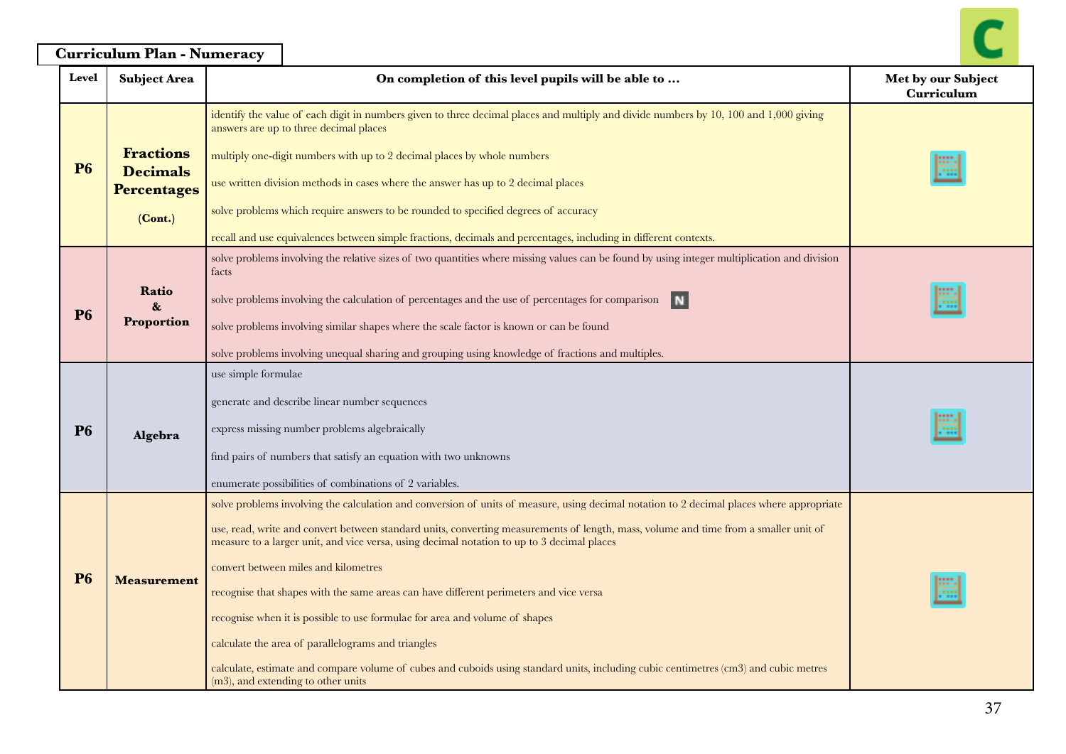## Curriculum Plan - Numeracy

| Level | Subject Area | On completion of this level pupils will be able to … | Met by our Subject Curriculum |
|---|---|---|---|
| P6 | **Fractions Decimals Percentages** (Cont.) | identify the value of each digit in numbers given to three decimal places and multiply and divide numbers by 10, 100 and 1,000 giving answers are up to three decimal places<br><br>multiply one-digit numbers with up to 2 decimal places by whole numbers<br><br>use written division methods in cases where the answer has up to 2 decimal places<br><br>solve problems which require answers to be rounded to specified degrees of accuracy<br><br>recall and use equivalences between simple fractions, decimals and percentages, including in different contexts. | |
| P6 | **Ratio & Proportion** | solve problems involving the relative sizes of two quantities where missing values can be found by using integer multiplication and division facts<br><br>solve problems involving the calculation of percentages and the use of percentages for comparison N<br><br>solve problems involving similar shapes where the scale factor is known or can be found<br><br>solve problems involving unequal sharing and grouping using knowledge of fractions and multiples. | |
| P6 | **Algebra** | use simple formulae<br><br>generate and describe linear number sequences<br><br>express missing number problems algebraically<br><br>find pairs of numbers that satisfy an equation with two unknowns<br><br>enumerate possibilities of combinations of 2 variables. | |
| P6 | **Measurement** | solve problems involving the calculation and conversion of units of measure, using decimal notation to 2 decimal places where appropriate<br><br>use, read, write and convert between standard units, converting measurements of length, mass, volume and time from a smaller unit of measure to a larger unit, and vice versa, using decimal notation to up to 3 decimal places<br><br>convert between miles and kilometres<br><br>recognise that shapes with the same areas can have different perimeters and vice versa<br><br>recognise when it is possible to use formulae for area and volume of shapes<br><br>calculate the area of parallelograms and triangles<br><br>calculate, estimate and compare volume of cubes and cuboids using standard units, including cubic centimetres (cm3) and cubic metres (m3), and extending to other units | |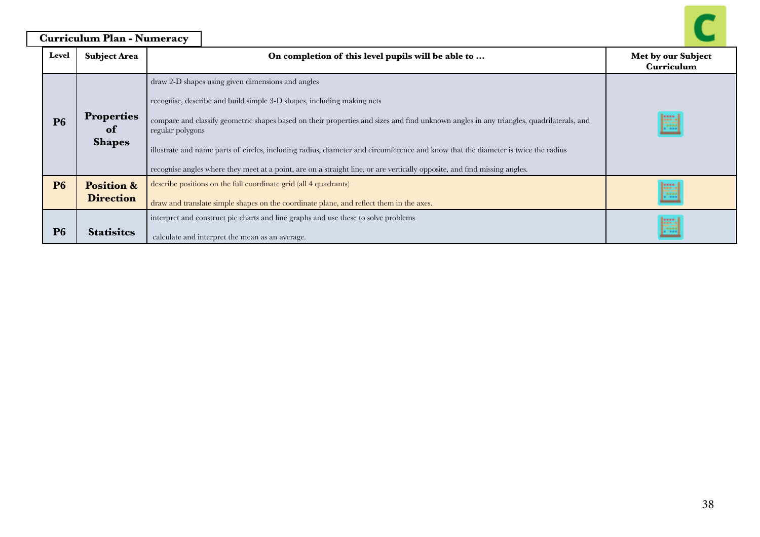## Curriculum Plan - Numeracy

| Level | Subject Area | On completion of this level pupils will be able to … | Met by our Subject Curriculum |
|---|---|---|---|
| P6 | Properties of Shapes | draw 2-D shapes using given dimensions and angles<br><br>recognise, describe and build simple 3-D shapes, including making nets<br><br>compare and classify geometric shapes based on their properties and sizes and find unknown angles in any triangles, quadrilaterals, and regular polygons<br><br>illustrate and name parts of circles, including radius, diameter and circumference and know that the diameter is twice the radius<br><br>recognise angles where they meet at a point, are on a straight line, or are vertically opposite, and find missing angles. | |
| P6 | Position & Direction | describe positions on the full coordinate grid (all 4 quadrants)<br><br>draw and translate simple shapes on the coordinate plane, and reflect them in the axes. | |
| P6 | Statisitcs | interpret and construct pie charts and line graphs and use these to solve problems<br><br>calculate and interpret the mean as an average. | |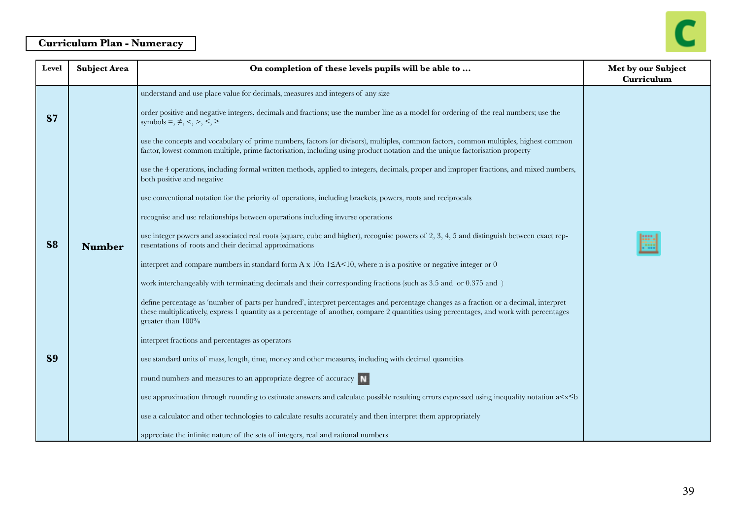**Curriculum Plan - Numeracy**

| Level | Subject Area | On completion of these levels pupils will be able to … | Met by our Subject Curriculum |
|---|---|---|---|
| S7<br>S8<br>S9 | Number | understand and use place value for decimals, measures and integers of any size<br><br>order positive and negative integers, decimals and fractions; use the number line as a model for ordering of the real numbers; use the symbols =, ≠, <, >, ≤, ≥<br><br>use the concepts and vocabulary of prime numbers, factors (or divisors), multiples, common factors, common multiples, highest common factor, lowest common multiple, prime factorisation, including using product notation and the unique factorisation property<br><br>use the 4 operations, including formal written methods, applied to integers, decimals, proper and improper fractions, and mixed numbers, both positive and negative<br><br>use conventional notation for the priority of operations, including brackets, powers, roots and reciprocals<br><br>recognise and use relationships between operations including inverse operations<br><br>use integer powers and associated real roots (square, cube and higher), recognise powers of 2, 3, 4, 5 and distinguish between exact representations of roots and their decimal approximations<br><br>interpret and compare numbers in standard form $A \times 10^n$ $1 \leq A < 10$, where n is a positive or negative integer or 0<br><br>work interchangeably with terminating decimals and their corresponding fractions (such as 3.5 and  or 0.375 and  )<br><br>define percentage as 'number of parts per hundred', interpret percentages and percentage changes as a fraction or a decimal, interpret these multiplicatively, express 1 quantity as a percentage of another, compare 2 quantities using percentages, and work with percentages greater than 100%<br><br>interpret fractions and percentages as operators<br><br>use standard units of mass, length, time, money and other measures, including with decimal quantities<br><br>round numbers and measures to an appropriate degree of accuracy N<br><br>use approximation through rounding to estimate answers and calculate possible resulting errors expressed using inequality notation $a < x \leq b$<br><br>use a calculator and other technologies to calculate results accurately and then interpret them appropriately<br><br>appreciate the infinite nature of the sets of integers, real and rational numbers | |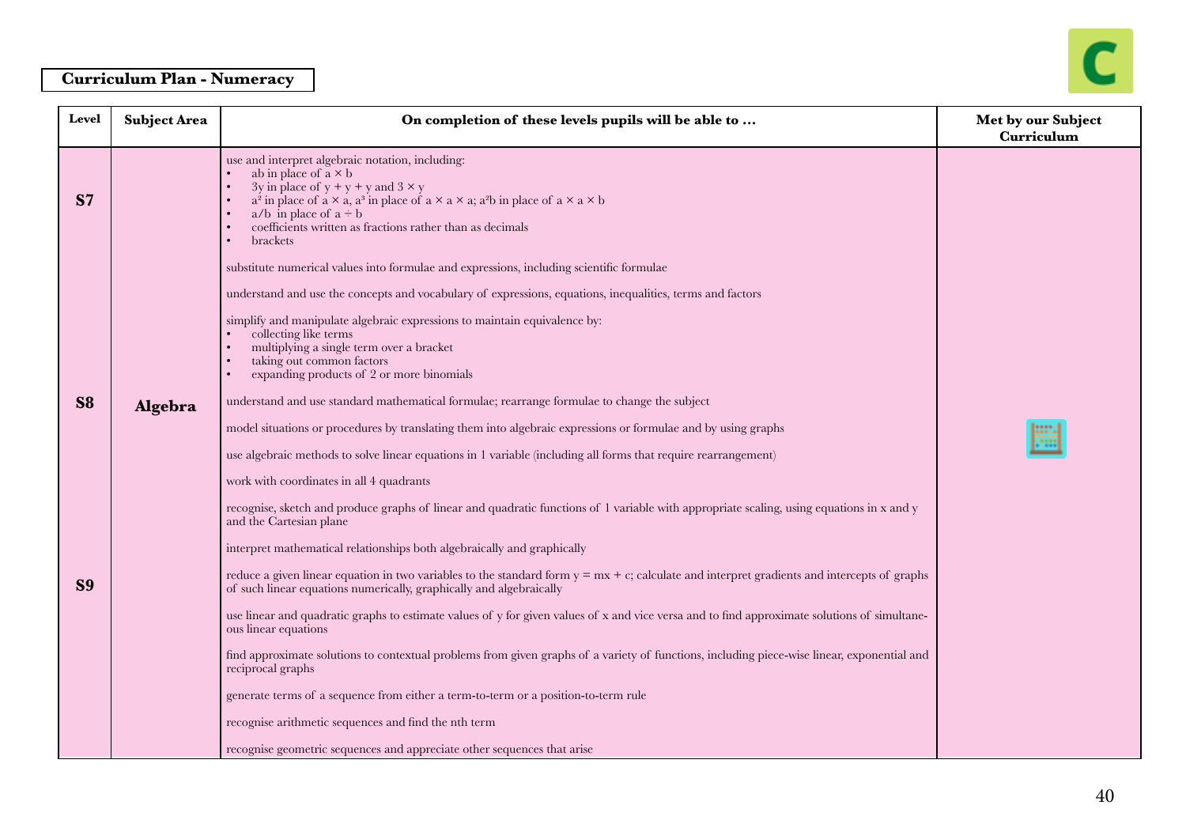**Curriculum Plan - Numeracy**

| Level | Subject Area | On completion of these levels pupils will be able to … | Met by our Subject Curriculum |
|---|---|---|---|
| S7<br><br>S8<br><br>S9 | **Algebra** | use and interpret algebraic notation, including:<br>• ab in place of $a \times b$<br>• 3y in place of $y + y + y$ and $3 \times y$<br>• $a^2$ in place of $a \times a$, $a^3$ in place of $a \times a \times a$; $a^2b$ in place of $a \times a \times b$<br>• $a/b$ in place of $a \div b$<br>• coefficients written as fractions rather than as decimals<br>• brackets<br><br>substitute numerical values into formulae and expressions, including scientific formulae<br><br>understand and use the concepts and vocabulary of expressions, equations, inequalities, terms and factors<br><br>simplify and manipulate algebraic expressions to maintain equivalence by:<br>• collecting like terms<br>• multiplying a single term over a bracket<br>• taking out common factors<br>• expanding products of 2 or more binomials<br><br>understand and use standard mathematical formulae; rearrange formulae to change the subject<br><br>model situations or procedures by translating them into algebraic expressions or formulae and by using graphs<br><br>use algebraic methods to solve linear equations in 1 variable (including all forms that require rearrangement)<br><br>work with coordinates in all 4 quadrants<br><br>recognise, sketch and produce graphs of linear and quadratic functions of 1 variable with appropriate scaling, using equations in x and y and the Cartesian plane<br><br>interpret mathematical relationships both algebraically and graphically<br><br>reduce a given linear equation in two variables to the standard form $y = mx + c$; calculate and interpret gradients and intercepts of graphs of such linear equations numerically, graphically and algebraically<br><br>use linear and quadratic graphs to estimate values of y for given values of x and vice versa and to find approximate solutions of simultaneous linear equations<br><br>find approximate solutions to contextual problems from given graphs of a variety of functions, including piece-wise linear, exponential and reciprocal graphs<br><br>generate terms of a sequence from either a term-to-term or a position-to-term rule<br><br>recognise arithmetic sequences and find the nth term<br><br>recognise geometric sequences and appreciate other sequences that arise | |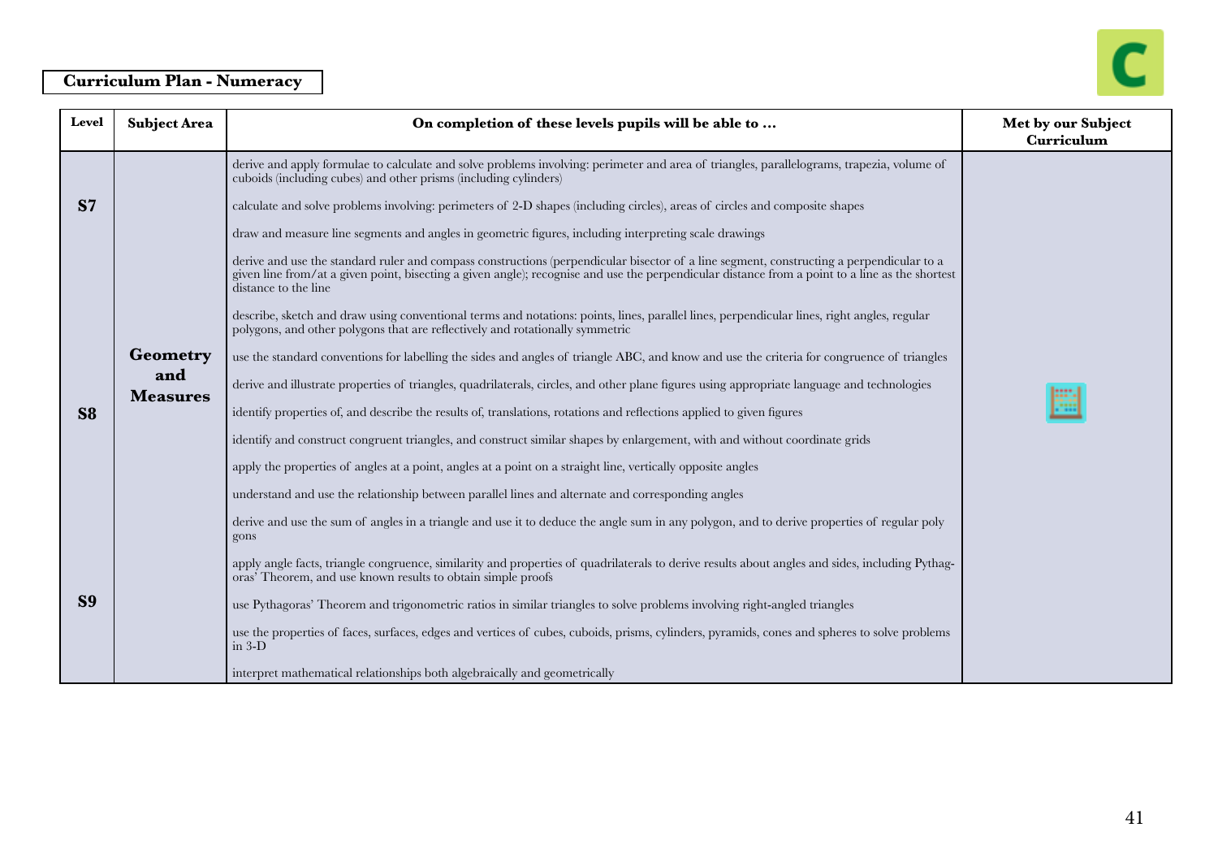**Curriculum Plan - Numeracy**

| Level | Subject Area | On completion of these levels pupils will be able to … | Met by our Subject Curriculum |
|---|---|---|---|
| S7 | Geometry and Measures | derive and apply formulae to calculate and solve problems involving: perimeter and area of triangles, parallelograms, trapezia, volume of cuboids (including cubes) and other prisms (including cylinders) | |
| | | calculate and solve problems involving: perimeters of 2-D shapes (including circles), areas of circles and composite shapes | |
| | | draw and measure line segments and angles in geometric figures, including interpreting scale drawings | |
| | | derive and use the standard ruler and compass constructions (perpendicular bisector of a line segment, constructing a perpendicular to a given line from/at a given point, bisecting a given angle); recognise and use the perpendicular distance from a point to a line as the shortest distance to the line | |
| | | describe, sketch and draw using conventional terms and notations: points, lines, parallel lines, perpendicular lines, right angles, regular polygons, and other polygons that are reflectively and rotationally symmetric | |
| S8 | | use the standard conventions for labelling the sides and angles of triangle ABC, and know and use the criteria for congruence of triangles | |
| | | derive and illustrate properties of triangles, quadrilaterals, circles, and other plane figures using appropriate language and technologies | |
| | | identify properties of, and describe the results of, translations, rotations and reflections applied to given figures | |
| | | identify and construct congruent triangles, and construct similar shapes by enlargement, with and without coordinate grids | |
| | | apply the properties of angles at a point, angles at a point on a straight line, vertically opposite angles | |
| | | understand and use the relationship between parallel lines and alternate and corresponding angles | |
| | | derive and use the sum of angles in a triangle and use it to deduce the angle sum in any polygon, and to derive properties of regular polygons | |
| S9 | | apply angle facts, triangle congruence, similarity and properties of quadrilaterals to derive results about angles and sides, including Pythagoras' Theorem, and use known results to obtain simple proofs | |
| | | use Pythagoras' Theorem and trigonometric ratios in similar triangles to solve problems involving right-angled triangles | |
| | | use the properties of faces, surfaces, edges and vertices of cubes, cuboids, prisms, cylinders, pyramids, cones and spheres to solve problems in 3-D | |
| | | interpret mathematical relationships both algebraically and geometrically | |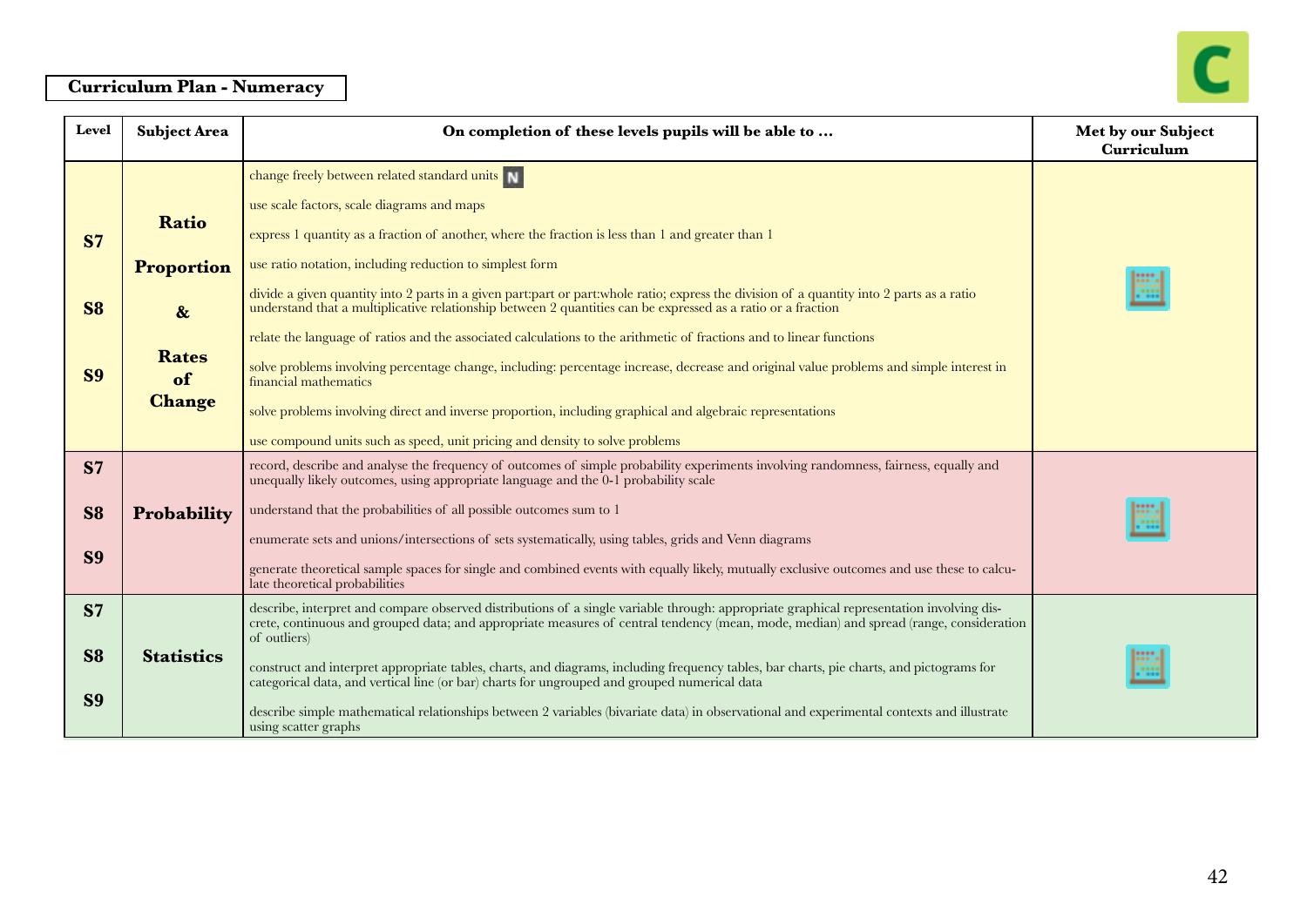**Curriculum Plan - Numeracy**

| Level | Subject Area | On completion of these levels pupils will be able to … | Met by our Subject Curriculum |
|---|---|---|---|
| S7 S8 S9 | Ratio Proportion & Rates of Change | change freely between related standard units N<br>use scale factors, scale diagrams and maps<br>express 1 quantity as a fraction of another, where the fraction is less than 1 and greater than 1<br>use ratio notation, including reduction to simplest form<br>divide a given quantity into 2 parts in a given part:part or part:whole ratio; express the division of a quantity into 2 parts as a ratio understand that a multiplicative relationship between 2 quantities can be expressed as a ratio or a fraction<br>relate the language of ratios and the associated calculations to the arithmetic of fractions and to linear functions<br>solve problems involving percentage change, including: percentage increase, decrease and original value problems and simple interest in financial mathematics<br>solve problems involving direct and inverse proportion, including graphical and algebraic representations<br>use compound units such as speed, unit pricing and density to solve problems | ✓ |
| S7 S8 S9 | Probability | record, describe and analyse the frequency of outcomes of simple probability experiments involving randomness, fairness, equally and unequally likely outcomes, using appropriate language and the 0-1 probability scale<br>understand that the probabilities of all possible outcomes sum to 1<br>enumerate sets and unions/intersections of sets systematically, using tables, grids and Venn diagrams<br>generate theoretical sample spaces for single and combined events with equally likely, mutually exclusive outcomes and use these to calculate theoretical probabilities | ✓ |
| S7 S8 S9 | Statistics | describe, interpret and compare observed distributions of a single variable through: appropriate graphical representation involving discrete, continuous and grouped data; and appropriate measures of central tendency (mean, mode, median) and spread (range, consideration of outliers)<br>construct and interpret appropriate tables, charts, and diagrams, including frequency tables, bar charts, pie charts, and pictograms for categorical data, and vertical line (or bar) charts for ungrouped and grouped numerical data<br>describe simple mathematical relationships between 2 variables (bivariate data) in observational and experimental contexts and illustrate using scatter graphs | ✓ |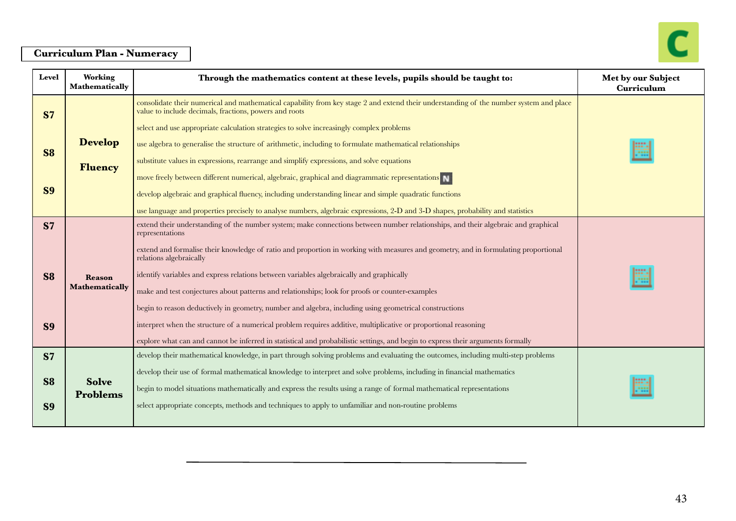**Curriculum Plan - Numeracy**

| Level | Working Mathematically | Through the mathematics content at these levels, pupils should be taught to: | Met by our Subject Curriculum |
|---|---|---|---|
| S7<br>S8<br>S9 | **Develop Fluency** | consolidate their numerical and mathematical capability from key stage 2 and extend their understanding of the number system and place value to include decimals, fractions, powers and roots<br>select and use appropriate calculation strategies to solve increasingly complex problems<br>use algebra to generalise the structure of arithmetic, including to formulate mathematical relationships<br>substitute values in expressions, rearrange and simplify expressions, and solve equations<br>move freely between different numerical, algebraic, graphical and diagrammatic representations N<br>develop algebraic and graphical fluency, including understanding linear and simple quadratic functions<br>use language and properties precisely to analyse numbers, algebraic expressions, 2-D and 3-D shapes, probability and statistics | |
| S7<br>S8<br>S9 | **Reason Mathematically** | extend their understanding of the number system; make connections between number relationships, and their algebraic and graphical representations<br>extend and formalise their knowledge of ratio and proportion in working with measures and geometry, and in formulating proportional relations algebraically<br>identify variables and express relations between variables algebraically and graphically<br>make and test conjectures about patterns and relationships; look for proofs or counter-examples<br>begin to reason deductively in geometry, number and algebra, including using geometrical constructions<br>interpret when the structure of a numerical problem requires additive, multiplicative or proportional reasoning<br>explore what can and cannot be inferred in statistical and probabilistic settings, and begin to express their arguments formally | |
| S7<br>S8<br>S9 | **Solve Problems** | develop their mathematical knowledge, in part through solving problems and evaluating the outcomes, including multi-step problems<br>develop their use of formal mathematical knowledge to interpret and solve problems, including in financial mathematics<br>begin to model situations mathematically and express the results using a range of formal mathematical representations<br>select appropriate concepts, methods and techniques to apply to unfamiliar and non-routine problems | |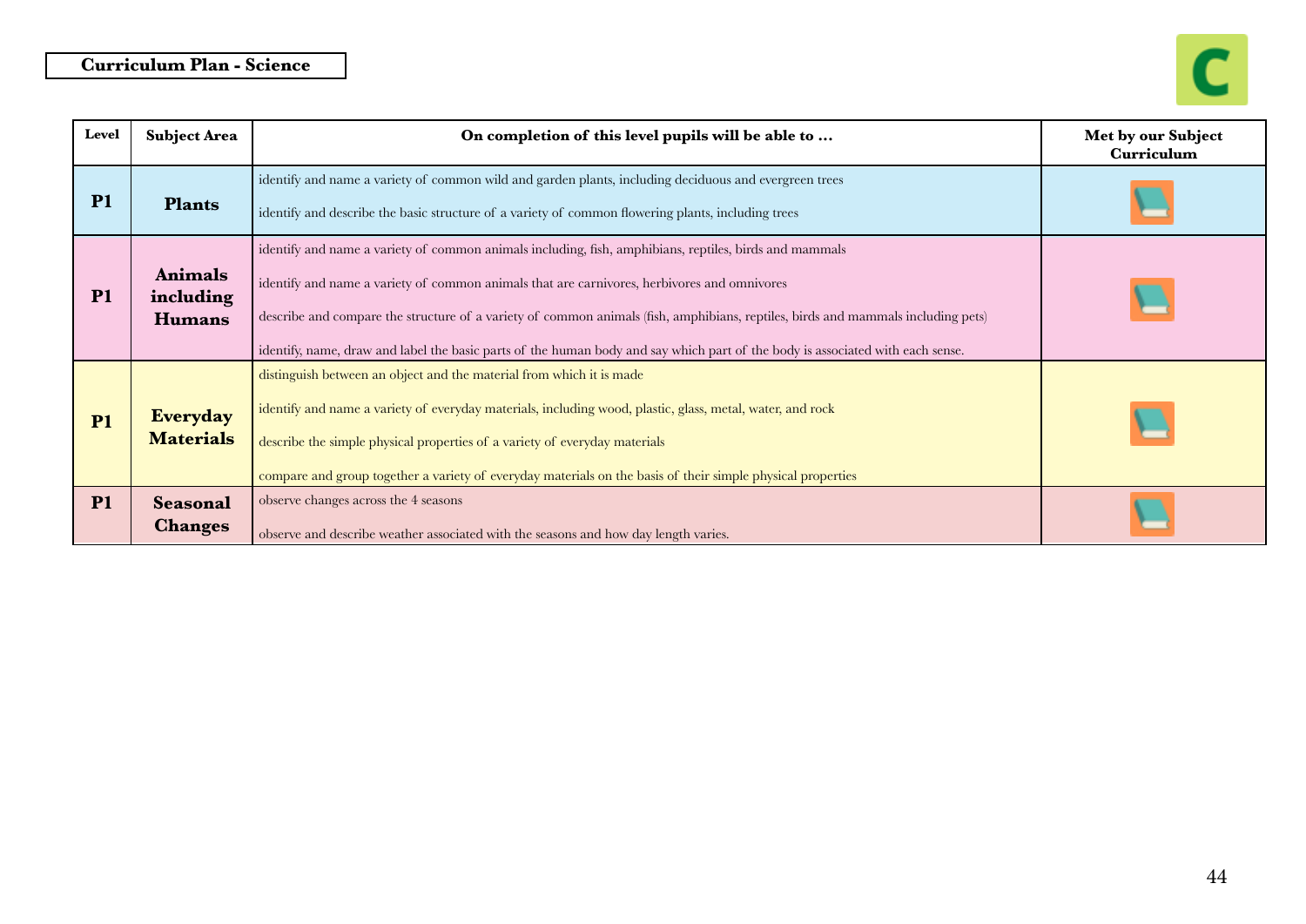**Curriculum Plan - Science**

| Level | Subject Area | On completion of this level pupils will be able to … | Met by our Subject Curriculum |
|---|---|---|---|
| P1 | Plants | identify and name a variety of common wild and garden plants, including deciduous and evergreen trees<br><br>identify and describe the basic structure of a variety of common flowering plants, including trees | 📘 |
| P1 | Animals including Humans | identify and name a variety of common animals including, fish, amphibians, reptiles, birds and mammals<br><br>identify and name a variety of common animals that are carnivores, herbivores and omnivores<br><br>describe and compare the structure of a variety of common animals (fish, amphibians, reptiles, birds and mammals including pets)<br><br>identify, name, draw and label the basic parts of the human body and say which part of the body is associated with each sense. | 📘 |
| P1 | Everyday Materials | distinguish between an object and the material from which it is made<br><br>identify and name a variety of everyday materials, including wood, plastic, glass, metal, water, and rock<br><br>describe the simple physical properties of a variety of everyday materials<br><br>compare and group together a variety of everyday materials on the basis of their simple physical properties | 📘 |
| P1 | Seasonal Changes | observe changes across the 4 seasons<br><br>observe and describe weather associated with the seasons and how day length varies. | 📘 |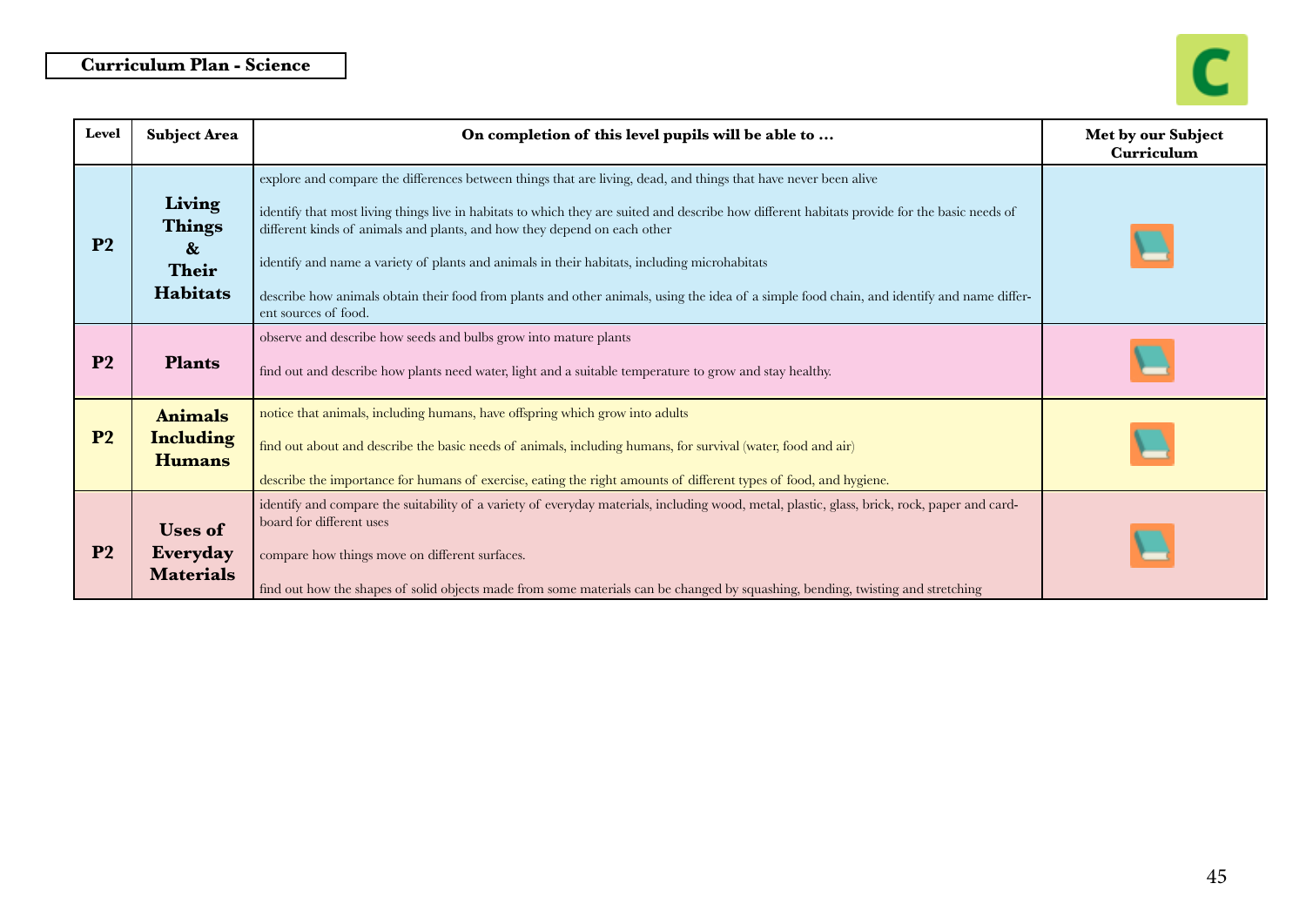**Curriculum Plan - Science**

| Level | Subject Area | On completion of this level pupils will be able to … | Met by our Subject Curriculum |
|---|---|---|---|
| P2 | Living Things & Their Habitats | explore and compare the differences between things that are living, dead, and things that have never been alive<br><br>identify that most living things live in habitats to which they are suited and describe how different habitats provide for the basic needs of different kinds of animals and plants, and how they depend on each other<br><br>identify and name a variety of plants and animals in their habitats, including microhabitats<br><br>describe how animals obtain their food from plants and other animals, using the idea of a simple food chain, and identify and name different sources of food. | 📘 |
| P2 | Plants | observe and describe how seeds and bulbs grow into mature plants<br><br>find out and describe how plants need water, light and a suitable temperature to grow and stay healthy. | 📘 |
| P2 | Animals Including Humans | notice that animals, including humans, have offspring which grow into adults<br><br>find out about and describe the basic needs of animals, including humans, for survival (water, food and air)<br><br>describe the importance for humans of exercise, eating the right amounts of different types of food, and hygiene. | 📘 |
| P2 | Uses of Everyday Materials | identify and compare the suitability of a variety of everyday materials, including wood, metal, plastic, glass, brick, rock, paper and cardboard for different uses<br><br>compare how things move on different surfaces.<br><br>find out how the shapes of solid objects made from some materials can be changed by squashing, bending, twisting and stretching | 📘 |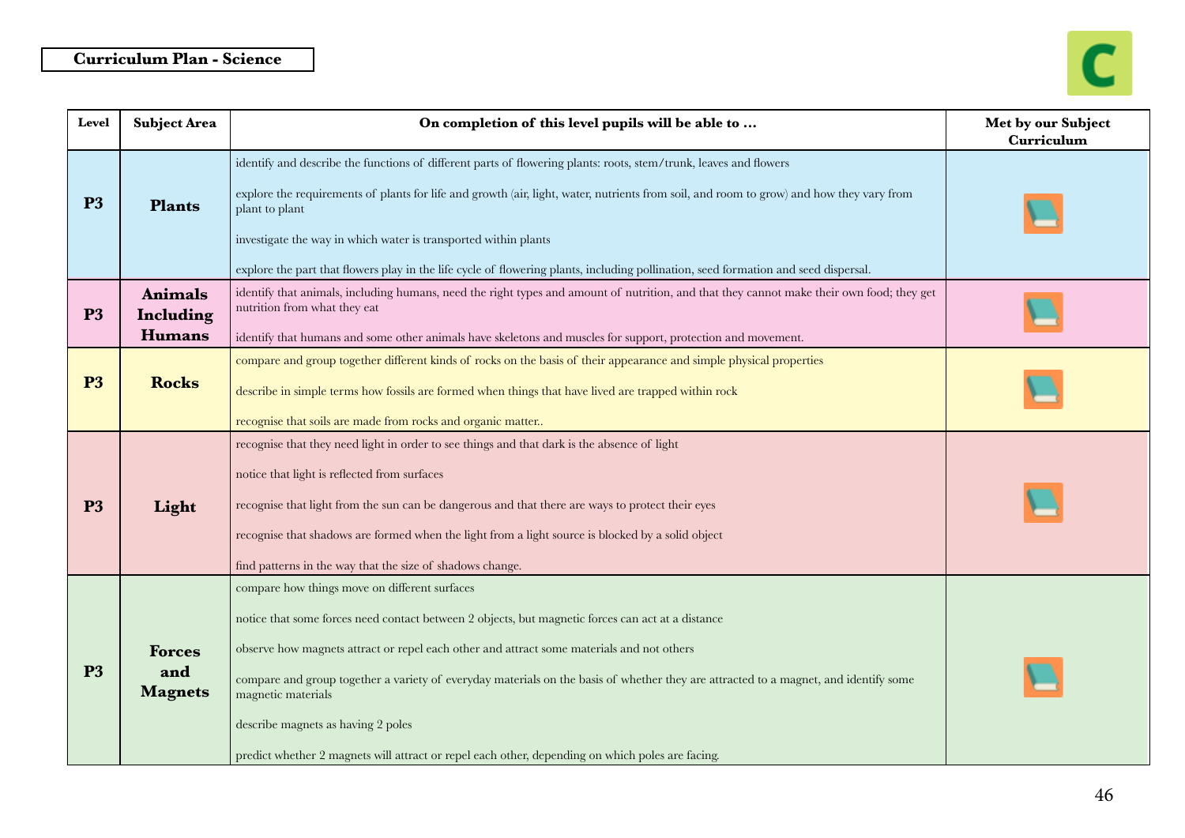# Curriculum Plan - Science

| Level | Subject Area | On completion of this level pupils will be able to … | Met by our Subject Curriculum |
|---|---|---|---|
| P3 | Plants | identify and describe the functions of different parts of flowering plants: roots, stem/trunk, leaves and flowers<br><br>explore the requirements of plants for life and growth (air, light, water, nutrients from soil, and room to grow) and how they vary from plant to plant<br><br>investigate the way in which water is transported within plants<br><br>explore the part that flowers play in the life cycle of flowering plants, including pollination, seed formation and seed dispersal. | 📘 |
| P3 | Animals Including Humans | identify that animals, including humans, need the right types and amount of nutrition, and that they cannot make their own food; they get nutrition from what they eat<br><br>identify that humans and some other animals have skeletons and muscles for support, protection and movement. | 📘 |
| P3 | Rocks | compare and group together different kinds of rocks on the basis of their appearance and simple physical properties<br><br>describe in simple terms how fossils are formed when things that have lived are trapped within rock<br><br>recognise that soils are made from rocks and organic matter.. | 📘 |
| P3 | Light | recognise that they need light in order to see things and that dark is the absence of light<br><br>notice that light is reflected from surfaces<br><br>recognise that light from the sun can be dangerous and that there are ways to protect their eyes<br><br>recognise that shadows are formed when the light from a light source is blocked by a solid object<br><br>find patterns in the way that the size of shadows change. | 📘 |
| P3 | Forces and Magnets | compare how things move on different surfaces<br><br>notice that some forces need contact between 2 objects, but magnetic forces can act at a distance<br><br>observe how magnets attract or repel each other and attract some materials and not others<br><br>compare and group together a variety of everyday materials on the basis of whether they are attracted to a magnet, and identify some magnetic materials<br><br>describe magnets as having 2 poles<br><br>predict whether 2 magnets will attract or repel each other, depending on which poles are facing. | 📘 |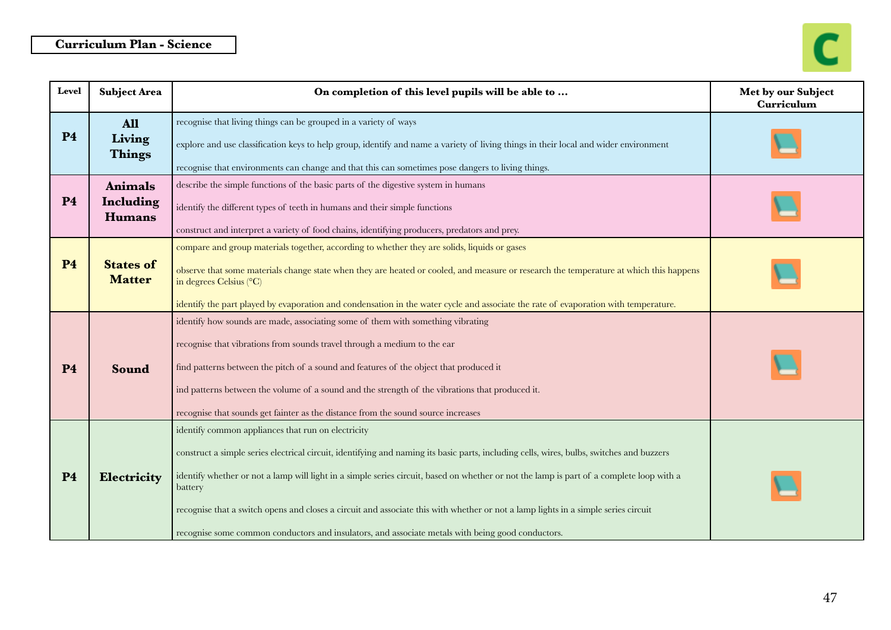**Curriculum Plan - Science**

| Level | Subject Area | On completion of this level pupils will be able to … | Met by our Subject Curriculum |
|---|---|---|---|
| P4 | All Living Things | recognise that living things can be grouped in a variety of ways<br><br>explore and use classification keys to help group, identify and name a variety of living things in their local and wider environment<br><br>recognise that environments can change and that this can sometimes pose dangers to living things. | |
| P4 | Animals Including Humans | describe the simple functions of the basic parts of the digestive system in humans<br><br>identify the different types of teeth in humans and their simple functions<br><br>construct and interpret a variety of food chains, identifying producers, predators and prey. | |
| P4 | States of Matter | compare and group materials together, according to whether they are solids, liquids or gases<br><br>observe that some materials change state when they are heated or cooled, and measure or research the temperature at which this happens in degrees Celsius (°C)<br><br>identify the part played by evaporation and condensation in the water cycle and associate the rate of evaporation with temperature. | |
| P4 | Sound | identify how sounds are made, associating some of them with something vibrating<br><br>recognise that vibrations from sounds travel through a medium to the ear<br><br>find patterns between the pitch of a sound and features of the object that produced it<br><br>ind patterns between the volume of a sound and the strength of the vibrations that produced it.<br><br>recognise that sounds get fainter as the distance from the sound source increases | |
| P4 | Electricity | identify common appliances that run on electricity<br><br>construct a simple series electrical circuit, identifying and naming its basic parts, including cells, wires, bulbs, switches and buzzers<br><br>identify whether or not a lamp will light in a simple series circuit, based on whether or not the lamp is part of a complete loop with a battery<br><br>recognise that a switch opens and closes a circuit and associate this with whether or not a lamp lights in a simple series circuit<br><br>recognise some common conductors and insulators, and associate metals with being good conductors. | |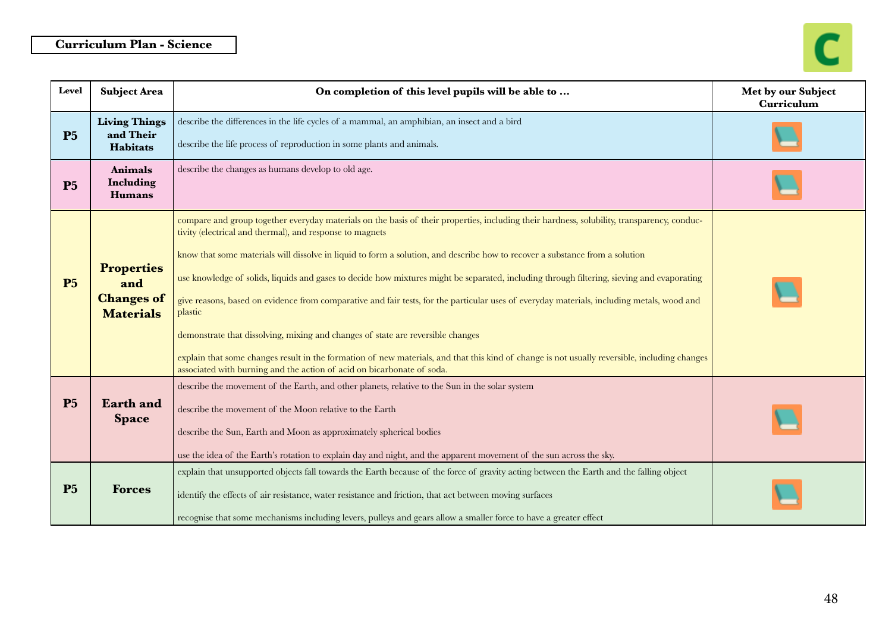**Curriculum Plan - Science**

| Level | Subject Area | On completion of this level pupils will be able to … | Met by our Subject Curriculum |
|---|---|---|---|
| P5 | Living Things and Their Habitats | describe the differences in the life cycles of a mammal, an amphibian, an insect and a bird<br><br>describe the life process of reproduction in some plants and animals. | |
| P5 | Animals Including Humans | describe the changes as humans develop to old age. | |
| P5 | Properties and Changes of Materials | compare and group together everyday materials on the basis of their properties, including their hardness, solubility, transparency, conductivity (electrical and thermal), and response to magnets<br><br>know that some materials will dissolve in liquid to form a solution, and describe how to recover a substance from a solution<br><br>use knowledge of solids, liquids and gases to decide how mixtures might be separated, including through filtering, sieving and evaporating<br><br>give reasons, based on evidence from comparative and fair tests, for the particular uses of everyday materials, including metals, wood and plastic<br><br>demonstrate that dissolving, mixing and changes of state are reversible changes<br><br>explain that some changes result in the formation of new materials, and that this kind of change is not usually reversible, including changes associated with burning and the action of acid on bicarbonate of soda. | |
| P5 | Earth and Space | describe the movement of the Earth, and other planets, relative to the Sun in the solar system<br><br>describe the movement of the Moon relative to the Earth<br><br>describe the Sun, Earth and Moon as approximately spherical bodies<br><br>use the idea of the Earth's rotation to explain day and night, and the apparent movement of the sun across the sky. | |
| P5 | Forces | explain that unsupported objects fall towards the Earth because of the force of gravity acting between the Earth and the falling object<br><br>identify the effects of air resistance, water resistance and friction, that act between moving surfaces<br><br>recognise that some mechanisms including levers, pulleys and gears allow a smaller force to have a greater effect | |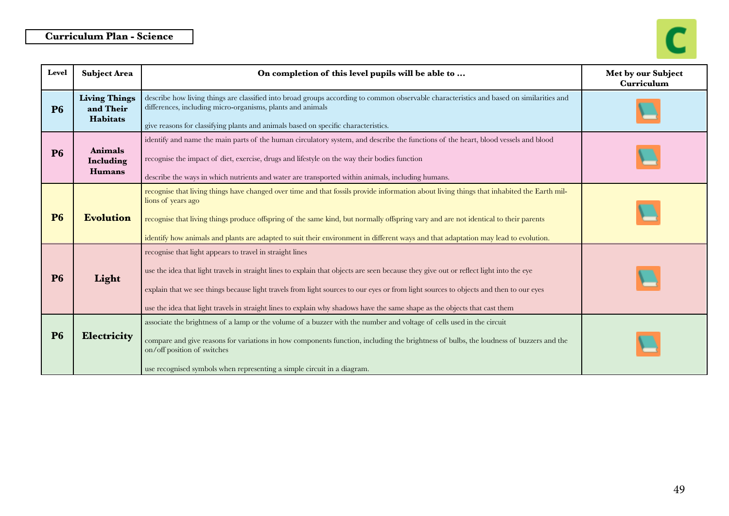**Curriculum Plan - Science**

| Level | Subject Area | On completion of this level pupils will be able to … | Met by our Subject Curriculum |
|---|---|---|---|
| P6 | Living Things and Their Habitats | describe how living things are classified into broad groups according to common observable characteristics and based on similarities and differences, including micro-organisms, plants and animals<br><br>give reasons for classifying plants and animals based on specific characteristics. | |
| P6 | Animals Including Humans | identify and name the main parts of the human circulatory system, and describe the functions of the heart, blood vessels and blood<br><br>recognise the impact of diet, exercise, drugs and lifestyle on the way their bodies function<br><br>describe the ways in which nutrients and water are transported within animals, including humans. | |
| P6 | Evolution | recognise that living things have changed over time and that fossils provide information about living things that inhabited the Earth millions of years ago<br><br>recognise that living things produce offspring of the same kind, but normally offspring vary and are not identical to their parents<br><br>identify how animals and plants are adapted to suit their environment in different ways and that adaptation may lead to evolution. | |
| P6 | Light | recognise that light appears to travel in straight lines<br><br>use the idea that light travels in straight lines to explain that objects are seen because they give out or reflect light into the eye<br><br>explain that we see things because light travels from light sources to our eyes or from light sources to objects and then to our eyes<br><br>use the idea that light travels in straight lines to explain why shadows have the same shape as the objects that cast them | |
| P6 | Electricity | associate the brightness of a lamp or the volume of a buzzer with the number and voltage of cells used in the circuit<br><br>compare and give reasons for variations in how components function, including the brightness of bulbs, the loudness of buzzers and the on/off position of switches<br><br>use recognised symbols when representing a simple circuit in a diagram. | |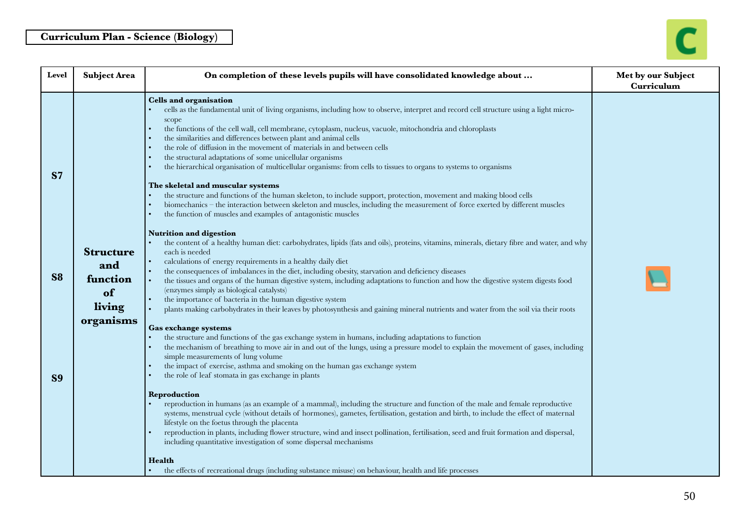**Curriculum Plan - Science (Biology)**

| Level | Subject Area | On completion of these levels pupils will have consolidated knowledge about … | Met by our Subject Curriculum |
|---|---|---|---|
| S7<br><br>S8<br><br>S9 | **Structure and function of living organisms** | **Cells and organisation**<br>• cells as the fundamental unit of living organisms, including how to observe, interpret and record cell structure using a light microscope<br>• the functions of the cell wall, cell membrane, cytoplasm, nucleus, vacuole, mitochondria and chloroplasts<br>• the similarities and differences between plant and animal cells<br>• the role of diffusion in the movement of materials in and between cells<br>• the structural adaptations of some unicellular organisms<br>• the hierarchical organisation of multicellular organisms: from cells to tissues to organs to systems to organisms<br><br>**The skeletal and muscular systems**<br>• the structure and functions of the human skeleton, to include support, protection, movement and making blood cells<br>• biomechanics – the interaction between skeleton and muscles, including the measurement of force exerted by different muscles<br>• the function of muscles and examples of antagonistic muscles<br><br>**Nutrition and digestion**<br>• the content of a healthy human diet: carbohydrates, lipids (fats and oils), proteins, vitamins, minerals, dietary fibre and water, and why each is needed<br>• calculations of energy requirements in a healthy daily diet<br>• the consequences of imbalances in the diet, including obesity, starvation and deficiency diseases<br>• the tissues and organs of the human digestive system, including adaptations to function and how the digestive system digests food (enzymes simply as biological catalysts)<br>• the importance of bacteria in the human digestive system<br>• plants making carbohydrates in their leaves by photosynthesis and gaining mineral nutrients and water from the soil via their roots<br><br>**Gas exchange systems**<br>• the structure and functions of the gas exchange system in humans, including adaptations to function<br>• the mechanism of breathing to move air in and out of the lungs, using a pressure model to explain the movement of gases, including simple measurements of lung volume<br>• the impact of exercise, asthma and smoking on the human gas exchange system<br>• the role of leaf stomata in gas exchange in plants<br><br>**Reproduction**<br>• reproduction in humans (as an example of a mammal), including the structure and function of the male and female reproductive systems, menstrual cycle (without details of hormones), gametes, fertilisation, gestation and birth, to include the effect of maternal lifestyle on the foetus through the placenta<br>• reproduction in plants, including flower structure, wind and insect pollination, fertilisation, seed and fruit formation and dispersal, including quantitative investigation of some dispersal mechanisms<br><br>**Health**<br>• the effects of recreational drugs (including substance misuse) on behaviour, health and life processes | 📘 |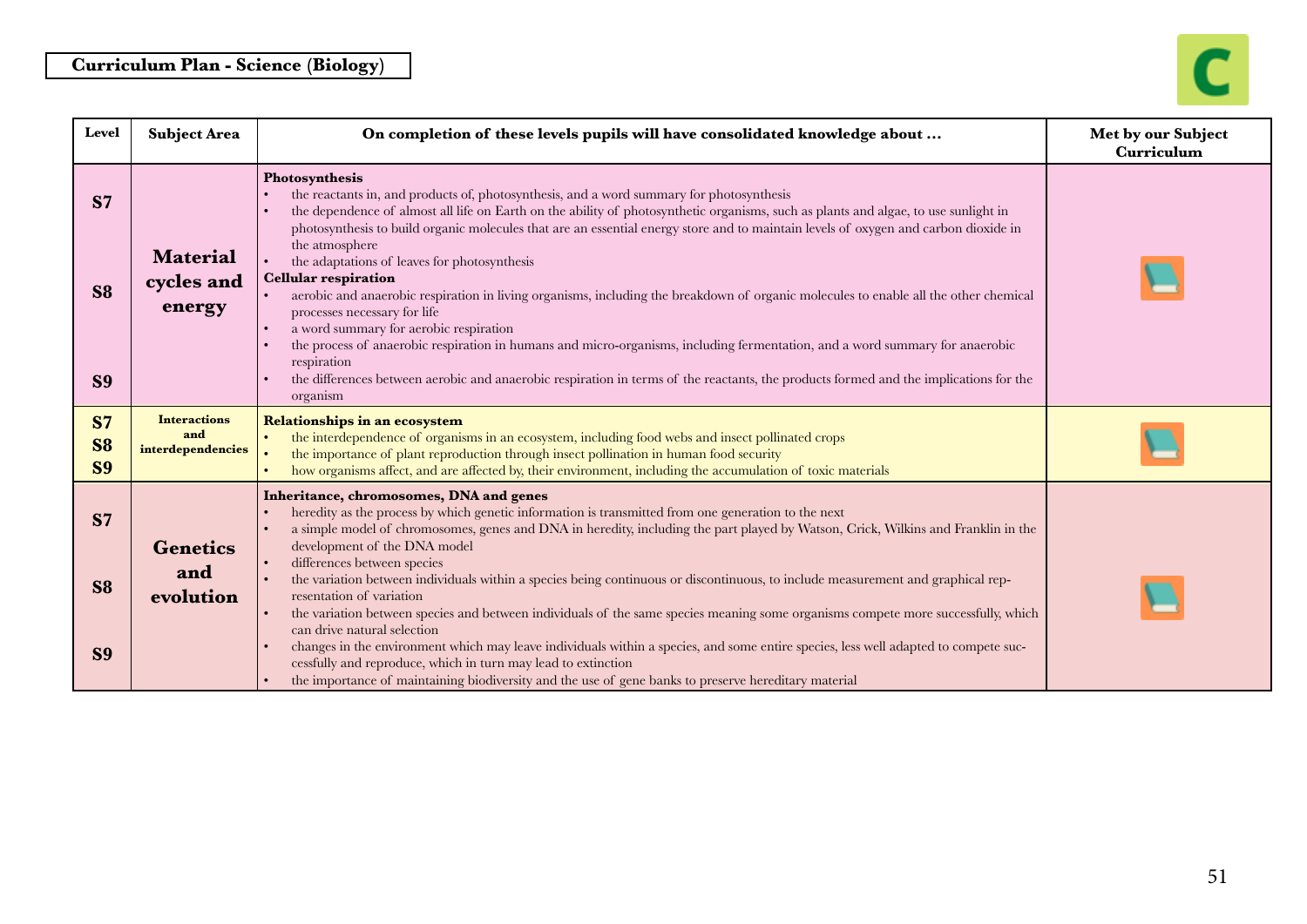**Curriculum Plan - Science (Biology)**

| Level | Subject Area | On completion of these levels pupils will have consolidated knowledge about … | Met by our Subject Curriculum |
|---|---|---|---|
| S7<br>S8<br>S9 | **Material cycles and energy** | **Photosynthesis**<br>• the reactants in, and products of, photosynthesis, and a word summary for photosynthesis<br>• the dependence of almost all life on Earth on the ability of photosynthetic organisms, such as plants and algae, to use sunlight in photosynthesis to build organic molecules that are an essential energy store and to maintain levels of oxygen and carbon dioxide in the atmosphere<br>• the adaptations of leaves for photosynthesis<br>**Cellular respiration**<br>• aerobic and anaerobic respiration in living organisms, including the breakdown of organic molecules to enable all the other chemical processes necessary for life<br>• a word summary for aerobic respiration<br>• the process of anaerobic respiration in humans and micro-organisms, including fermentation, and a word summary for anaerobic respiration<br>• the differences between aerobic and anaerobic respiration in terms of the reactants, the products formed and the implications for the organism | |
| S7<br>S8<br>S9 | **Interactions and interdependencies** | **Relationships in an ecosystem**<br>• the interdependence of organisms in an ecosystem, including food webs and insect pollinated crops<br>• the importance of plant reproduction through insect pollination in human food security<br>• how organisms affect, and are affected by, their environment, including the accumulation of toxic materials | |
| S7<br>S8<br>S9 | **Genetics and evolution** | **Inheritance, chromosomes, DNA and genes**<br>• heredity as the process by which genetic information is transmitted from one generation to the next<br>• a simple model of chromosomes, genes and DNA in heredity, including the part played by Watson, Crick, Wilkins and Franklin in the development of the DNA model<br>• differences between species<br>• the variation between individuals within a species being continuous or discontinuous, to include measurement and graphical representation of variation<br>• the variation between species and between individuals of the same species meaning some organisms compete more successfully, which can drive natural selection<br>• changes in the environment which may leave individuals within a species, and some entire species, less well adapted to compete successfully and reproduce, which in turn may lead to extinction<br>• the importance of maintaining biodiversity and the use of gene banks to preserve hereditary material | |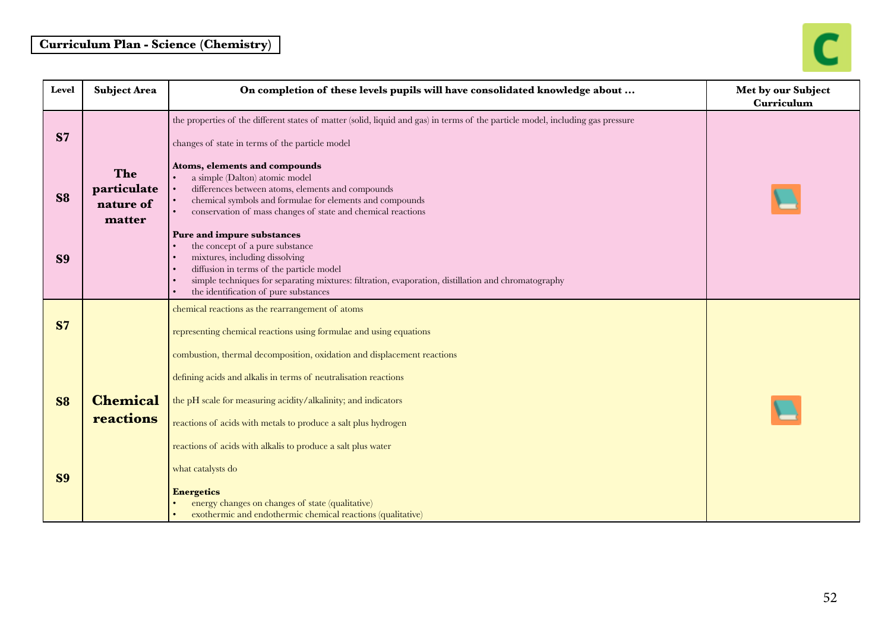**Curriculum Plan - Science (Chemistry)**

| Level | Subject Area | On completion of these levels pupils will have consolidated knowledge about … | Met by our Subject Curriculum |
|---|---|---|---|
| S7<br>S8<br>S9 | **The particulate nature of matter** | the properties of the different states of matter (solid, liquid and gas) in terms of the particle model, including gas pressure<br><br>changes of state in terms of the particle model<br><br>**Atoms, elements and compounds**<br>• a simple (Dalton) atomic model<br>• differences between atoms, elements and compounds<br>• chemical symbols and formulae for elements and compounds<br>• conservation of mass changes of state and chemical reactions<br><br>**Pure and impure substances**<br>• the concept of a pure substance<br>• mixtures, including dissolving<br>• diffusion in terms of the particle model<br>• simple techniques for separating mixtures: filtration, evaporation, distillation and chromatography<br>• the identification of pure substances | |
| S7<br>S8<br>S9 | **Chemical reactions** | chemical reactions as the rearrangement of atoms<br><br>representing chemical reactions using formulae and using equations<br><br>combustion, thermal decomposition, oxidation and displacement reactions<br><br>defining acids and alkalis in terms of neutralisation reactions<br><br>the pH scale for measuring acidity/alkalinity; and indicators<br><br>reactions of acids with metals to produce a salt plus hydrogen<br><br>reactions of acids with alkalis to produce a salt plus water<br><br>what catalysts do<br><br>**Energetics**<br>• energy changes on changes of state (qualitative)<br>• exothermic and endothermic chemical reactions (qualitative) | |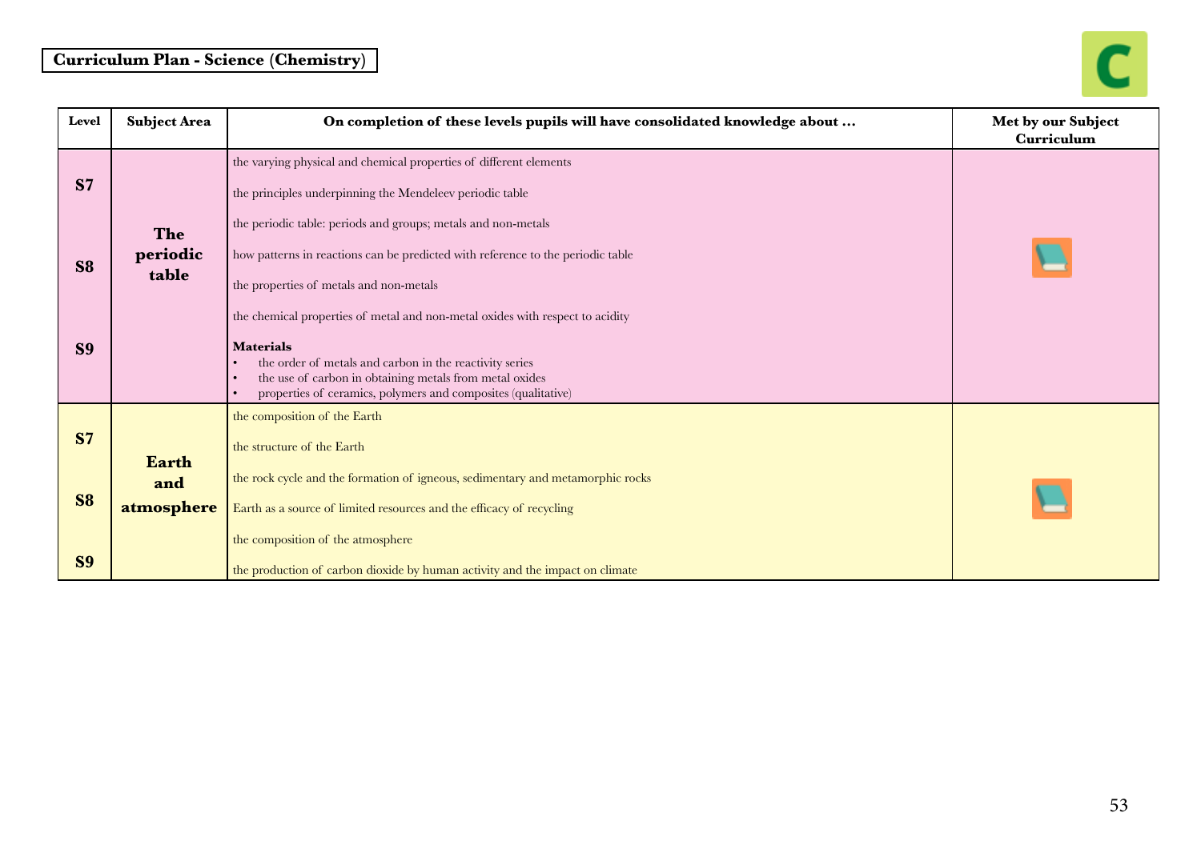**Curriculum Plan - Science (Chemistry)**

| Level | Subject Area | On completion of these levels pupils will have consolidated knowledge about … | Met by our Subject Curriculum |
|---|---|---|---|
| S7<br>S8<br>S9 | **The periodic table** | the varying physical and chemical properties of different elements<br>the principles underpinning the Mendeleev periodic table<br>the periodic table: periods and groups; metals and non-metals<br>how patterns in reactions can be predicted with reference to the periodic table<br>the properties of metals and non-metals<br>the chemical properties of metal and non-metal oxides with respect to acidity<br>**Materials**<br>• the order of metals and carbon in the reactivity series<br>• the use of carbon in obtaining metals from metal oxides<br>• properties of ceramics, polymers and composites (qualitative) | |
| S7<br>S8<br>S9 | **Earth and atmosphere** | the composition of the Earth<br>the structure of the Earth<br>the rock cycle and the formation of igneous, sedimentary and metamorphic rocks<br>Earth as a source of limited resources and the efficacy of recycling<br>the composition of the atmosphere<br>the production of carbon dioxide by human activity and the impact on climate | |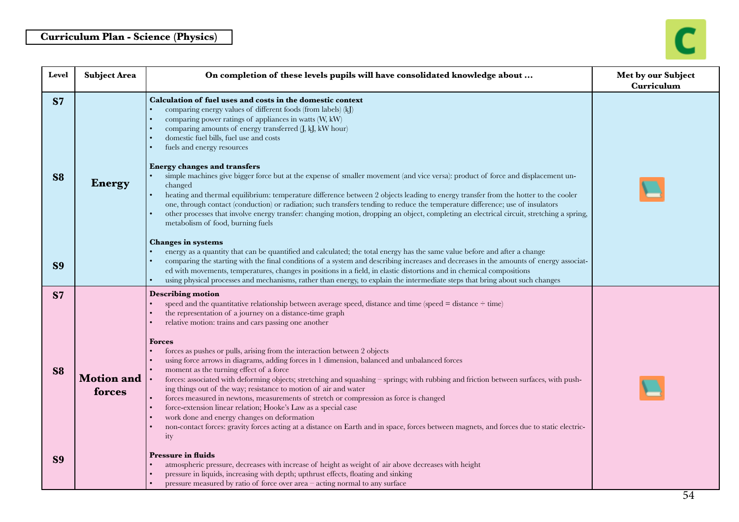**Curriculum Plan - Science (Physics)**

| Level | Subject Area | On completion of these levels pupils will have consolidated knowledge about … | Met by our Subject Curriculum |
|---|---|---|---|
| S7<br>S8<br>S9 | **Energy** | **Calculation of fuel uses and costs in the domestic context**<br>• comparing energy values of different foods (from labels) (kJ)<br>• comparing power ratings of appliances in watts (W, kW)<br>• comparing amounts of energy transferred (J, kJ, kW hour)<br>• domestic fuel bills, fuel use and costs<br>• fuels and energy resources<br><br>**Energy changes and transfers**<br>• simple machines give bigger force but at the expense of smaller movement (and vice versa): product of force and displacement unchanged<br>• heating and thermal equilibrium: temperature difference between 2 objects leading to energy transfer from the hotter to the cooler one, through contact (conduction) or radiation; such transfers tending to reduce the temperature difference; use of insulators<br>• other processes that involve energy transfer: changing motion, dropping an object, completing an electrical circuit, stretching a spring, metabolism of food, burning fuels<br><br>**Changes in systems**<br>• energy as a quantity that can be quantified and calculated; the total energy has the same value before and after a change<br>• comparing the starting with the final conditions of a system and describing increases and decreases in the amounts of energy associated with movements, temperatures, changes in positions in a field, in elastic distortions and in chemical compositions<br>• using physical processes and mechanisms, rather than energy, to explain the intermediate steps that bring about such changes | |
| S7<br>S8<br>S9 | **Motion and forces** | **Describing motion**<br>• speed and the quantitative relationship between average speed, distance and time (speed = distance ÷ time)<br>• the representation of a journey on a distance-time graph<br>• relative motion: trains and cars passing one another<br><br>**Forces**<br>• forces as pushes or pulls, arising from the interaction between 2 objects<br>• using force arrows in diagrams, adding forces in 1 dimension, balanced and unbalanced forces<br>• moment as the turning effect of a force<br>• forces: associated with deforming objects; stretching and squashing – springs; with rubbing and friction between surfaces, with pushing things out of the way; resistance to motion of air and water<br>• forces measured in newtons, measurements of stretch or compression as force is changed<br>• force-extension linear relation; Hooke's Law as a special case<br>• work done and energy changes on deformation<br>• non-contact forces: gravity forces acting at a distance on Earth and in space, forces between magnets, and forces due to static electricity<br><br>**Pressure in fluids**<br>• atmospheric pressure, decreases with increase of height as weight of air above decreases with height<br>• pressure in liquids, increasing with depth; upthrust effects, floating and sinking<br>• pressure measured by ratio of force over area – acting normal to any surface | |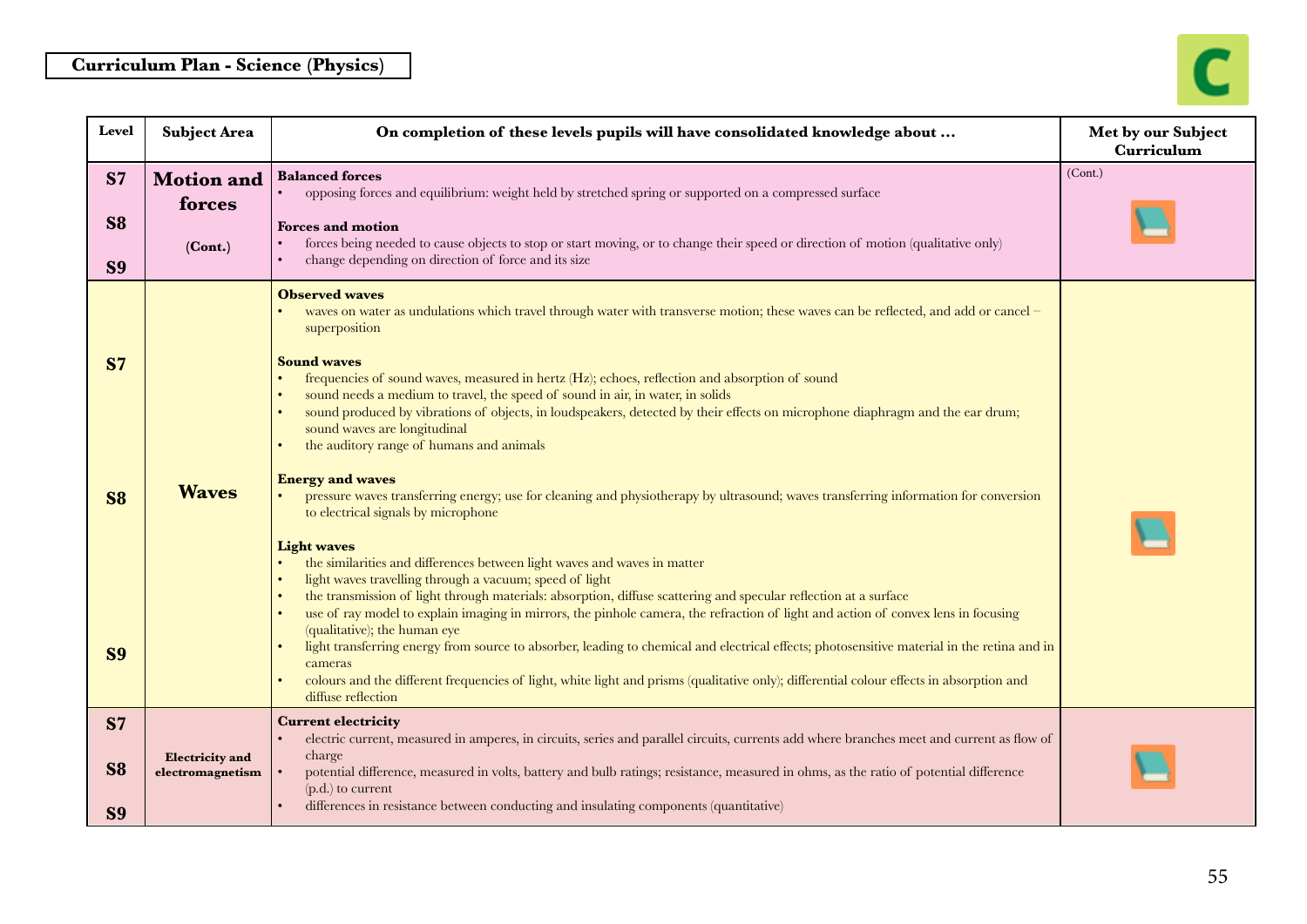**Curriculum Plan - Science (Physics)**

| Level | Subject Area | On completion of these levels pupils will have consolidated knowledge about … | Met by our Subject Curriculum |
|---|---|---|---|
| S7<br><br>S8<br><br>S9 | **Motion and forces**<br><br>(Cont.) | **Balanced forces**<br>• opposing forces and equilibrium: weight held by stretched spring or supported on a compressed surface<br><br>**Forces and motion**<br>• forces being needed to cause objects to stop or start moving, or to change their speed or direction of motion (qualitative only)<br>• change depending on direction of force and its size | (Cont.) |
| S7<br><br>S8<br><br>S9 | **Waves** | **Observed waves**<br>• waves on water as undulations which travel through water with transverse motion; these waves can be reflected, and add or cancel – superposition<br><br>**Sound waves**<br>• frequencies of sound waves, measured in hertz (Hz); echoes, reflection and absorption of sound<br>• sound needs a medium to travel, the speed of sound in air, in water, in solids<br>• sound produced by vibrations of objects, in loudspeakers, detected by their effects on microphone diaphragm and the ear drum; sound waves are longitudinal<br>• the auditory range of humans and animals<br><br>**Energy and waves**<br>• pressure waves transferring energy; use for cleaning and physiotherapy by ultrasound; waves transferring information for conversion to electrical signals by microphone<br><br>**Light waves**<br>• the similarities and differences between light waves and waves in matter<br>• light waves travelling through a vacuum; speed of light<br>• the transmission of light through materials: absorption, diffuse scattering and specular reflection at a surface<br>• use of ray model to explain imaging in mirrors, the pinhole camera, the refraction of light and action of convex lens in focusing (qualitative); the human eye<br>• light transferring energy from source to absorber, leading to chemical and electrical effects; photosensitive material in the retina and in cameras<br>• colours and the different frequencies of light, white light and prisms (qualitative only); differential colour effects in absorption and diffuse reflection | |
| S7<br><br>S8<br><br>S9 | **Electricity and electromagnetism** | **Current electricity**<br>• electric current, measured in amperes, in circuits, series and parallel circuits, currents add where branches meet and current as flow of charge<br>• potential difference, measured in volts, battery and bulb ratings; resistance, measured in ohms, as the ratio of potential difference (p.d.) to current<br>• differences in resistance between conducting and insulating components (quantitative) | |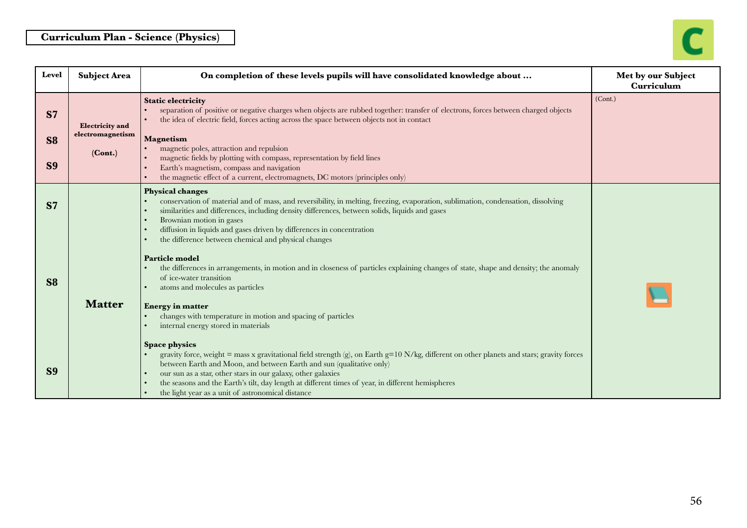**Curriculum Plan - Science (Physics)**

| Level | Subject Area | On completion of these levels pupils will have consolidated knowledge about … | Met by our Subject Curriculum |
|---|---|---|---|
| S7<br>S8<br>S9 | **Electricity and electromagnetism**<br>(Cont.) | **Static electricity**<br>• separation of positive or negative charges when objects are rubbed together: transfer of electrons, forces between charged objects<br>• the idea of electric field, forces acting across the space between objects not in contact<br><br>**Magnetism**<br>• magnetic poles, attraction and repulsion<br>• magnetic fields by plotting with compass, representation by field lines<br>• Earth's magnetism, compass and navigation<br>• the magnetic effect of a current, electromagnets, DC motors (principles only) | (Cont.) |
| S7<br>S8<br>S9 | **Matter** | **Physical changes**<br>• conservation of material and of mass, and reversibility, in melting, freezing, evaporation, sublimation, condensation, dissolving<br>• similarities and differences, including density differences, between solids, liquids and gases<br>• Brownian motion in gases<br>• diffusion in liquids and gases driven by differences in concentration<br>• the difference between chemical and physical changes<br><br>**Particle model**<br>• the differences in arrangements, in motion and in closeness of particles explaining changes of state, shape and density; the anomaly of ice-water transition<br>• atoms and molecules as particles<br><br>**Energy in matter**<br>• changes with temperature in motion and spacing of particles<br>• internal energy stored in materials<br><br>**Space physics**<br>• gravity force, weight = mass x gravitational field strength (g), on Earth g=10 N/kg, different on other planets and stars; gravity forces between Earth and Moon, and between Earth and sun (qualitative only)<br>• our sun as a star, other stars in our galaxy, other galaxies<br>• the seasons and the Earth's tilt, day length at different times of year, in different hemispheres<br>• the light year as a unit of astronomical distance | |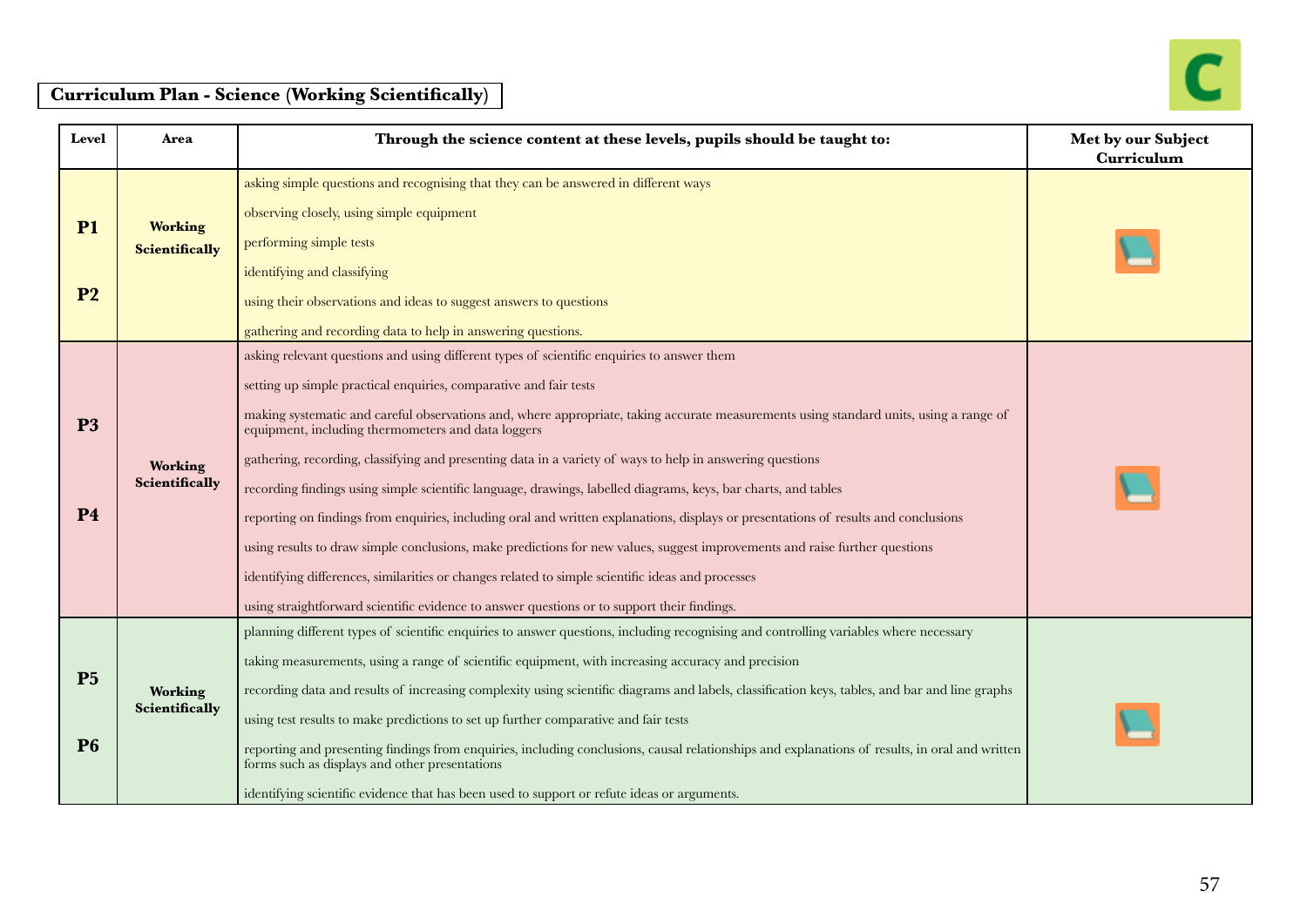## Curriculum Plan - Science (Working Scientifically)

| Level | Area | Through the science content at these levels, pupils should be taught to: | Met by our Subject Curriculum |
|---|---|---|---|
| P1<br>P2 | Working Scientifically | asking simple questions and recognising that they can be answered in different ways<br>observing closely, using simple equipment<br>performing simple tests<br>identifying and classifying<br>using their observations and ideas to suggest answers to questions<br>gathering and recording data to help in answering questions. | 📘 |
| P3<br>P4 | Working Scientifically | asking relevant questions and using different types of scientific enquiries to answer them<br>setting up simple practical enquiries, comparative and fair tests<br>making systematic and careful observations and, where appropriate, taking accurate measurements using standard units, using a range of equipment, including thermometers and data loggers<br>gathering, recording, classifying and presenting data in a variety of ways to help in answering questions<br>recording findings using simple scientific language, drawings, labelled diagrams, keys, bar charts, and tables<br>reporting on findings from enquiries, including oral and written explanations, displays or presentations of results and conclusions<br>using results to draw simple conclusions, make predictions for new values, suggest improvements and raise further questions<br>identifying differences, similarities or changes related to simple scientific ideas and processes<br>using straightforward scientific evidence to answer questions or to support their findings. | 📘 |
| P5<br>P6 | Working Scientifically | planning different types of scientific enquiries to answer questions, including recognising and controlling variables where necessary<br>taking measurements, using a range of scientific equipment, with increasing accuracy and precision<br>recording data and results of increasing complexity using scientific diagrams and labels, classification keys, tables, and bar and line graphs<br>using test results to make predictions to set up further comparative and fair tests<br>reporting and presenting findings from enquiries, including conclusions, causal relationships and explanations of results, in oral and written forms such as displays and other presentations<br>identifying scientific evidence that has been used to support or refute ideas or arguments. | 📘 |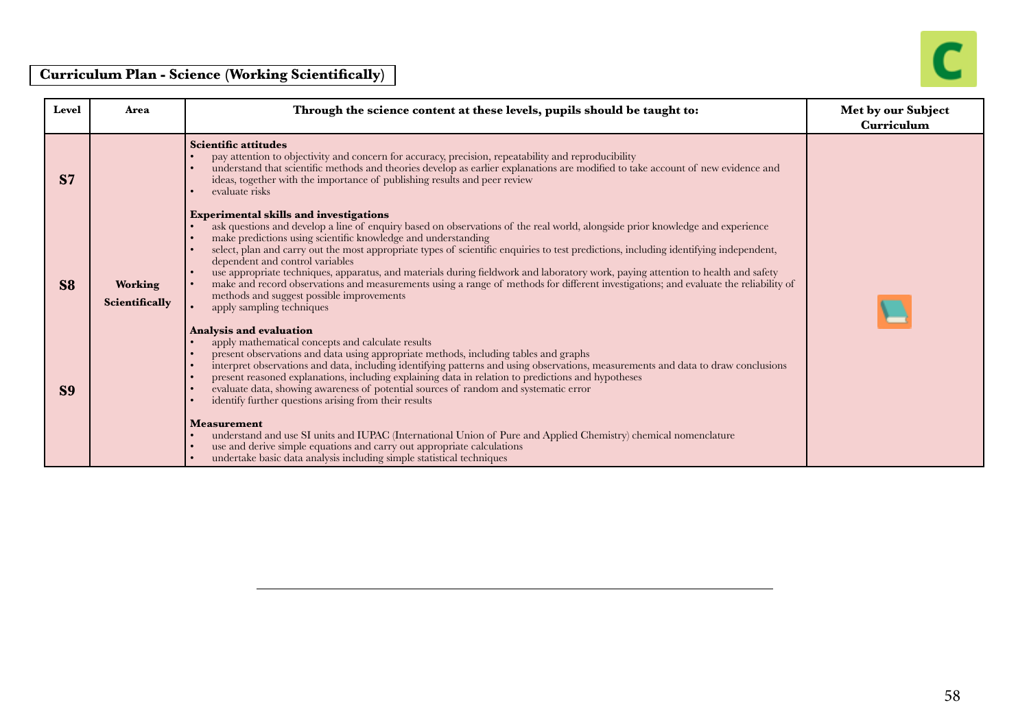## Curriculum Plan - Science (Working Scientifically)

| Level | Area | Through the science content at these levels, pupils should be taught to: | Met by our Subject Curriculum |
|---|---|---|---|
| S7<br><br>S8<br><br>S9 | Working Scientifically | **Scientific attitudes**<br>• pay attention to objectivity and concern for accuracy, precision, repeatability and reproducibility<br>• understand that scientific methods and theories develop as earlier explanations are modified to take account of new evidence and ideas, together with the importance of publishing results and peer review<br>• evaluate risks<br><br>**Experimental skills and investigations**<br>• ask questions and develop a line of enquiry based on observations of the real world, alongside prior knowledge and experience<br>• make predictions using scientific knowledge and understanding<br>• select, plan and carry out the most appropriate types of scientific enquiries to test predictions, including identifying independent, dependent and control variables<br>• use appropriate techniques, apparatus, and materials during fieldwork and laboratory work, paying attention to health and safety<br>• make and record observations and measurements using a range of methods for different investigations; and evaluate the reliability of methods and suggest possible improvements<br>• apply sampling techniques<br><br>**Analysis and evaluation**<br>• apply mathematical concepts and calculate results<br>• present observations and data using appropriate methods, including tables and graphs<br>• interpret observations and data, including identifying patterns and using observations, measurements and data to draw conclusions<br>• present reasoned explanations, including explaining data in relation to predictions and hypotheses<br>• evaluate data, showing awareness of potential sources of random and systematic error<br>• identify further questions arising from their results<br><br>**Measurement**<br>• understand and use SI units and IUPAC (International Union of Pure and Applied Chemistry) chemical nomenclature<br>• use and derive simple equations and carry out appropriate calculations<br>• undertake basic data analysis including simple statistical techniques | |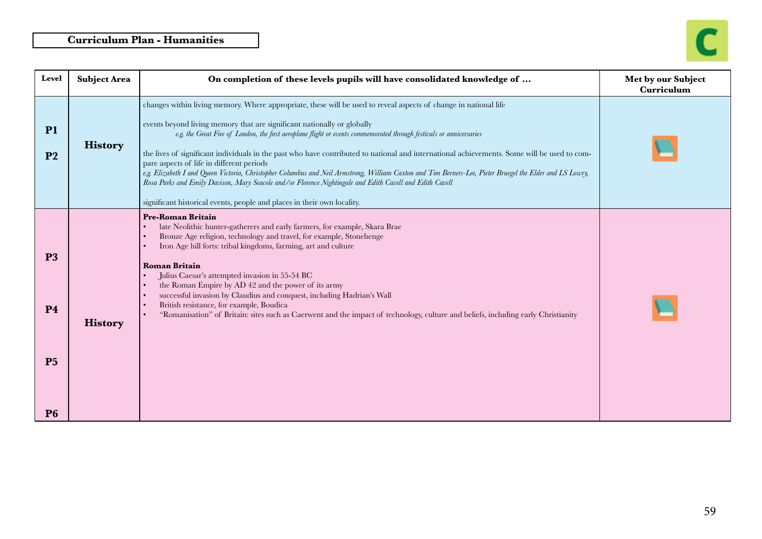# Curriculum Plan - Humanities

| Level | Subject Area | On completion of these levels pupils will have consolidated knowledge of … | Met by our Subject Curriculum |
|---|---|---|---|
| **P1** **P2** | **History** | changes within living memory. Where appropriate, these will be used to reveal aspects of change in national life<br><br>events beyond living memory that are significant nationally or globally<br>*e.g. the Great Fire of London, the first aeroplane flight or events commemorated through festivals or anniversaries*<br><br>the lives of significant individuals in the past who have contributed to national and international achievements. Some will be used to compare aspects of life in different periods<br>*e.g. Elizabeth I and Queen Victoria, Christopher Columbus and Neil Armstrong, William Caxton and Tim Berners-Lee, Pieter Bruegel the Elder and LS Lowry, Rosa Parks and Emily Davison, Mary Seacole and/or Florence Nightingale and Edith Cavell and Edith Cavell*<br><br>significant historical events, people and places in their own locality. | |
| **P3** **P4** **P5** **P6** | **History** | **Pre-Roman Britain**<br>• late Neolithic hunter-gatherers and early farmers, for example, Skara Brae<br>• Bronze Age religion, technology and travel, for example, Stonehenge<br>• Iron Age hill forts: tribal kingdoms, farming, art and culture<br><br>**Roman Britain**<br>• Julius Caesar's attempted invasion in 55-54 BC<br>• the Roman Empire by AD 42 and the power of its army<br>• successful invasion by Claudius and conquest, including Hadrian's Wall<br>• British resistance, for example, Boudica<br>• "Romanisation" of Britain: sites such as Caerwent and the impact of technology, culture and beliefs, including early Christianity | |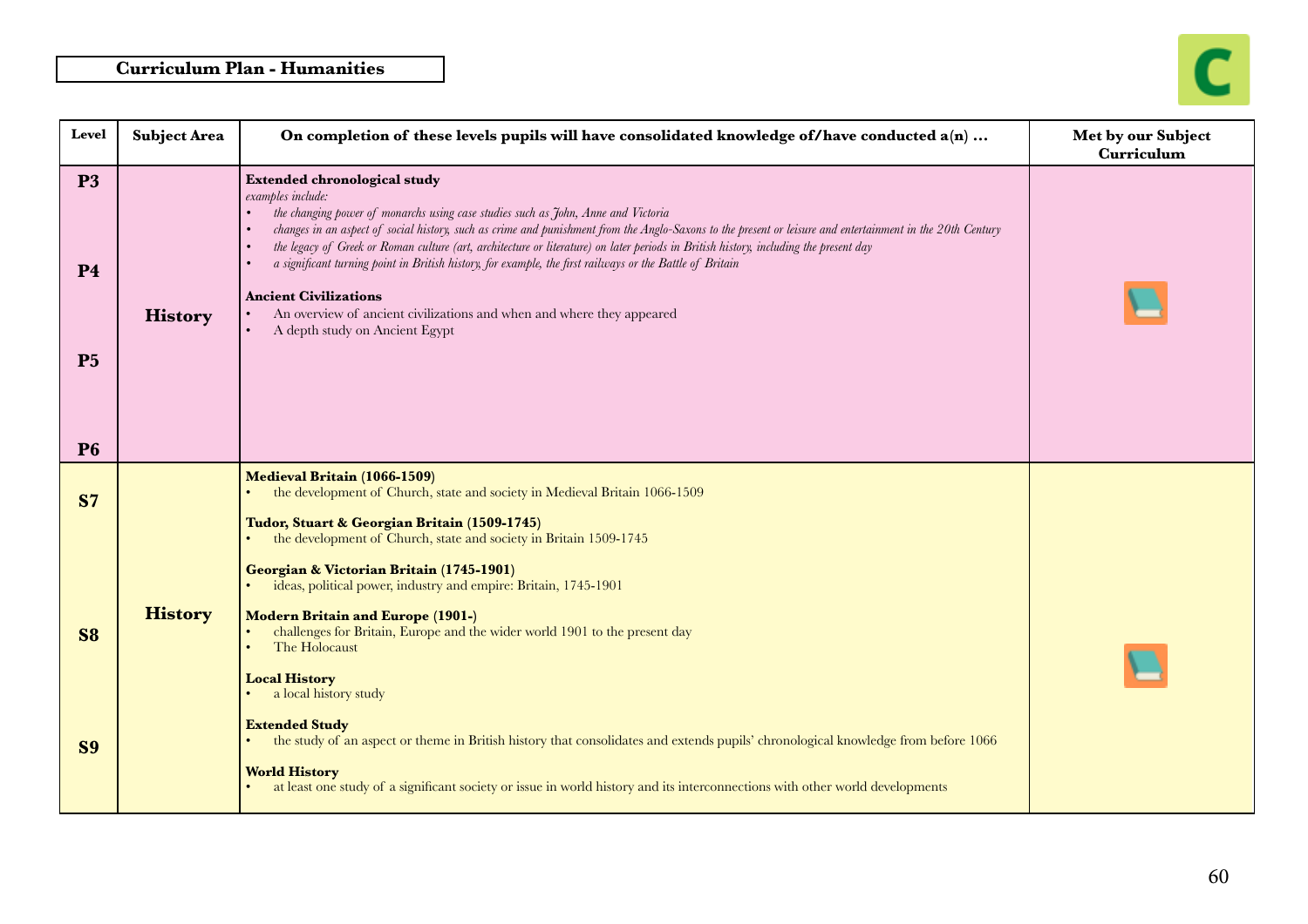**Curriculum Plan - Humanities**

| Level | Subject Area | On completion of these levels pupils will have consolidated knowledge of/have conducted a(n) … | Met by our Subject Curriculum |
|---|---|---|---|
| **P3**<br><br>**P4**<br><br>**P5**<br><br>**P6** | **History** | **Extended chronological study**<br>*examples include:*<br>• *the changing power of monarchs using case studies such as John, Anne and Victoria*<br>• *changes in an aspect of social history, such as crime and punishment from the Anglo-Saxons to the present or leisure and entertainment in the 20th Century*<br>• *the legacy of Greek or Roman culture (art, architecture or literature) on later periods in British history, including the present day*<br>• *a significant turning point in British history, for example, the first railways or the Battle of Britain*<br><br>**Ancient Civilizations**<br>• An overview of ancient civilizations and when and where they appeared<br>• A depth study on Ancient Egypt | |
| **S7**<br><br>**S8**<br><br>**S9** | **History** | **Medieval Britain (1066-1509)**<br>• the development of Church, state and society in Medieval Britain 1066-1509<br><br>**Tudor, Stuart & Georgian Britain (1509-1745)**<br>• the development of Church, state and society in Britain 1509-1745<br><br>**Georgian & Victorian Britain (1745-1901)**<br>• ideas, political power, industry and empire: Britain, 1745-1901<br><br>**Modern Britain and Europe (1901-)**<br>• challenges for Britain, Europe and the wider world 1901 to the present day<br>• The Holocaust<br><br>**Local History**<br>• a local history study<br><br>**Extended Study**<br>• the study of an aspect or theme in British history that consolidates and extends pupils' chronological knowledge from before 1066<br><br>**World History**<br>• at least one study of a significant society or issue in world history and its interconnections with other world developments | |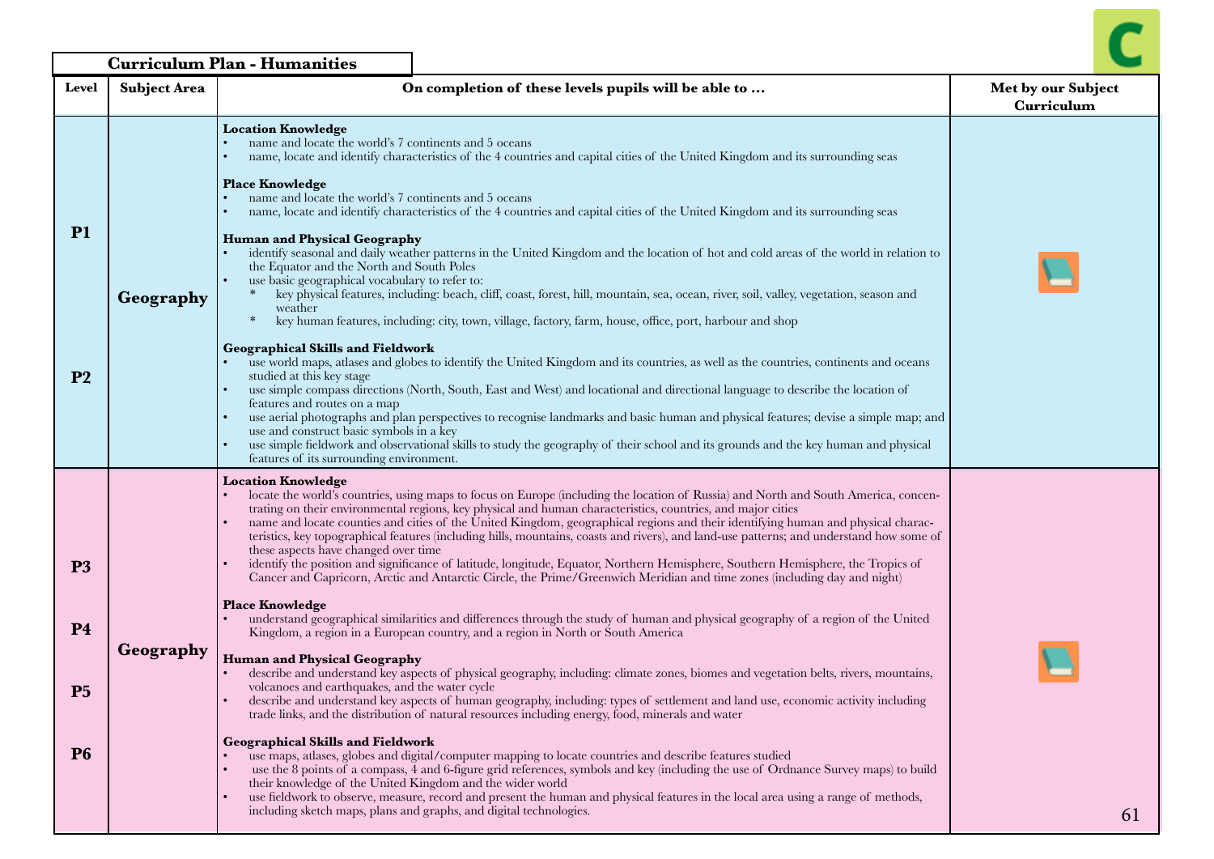**Curriculum Plan - Humanities**

| Level | Subject Area | On completion of these levels pupils will be able to … | Met by our Subject Curriculum |
|---|---|---|---|
| P1<br><br>P2 | Geography | **Location Knowledge**<br>• name and locate the world's 7 continents and 5 oceans<br>• name, locate and identify characteristics of the 4 countries and capital cities of the United Kingdom and its surrounding seas<br><br>**Place Knowledge**<br>• name and locate the world's 7 continents and 5 oceans<br>• name, locate and identify characteristics of the 4 countries and capital cities of the United Kingdom and its surrounding seas<br><br>**Human and Physical Geography**<br>• identify seasonal and daily weather patterns in the United Kingdom and the location of hot and cold areas of the world in relation to the Equator and the North and South Poles<br>• use basic geographical vocabulary to refer to:<br>&nbsp;&nbsp;* key physical features, including: beach, cliff, coast, forest, hill, mountain, sea, ocean, river, soil, valley, vegetation, season and weather<br>&nbsp;&nbsp;* key human features, including: city, town, village, factory, farm, house, office, port, harbour and shop<br><br>**Geographical Skills and Fieldwork**<br>• use world maps, atlases and globes to identify the United Kingdom and its countries, as well as the countries, continents and oceans studied at this key stage<br>• use simple compass directions (North, South, East and West) and locational and directional language to describe the location of features and routes on a map<br>• use aerial photographs and plan perspectives to recognise landmarks and basic human and physical features; devise a simple map; and use and construct basic symbols in a key<br>• use simple fieldwork and observational skills to study the geography of their school and its grounds and the key human and physical features of its surrounding environment. | |
| P3<br><br>P4<br><br>P5<br><br>P6 | Geography | **Location Knowledge**<br>• locate the world's countries, using maps to focus on Europe (including the location of Russia) and North and South America, concentrating on their environmental regions, key physical and human characteristics, countries, and major cities<br>• name and locate counties and cities of the United Kingdom, geographical regions and their identifying human and physical characteristics, key topographical features (including hills, mountains, coasts and rivers), and land-use patterns; and understand how some of these aspects have changed over time<br>• identify the position and significance of latitude, longitude, Equator, Northern Hemisphere, Southern Hemisphere, the Tropics of Cancer and Capricorn, Arctic and Antarctic Circle, the Prime/Greenwich Meridian and time zones (including day and night)<br><br>**Place Knowledge**<br>• understand geographical similarities and differences through the study of human and physical geography of a region of the United Kingdom, a region in a European country, and a region in North or South America<br><br>**Human and Physical Geography**<br>• describe and understand key aspects of physical geography, including: climate zones, biomes and vegetation belts, rivers, mountains, volcanoes and earthquakes, and the water cycle<br>• describe and understand key aspects of human geography, including: types of settlement and land use, economic activity including trade links, and the distribution of natural resources including energy, food, minerals and water<br><br>**Geographical Skills and Fieldwork**<br>• use maps, atlases, globes and digital/computer mapping to locate countries and describe features studied<br>• use the 8 points of a compass, 4 and 6-figure grid references, symbols and key (including the use of Ordnance Survey maps) to build their knowledge of the United Kingdom and the wider world<br>• use fieldwork to observe, measure, record and present the human and physical features in the local area using a range of methods, including sketch maps, plans and graphs, and digital technologies. | |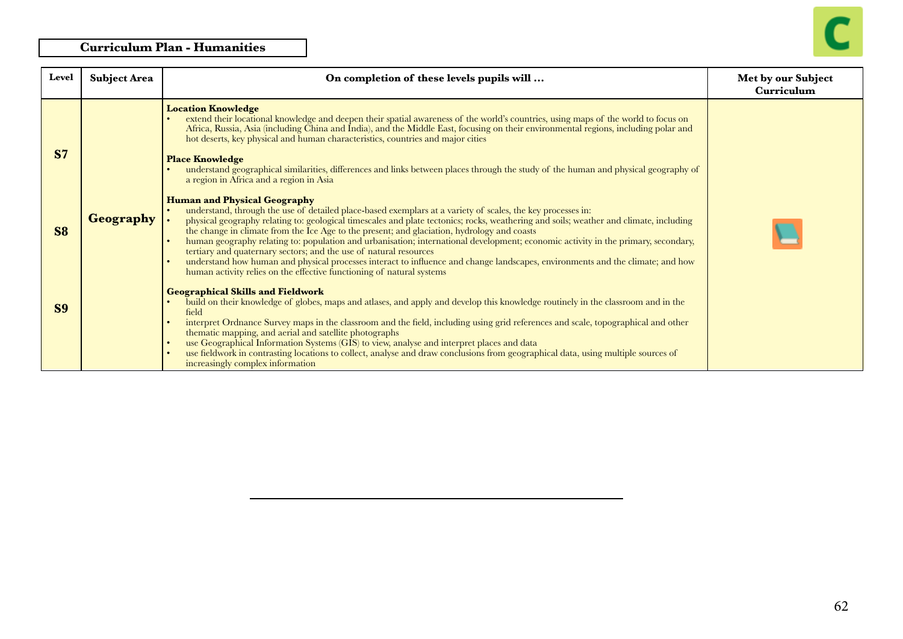## Curriculum Plan - Humanities

| Level | Subject Area | On completion of these levels pupils will … | Met by our Subject Curriculum |
|---|---|---|---|
| S7<br>S8<br>S9 | **Geography** | **Location Knowledge**<br>• extend their locational knowledge and deepen their spatial awareness of the world's countries, using maps of the world to focus on Africa, Russia, Asia (including China and India), and the Middle East, focusing on their environmental regions, including polar and hot deserts, key physical and human characteristics, countries and major cities<br><br>**Place Knowledge**<br>• understand geographical similarities, differences and links between places through the study of the human and physical geography of a region in Africa and a region in Asia<br><br>**Human and Physical Geography**<br>• understand, through the use of detailed place-based exemplars at a variety of scales, the key processes in:<br>• physical geography relating to: geological timescales and plate tectonics; rocks, weathering and soils; weather and climate, including the change in climate from the Ice Age to the present; and glaciation, hydrology and coasts<br>• human geography relating to: population and urbanisation; international development; economic activity in the primary, secondary, tertiary and quaternary sectors; and the use of natural resources<br>• understand how human and physical processes interact to influence and change landscapes, environments and the climate; and how human activity relies on the effective functioning of natural systems<br><br>**Geographical Skills and Fieldwork**<br>• build on their knowledge of globes, maps and atlases, and apply and develop this knowledge routinely in the classroom and in the field<br>• interpret Ordnance Survey maps in the classroom and the field, including using grid references and scale, topographical and other thematic mapping, and aerial and satellite photographs<br>• use Geographical Information Systems (GIS) to view, analyse and interpret places and data<br>• use fieldwork in contrasting locations to collect, analyse and draw conclusions from geographical data, using multiple sources of increasingly complex information | 📘 |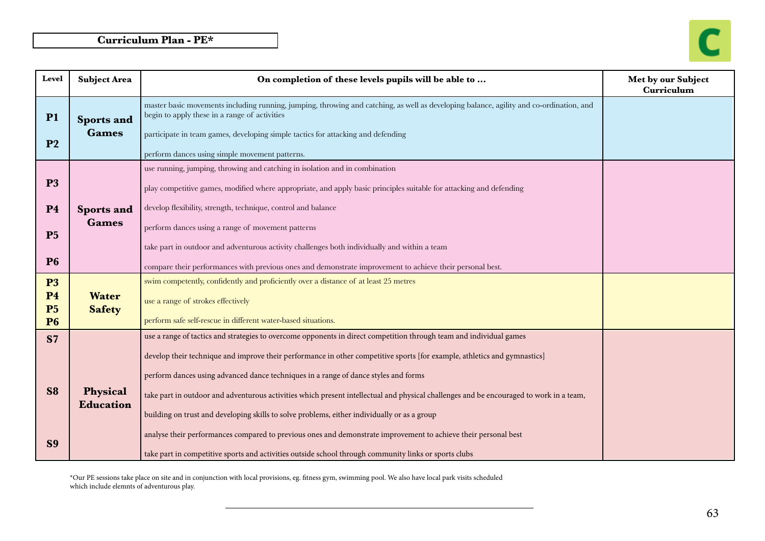# Curriculum Plan - PE*

| Level | Subject Area | On completion of these levels pupils will be able to … | Met by our Subject Curriculum |
|---|---|---|---|
| P1<br>P2 | Sports and Games | master basic movements including running, jumping, throwing and catching, as well as developing balance, agility and co-ordination, and begin to apply these in a range of activities<br><br>participate in team games, developing simple tactics for attacking and defending<br><br>perform dances using simple movement patterns. | |
| P3<br>P4<br>P5<br>P6 | Sports and Games | use running, jumping, throwing and catching in isolation and in combination<br><br>play competitive games, modified where appropriate, and apply basic principles suitable for attacking and defending<br><br>develop flexibility, strength, technique, control and balance<br><br>perform dances using a range of movement patterns<br><br>take part in outdoor and adventurous activity challenges both individually and within a team<br><br>compare their performances with previous ones and demonstrate improvement to achieve their personal best. | |
| P3<br>P4<br>P5<br>P6 | Water Safety | swim competently, confidently and proficiently over a distance of at least 25 metres<br><br>use a range of strokes effectively<br><br>perform safe self-rescue in different water-based situations. | |
| S7<br>S8<br>S9 | Physical Education | use a range of tactics and strategies to overcome opponents in direct competition through team and individual games<br><br>develop their technique and improve their performance in other competitive sports [for example, athletics and gymnastics]<br><br>perform dances using advanced dance techniques in a range of dance styles and forms<br><br>take part in outdoor and adventurous activities which present intellectual and physical challenges and be encouraged to work in a team,<br><br>building on trust and developing skills to solve problems, either individually or as a group<br><br>analyse their performances compared to previous ones and demonstrate improvement to achieve their personal best<br><br>take part in competitive sports and activities outside school through community links or sports clubs | |

*Our PE sessions take place on site and in conjunction with local provisions, eg. fitness gym, swimming pool. We also have local park visits scheduled which include elemnts of adventurous play.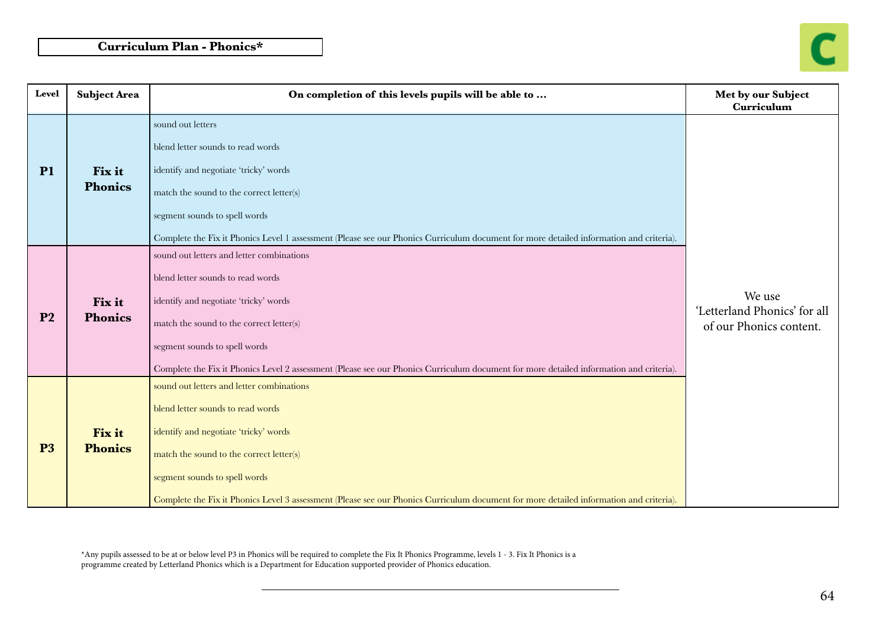# Curriculum Plan - Phonics*

| Level | Subject Area | On completion of this levels pupils will be able to … | Met by our Subject Curriculum |
|---|---|---|---|
| P1 | Fix it Phonics | sound out letters<br>blend letter sounds to read words<br>identify and negotiate 'tricky' words<br>match the sound to the correct letter(s)<br>segment sounds to spell words<br>Complete the Fix it Phonics Level 1 assessment (Please see our Phonics Curriculum document for more detailed information and criteria). | We use 'Letterland Phonics' for all of our Phonics content. |
| P2 | Fix it Phonics | sound out letters and letter combinations<br>blend letter sounds to read words<br>identify and negotiate 'tricky' words<br>match the sound to the correct letter(s)<br>segment sounds to spell words<br>Complete the Fix it Phonics Level 2 assessment (Please see our Phonics Curriculum document for more detailed information and criteria). | |
| P3 | Fix it Phonics | sound out letters and letter combinations<br>blend letter sounds to read words<br>identify and negotiate 'tricky' words<br>match the sound to the correct letter(s)<br>segment sounds to spell words<br>Complete the Fix it Phonics Level 3 assessment (Please see our Phonics Curriculum document for more detailed information and criteria). | |

*Any pupils assessed to be at or below level P3 in Phonics will be required to complete the Fix It Phonics Programme, levels 1 - 3. Fix It Phonics is a programme created by Letterland Phonics which is a Department for Education supported provider of Phonics education.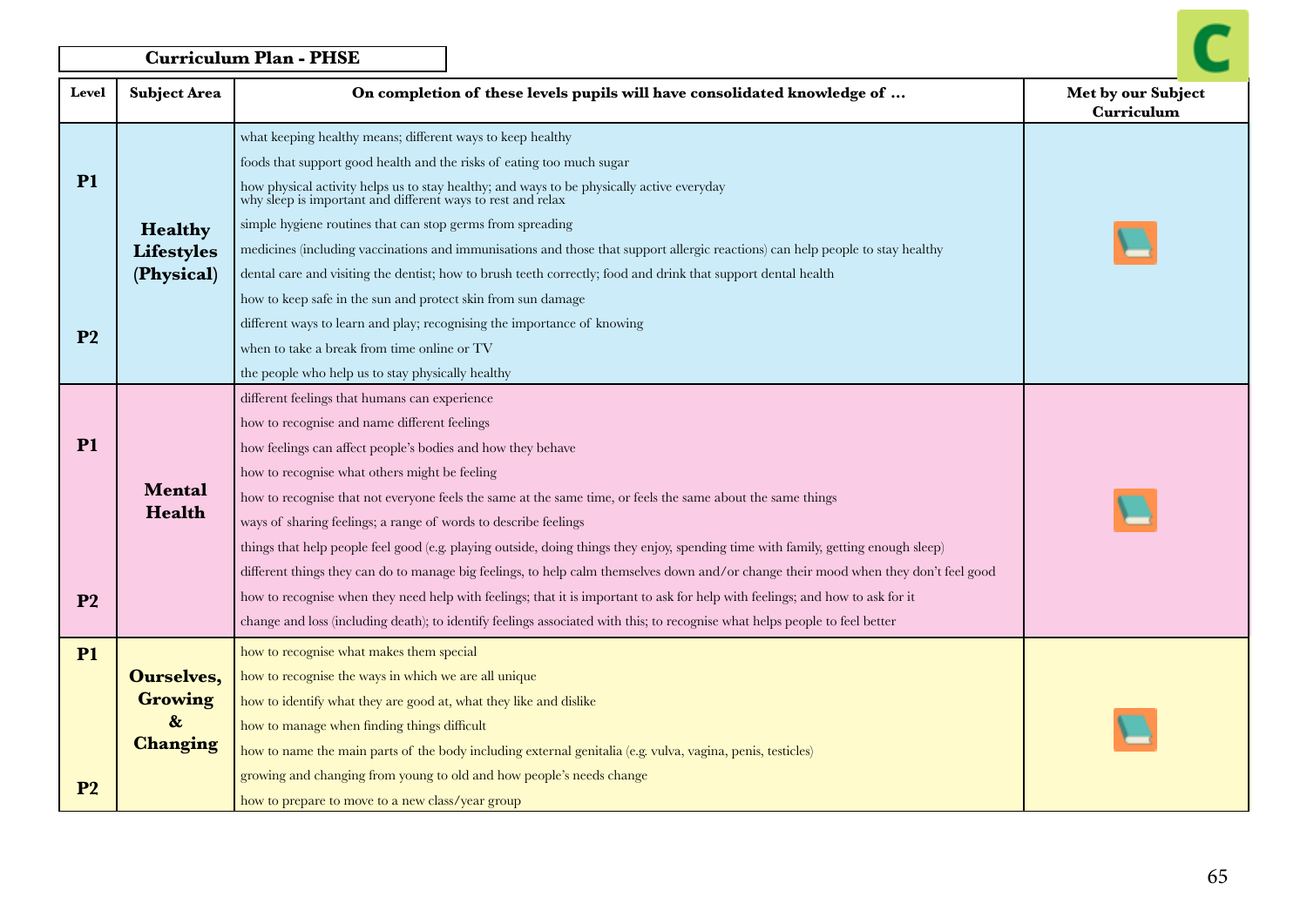**Curriculum Plan - PHSE**

| Level | Subject Area | On completion of these levels pupils will have consolidated knowledge of … | Met by our Subject Curriculum |
|---|---|---|---|
| P1 – P2 | **Healthy Lifestyles (Physical)** | what keeping healthy means; different ways to keep healthy<br>foods that support good health and the risks of eating too much sugar<br>how physical activity helps us to stay healthy; and ways to be physically active everyday<br>why sleep is important and different ways to rest and relax<br>simple hygiene routines that can stop germs from spreading<br>medicines (including vaccinations and immunisations and those that support allergic reactions) can help people to stay healthy<br>dental care and visiting the dentist; how to brush teeth correctly; food and drink that support dental health<br>how to keep safe in the sun and protect skin from sun damage<br>different ways to learn and play; recognising the importance of knowing<br>when to take a break from time online or TV<br>the people who help us to stay physically healthy | |
| P1 – P2 | **Mental Health** | different feelings that humans can experience<br>how to recognise and name different feelings<br>how feelings can affect people's bodies and how they behave<br>how to recognise what others might be feeling<br>how to recognise that not everyone feels the same at the same time, or feels the same about the same things<br>ways of sharing feelings; a range of words to describe feelings<br>things that help people feel good (e.g. playing outside, doing things they enjoy, spending time with family, getting enough sleep)<br>different things they can do to manage big feelings, to help calm themselves down and/or change their mood when they don't feel good<br>how to recognise when they need help with feelings; that it is important to ask for help with feelings; and how to ask for it<br>change and loss (including death); to identify feelings associated with this; to recognise what helps people to feel better | |
| P1 – P2 | **Ourselves, Growing & Changing** | how to recognise what makes them special<br>how to recognise the ways in which we are all unique<br>how to identify what they are good at, what they like and dislike<br>how to manage when finding things difficult<br>how to name the main parts of the body including external genitalia (e.g. vulva, vagina, penis, testicles)<br>growing and changing from young to old and how people's needs change<br>how to prepare to move to a new class/year group | |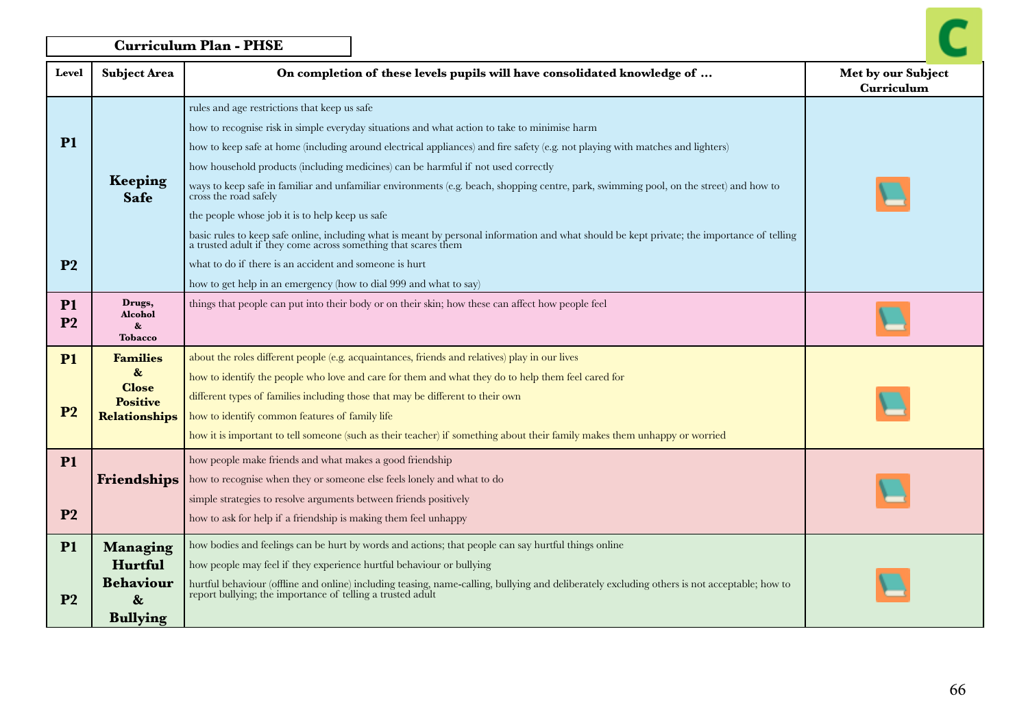## Curriculum Plan - PHSE

| Level | Subject Area | On completion of these levels pupils will have consolidated knowledge of … | Met by our Subject Curriculum |
|---|---|---|---|
| P1<br>P2 | **Keeping Safe** | rules and age restrictions that keep us safe<br>how to recognise risk in simple everyday situations and what action to take to minimise harm<br>how to keep safe at home (including around electrical appliances) and fire safety (e.g. not playing with matches and lighters)<br>how household products (including medicines) can be harmful if not used correctly<br>ways to keep safe in familiar and unfamiliar environments (e.g. beach, shopping centre, park, swimming pool, on the street) and how to cross the road safely<br>the people whose job it is to help keep us safe<br>basic rules to keep safe online, including what is meant by personal information and what should be kept private; the importance of telling a trusted adult if they come across something that scares them<br>what to do if there is an accident and someone is hurt<br>how to get help in an emergency (how to dial 999 and what to say) | |
| P1<br>P2 | **Drugs, Alcohol & Tobacco** | things that people can put into their body or on their skin; how these can affect how people feel | |
| P1<br>P2 | **Families & Close Positive Relationships** | about the roles different people (e.g. acquaintances, friends and relatives) play in our lives<br>how to identify the people who love and care for them and what they do to help them feel cared for<br>different types of families including those that may be different to their own<br>how to identify common features of family life<br>how it is important to tell someone (such as their teacher) if something about their family makes them unhappy or worried | |
| P1<br>P2 | **Friendships** | how people make friends and what makes a good friendship<br>how to recognise when they or someone else feels lonely and what to do<br>simple strategies to resolve arguments between friends positively<br>how to ask for help if a friendship is making them feel unhappy | |
| P1<br>P2 | **Managing Hurtful Behaviour & Bullying** | how bodies and feelings can be hurt by words and actions; that people can say hurtful things online<br>how people may feel if they experience hurtful behaviour or bullying<br>hurtful behaviour (offline and online) including teasing, name-calling, bullying and deliberately excluding others is not acceptable; how to report bullying; the importance of telling a trusted adult | |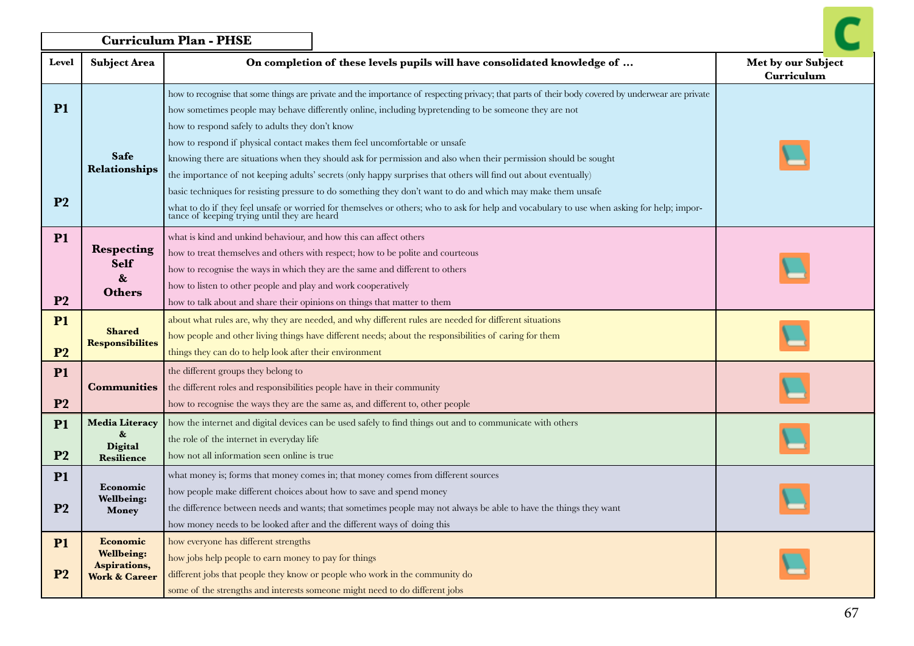## Curriculum Plan - PHSE

| Level | Subject Area | On completion of these levels pupils will have consolidated knowledge of … | Met by our Subject Curriculum |
|---|---|---|---|
| P1<br>P2 | Safe Relationships | how to recognise that some things are private and the importance of respecting privacy; that parts of their body covered by underwear are private<br>how sometimes people may behave differently online, including bypretending to be someone they are not<br>how to respond safely to adults they don't know<br>how to respond if physical contact makes them feel uncomfortable or unsafe<br>knowing there are situations when they should ask for permission and also when their permission should be sought<br>the importance of not keeping adults' secrets (only happy surprises that others will find out about eventually)<br>basic techniques for resisting pressure to do something they don't want to do and which may make them unsafe<br>what to do if they feel unsafe or worried for themselves or others; who to ask for help and vocabulary to use when asking for help; importance of keeping trying until they are heard | |
| P1<br>P2 | Respecting Self & Others | what is kind and unkind behaviour, and how this can affect others<br>how to treat themselves and others with respect; how to be polite and courteous<br>how to recognise the ways in which they are the same and different to others<br>how to listen to other people and play and work cooperatively<br>how to talk about and share their opinions on things that matter to them | |
| P1<br>P2 | Shared Responsibilites | about what rules are, why they are needed, and why different rules are needed for different situations<br>how people and other living things have different needs; about the responsibilities of caring for them<br>things they can do to help look after their environment | |
| P1<br>P2 | Communities | the different groups they belong to<br>the different roles and responsibilities people have in their community<br>how to recognise the ways they are the same as, and different to, other people | |
| P1<br>P2 | Media Literacy & Digital Resilience | how the internet and digital devices can be used safely to find things out and to communicate with others<br>the role of the internet in everyday life<br>how not all information seen online is true | |
| P1<br>P2 | Economic Wellbeing: Money | what money is; forms that money comes in; that money comes from different sources<br>how people make different choices about how to save and spend money<br>the difference between needs and wants; that sometimes people may not always be able to have the things they want<br>how money needs to be looked after and the different ways of doing this | |
| P1<br>P2 | Economic Wellbeing: Aspirations, Work & Career | how everyone has different strengths<br>how jobs help people to earn money to pay for things<br>different jobs that people they know or people who work in the community do<br>some of the strengths and interests someone might need to do different jobs | |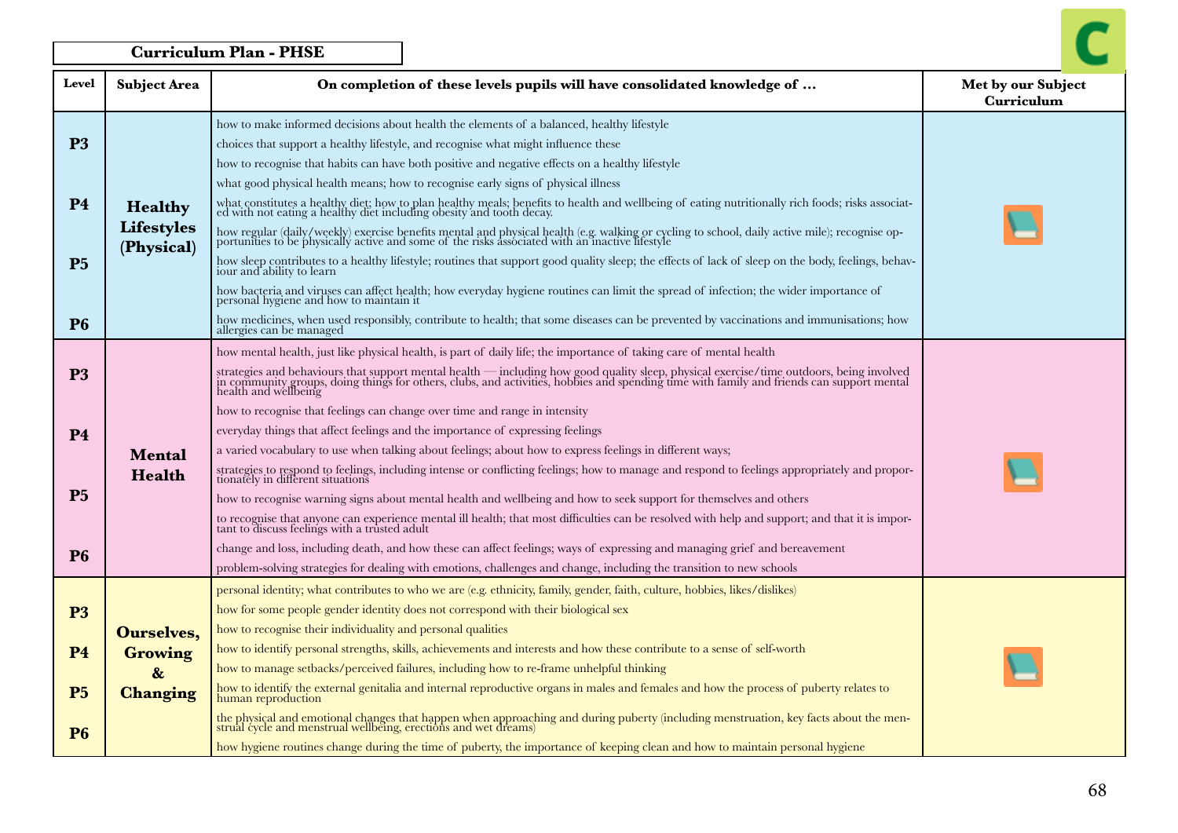# Curriculum Plan - PHSE

| Level | Subject Area | On completion of these levels pupils will have consolidated knowledge of … | Met by our Subject Curriculum |
|---|---|---|---|
| P3<br>P4<br>P5<br>P6 | **Healthy Lifestyles (Physical)** | how to make informed decisions about health the elements of a balanced, healthy lifestyle<br>choices that support a healthy lifestyle, and recognise what might influence these<br>how to recognise that habits can have both positive and negative effects on a healthy lifestyle<br>what good physical health means; how to recognise early signs of physical illness<br>what constitutes a healthy diet; how to plan healthy meals; benefits to health and wellbeing of eating nutritionally rich foods; risks associated with not eating a healthy diet including obesity and tooth decay.<br>how regular (daily/weekly) exercise benefits mental and physical health (e.g. walking or cycling to school, daily active mile); recognise opportunities to be physically active and some of the risks associated with an inactive lifestyle<br>how sleep contributes to a healthy lifestyle; routines that support good quality sleep; the effects of lack of sleep on the body, feelings, behaviour and ability to learn<br>how bacteria and viruses can affect health; how everyday hygiene routines can limit the spread of infection; the wider importance of personal hygiene and how to maintain it<br>how medicines, when used responsibly, contribute to health; that some diseases can be prevented by vaccinations and immunisations; how allergies can be managed | |
| P3<br>P4<br>P5<br>P6 | **Mental Health** | how mental health, just like physical health, is part of daily life; the importance of taking care of mental health<br>strategies and behaviours that support mental health — including how good quality sleep, physical exercise/time outdoors, being involved in community groups, doing things for others, clubs, and activities, hobbies and spending time with family and friends can support mental health and wellbeing<br>how to recognise that feelings can change over time and range in intensity<br>everyday things that affect feelings and the importance of expressing feelings<br>a varied vocabulary to use when talking about feelings; about how to express feelings in different ways;<br>strategies to respond to feelings, including intense or conflicting feelings; how to manage and respond to feelings appropriately and proportionately in different situations<br>how to recognise warning signs about mental health and wellbeing and how to seek support for themselves and others<br>to recognise that anyone can experience mental ill health; that most difficulties can be resolved with help and support; and that it is important to discuss feelings with a trusted adult<br>change and loss, including death, and how these can affect feelings; ways of expressing and managing grief and bereavement<br>problem-solving strategies for dealing with emotions, challenges and change, including the transition to new schools | |
| P3<br>P4<br>P5<br>P6 | **Ourselves, Growing & Changing** | personal identity; what contributes to who we are (e.g. ethnicity, family, gender, faith, culture, hobbies, likes/dislikes)<br>how for some people gender identity does not correspond with their biological sex<br>how to recognise their individuality and personal qualities<br>how to identify personal strengths, skills, achievements and interests and how these contribute to a sense of self-worth<br>how to manage setbacks/perceived failures, including how to re-frame unhelpful thinking<br>how to identify the external genitalia and internal reproductive organs in males and females and how the process of puberty relates to human reproduction<br>the physical and emotional changes that happen when approaching and during puberty (including menstruation, key facts about the menstrual cycle and menstrual wellbeing, erections and wet dreams)<br>how hygiene routines change during the time of puberty, the importance of keeping clean and how to maintain personal hygiene | |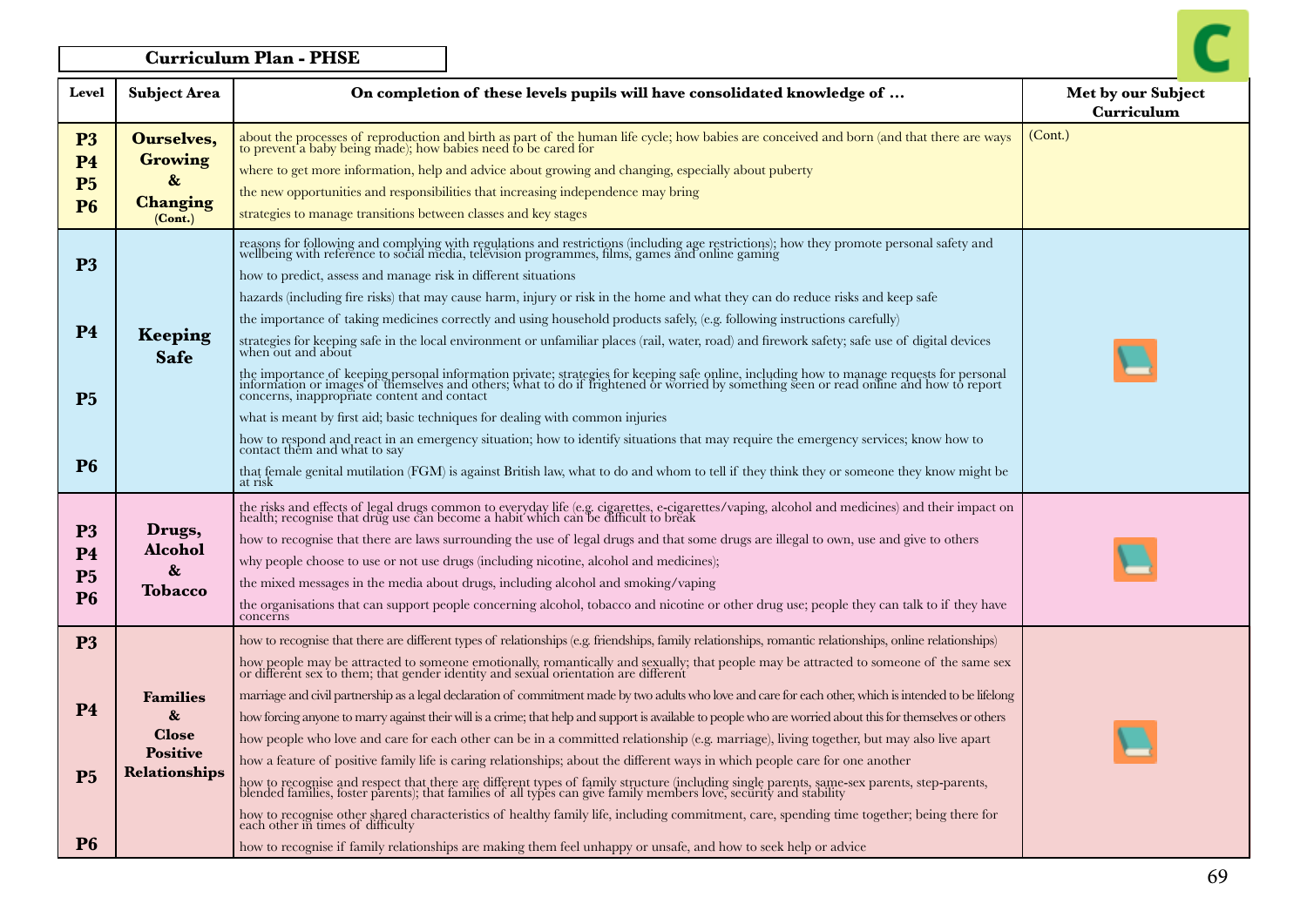| Curriculum Plan - PHSE |
|---|

| Level | Subject Area | On completion of these levels pupils will have consolidated knowledge of … | Met by our Subject Curriculum |
|---|---|---|---|
| P3 P4 P5 P6 | **Ourselves, Growing & Changing** (Cont.) | about the processes of reproduction and birth as part of the human life cycle; how babies are conceived and born (and that there are ways to prevent a baby being made); how babies need to be cared for<br>where to get more information, help and advice about growing and changing, especially about puberty<br>the new opportunities and responsibilities that increasing independence may bring<br>strategies to manage transitions between classes and key stages | (Cont.) |
| P3 P4 P5 P6 | **Keeping Safe** | reasons for following and complying with regulations and restrictions (including age restrictions); how they promote personal safety and wellbeing with reference to social media, television programmes, films, games and online gaming<br>how to predict, assess and manage risk in different situations<br>hazards (including fire risks) that may cause harm, injury or risk in the home and what they can do reduce risks and keep safe<br>the importance of taking medicines correctly and using household products safely, (e.g. following instructions carefully)<br>strategies for keeping safe in the local environment or unfamiliar places (rail, water, road) and firework safety; safe use of digital devices when out and about<br>the importance of keeping personal information private; strategies for keeping safe online, including how to manage requests for personal information or images of themselves and others; what to do if frightened or worried by something seen or read online and how to report concerns, inappropriate content and contact<br>what is meant by first aid; basic techniques for dealing with common injuries<br>how to respond and react in an emergency situation; how to identify situations that may require the emergency services; know how to contact them and what to say<br>that female genital mutilation (FGM) is against British law, what to do and whom to tell if they think they or someone they know might be at risk | |
| P3 P4 P5 P6 | **Drugs, Alcohol & Tobacco** | the risks and effects of legal drugs common to everyday life (e.g. cigarettes, e-cigarettes/vaping, alcohol and medicines) and their impact on health; recognise that drug use can become a habit which can be difficult to break<br>how to recognise that there are laws surrounding the use of legal drugs and that some drugs are illegal to own, use and give to others<br>why people choose to use or not use drugs (including nicotine, alcohol and medicines);<br>the mixed messages in the media about drugs, including alcohol and smoking/vaping<br>the organisations that can support people concerning alcohol, tobacco and nicotine or other drug use; people they can talk to if they have concerns | |
| P3 P4 P5 P6 | **Families & Close Positive Relationships** | how to recognise that there are different types of relationships (e.g. friendships, family relationships, romantic relationships, online relationships)<br>how people may be attracted to someone emotionally, romantically and sexually; that people may be attracted to someone of the same sex or different sex to them; that gender identity and sexual orientation are different<br>marriage and civil partnership as a legal declaration of commitment made by two adults who love and care for each other, which is intended to be lifelong<br>how forcing anyone to marry against their will is a crime; that help and support is available to people who are worried about this for themselves or others<br>how people who love and care for each other can be in a committed relationship (e.g. marriage), living together, but may also live apart<br>how a feature of positive family life is caring relationships; about the different ways in which people care for one another<br>how to recognise and respect that there are different types of family structure (including single parents, same-sex parents, step-parents, blended families, foster parents); that families of all types can give family members love, security and stability<br>how to recognise other shared characteristics of healthy family life, including commitment, care, spending time together; being there for each other in times of difficulty<br>how to recognise if family relationships are making them feel unhappy or unsafe, and how to seek help or advice | |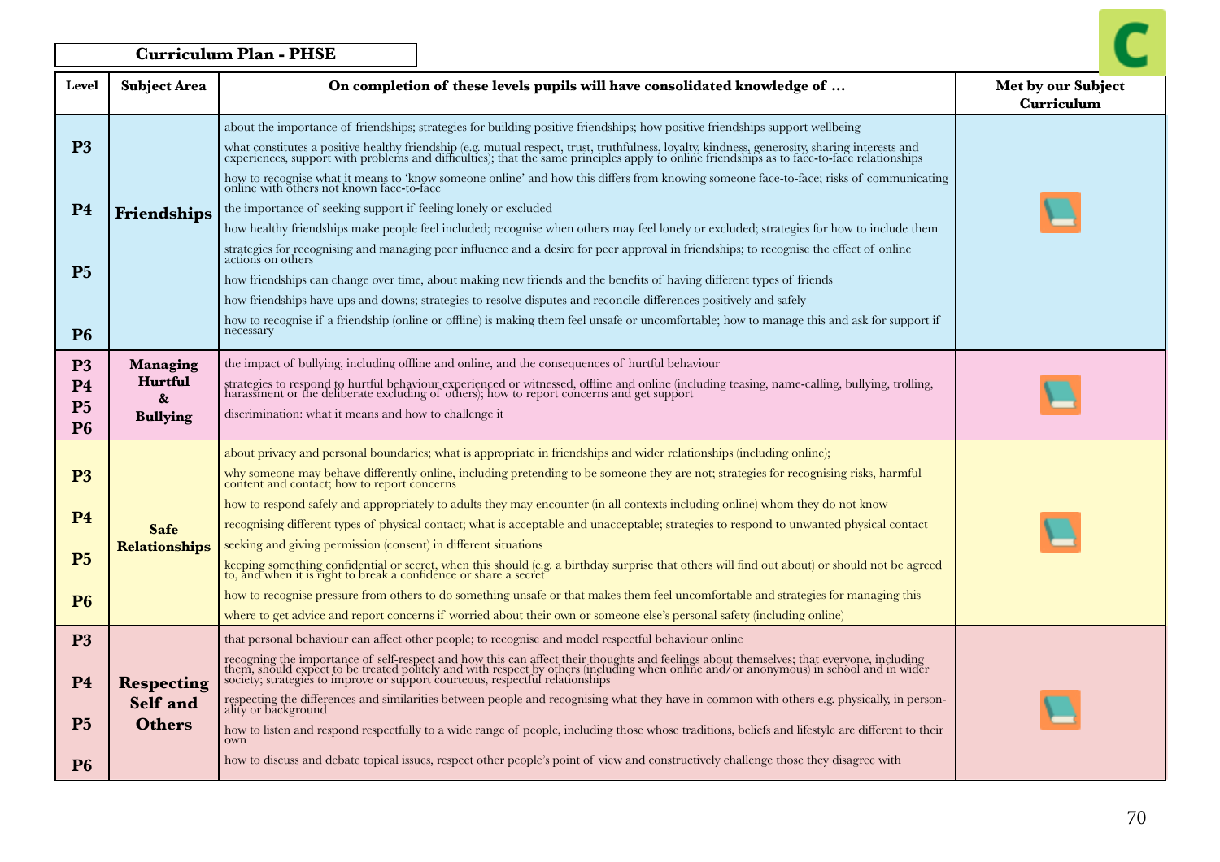**Curriculum Plan - PHSE**

| Level | Subject Area | On completion of these levels pupils will have consolidated knowledge of … | Met by our Subject Curriculum |
|---|---|---|---|
| P3 P4 P5 P6 | **Friendships** | about the importance of friendships; strategies for building positive friendships; how positive friendships support wellbeing<br>what constitutes a positive healthy friendship (e.g. mutual respect, trust, truthfulness, loyalty, kindness, generosity, sharing interests and experiences, support with problems and difficulties); that the same principles apply to online friendships as to face-to-face relationships<br>how to recognise what it means to 'know someone online' and how this differs from knowing someone face-to-face; risks of communicating online with others not known face-to-face<br>the importance of seeking support if feeling lonely or excluded<br>how healthy friendships make people feel included; recognise when others may feel lonely or excluded; strategies for how to include them<br>strategies for recognising and managing peer influence and a desire for peer approval in friendships; to recognise the effect of online actions on others<br>how friendships can change over time, about making new friends and the benefits of having different types of friends<br>how friendships have ups and downs; strategies to resolve disputes and reconcile differences positively and safely<br>how to recognise if a friendship (online or offline) is making them feel unsafe or uncomfortable; how to manage this and ask for support if necessary | |
| P3 P4 P5 P6 | **Managing Hurtful & Bullying** | the impact of bullying, including offline and online, and the consequences of hurtful behaviour<br>strategies to respond to hurtful behaviour experienced or witnessed, offline and online (including teasing, name-calling, bullying, trolling, harassment or the deliberate excluding of others); how to report concerns and get support<br>discrimination: what it means and how to challenge it | |
| P3 P4 P5 P6 | **Safe Relationships** | about privacy and personal boundaries; what is appropriate in friendships and wider relationships (including online);<br>why someone may behave differently online, including pretending to be someone they are not; strategies for recognising risks, harmful content and contact; how to report concerns<br>how to respond safely and appropriately to adults they may encounter (in all contexts including online) whom they do not know<br>recognising different types of physical contact; what is acceptable and unacceptable; strategies to respond to unwanted physical contact<br>seeking and giving permission (consent) in different situations<br>keeping something confidential or secret, when this should (e.g. a birthday surprise that others will find out about) or should not be agreed to, and when it is right to break a confidence or share a secret<br>how to recognise pressure from others to do something unsafe or that makes them feel uncomfortable and strategies for managing this<br>where to get advice and report concerns if worried about their own or someone else's personal safety (including online) | |
| P3 P4 P5 P6 | **Respecting Self and Others** | that personal behaviour can affect other people; to recognise and model respectful behaviour online<br>recogning the importance of self-respect and how this can affect their thoughts and feelings about themselves; that everyone, including them, should expect to be treated politely and with respect by others (including when online and/or anonymous) in school and in wider society; strategies to improve or support courteous, respectful relationships<br>respecting the differences and similarities between people and recognising what they have in common with others e.g. physically, in personality or background<br>how to listen and respond respectfully to a wide range of people, including those whose traditions, beliefs and lifestyle are different to their own<br>how to discuss and debate topical issues, respect other people's point of view and constructively challenge those they disagree with | |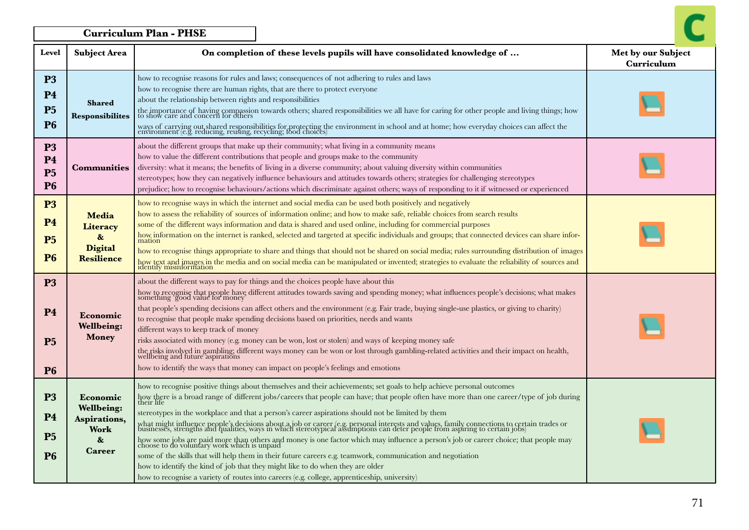## Curriculum Plan - PHSE

| Level | Subject Area | On completion of these levels pupils will have consolidated knowledge of … | Met by our Subject Curriculum |
|---|---|---|---|
| P3 P4 P5 P6 | Shared Responsibilites | how to recognise reasons for rules and laws; consequences of not adhering to rules and laws<br>how to recognise there are human rights, that are there to protect everyone<br>about the relationship between rights and responsibilities<br>the importance of having compassion towards others; shared responsibilities we all have for caring for other people and living things; how to show care and concern for others<br>ways of carrying out shared responsibilities for protecting the environment in school and at home; how everyday choices can affect the environment (e.g. reducing, reusing, recycling; food choices) | |
| P3 P4 P5 P6 | Communities | about the different groups that make up their community; what living in a community means<br>how to value the different contributions that people and groups make to the community<br>diversity: what it means; the benefits of living in a diverse community; about valuing diversity within communities<br>stereotypes; how they can negatively influence behaviours and attitudes towards others; strategies for challenging stereotypes<br>prejudice; how to recognise behaviours/actions which discriminate against others; ways of responding to it if witnessed or experienced | |
| P3 P4 P5 P6 | Media Literacy & Digital Resilience | how to recognise ways in which the internet and social media can be used both positively and negatively<br>how to assess the reliability of sources of information online; and how to make safe, reliable choices from search results<br>some of the different ways information and data is shared and used online, including for commercial purposes<br>how information on the internet is ranked, selected and targeted at specific individuals and groups; that connected devices can share information<br>how to recognise things appropriate to share and things that should not be shared on social media; rules surrounding distribution of images<br>how text and images in the media and on social media can be manipulated or invented; strategies to evaluate the reliability of sources and identify misinformation | |
| P3 P4 P5 P6 | Economic Wellbeing: Money | about the different ways to pay for things and the choices people have about this<br>how to recognise that people have different attitudes towards saving and spending money; what influences people's decisions; what makes something 'good value for money'<br>that people's spending decisions can affect others and the environment (e.g. Fair trade, buying single-use plastics, or giving to charity)<br>to recognise that people make spending decisions based on priorities, needs and wants<br>different ways to keep track of money<br>risks associated with money (e.g. money can be won, lost or stolen) and ways of keeping money safe<br>the risks involved in gambling; different ways money can be won or lost through gambling-related activities and their impact on health, wellbeing and future aspirations<br>how to identify the ways that money can impact on people's feelings and emotions | |
| P3 P4 P5 P6 | Economic Wellbeing: Aspirations, Work & Career | how to recognise positive things about themselves and their achievements; set goals to help achieve personal outcomes<br>how there is a broad range of different jobs/careers that people can have; that people often have more than one career/type of job during their life<br>stereotypes in the workplace and that a person's career aspirations should not be limited by them<br>what might influence people's decisions about a job or career (e.g. personal interests and values, family connections to certain trades or businesses, strengths and qualities, ways in which stereotypical assumptions can deter people from aspiring to certain jobs)<br>how some jobs are paid more than others and money is one factor which may influence a person's job or career choice; that people may choose to do voluntary work which is unpaid<br>some of the skills that will help them in their future careers e.g. teamwork, communication and negotiation<br>how to identify the kind of job that they might like to do when they are older<br>how to recognise a variety of routes into careers (e.g. college, apprenticeship, university) | |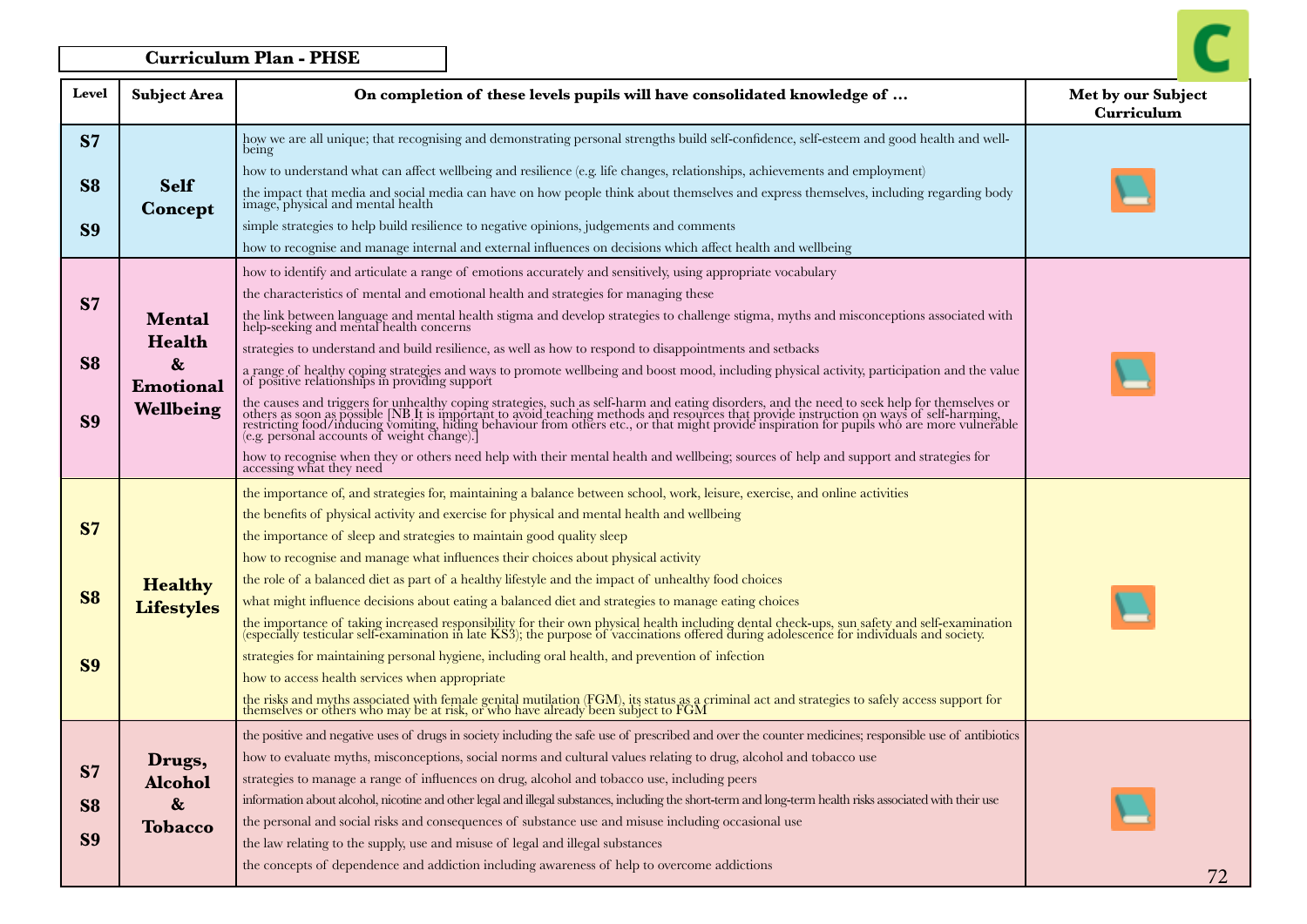**Curriculum Plan - PHSE**

| Level | Subject Area | On completion of these levels pupils will have consolidated knowledge of … | Met by our Subject Curriculum |
|---|---|---|---|
| S7<br>S8<br>S9 | **Self Concept** | how we are all unique; that recognising and demonstrating personal strengths build self-confidence, self-esteem and good health and well-being<br>how to understand what can affect wellbeing and resilience (e.g. life changes, relationships, achievements and employment)<br>the impact that media and social media can have on how people think about themselves and express themselves, including regarding body image, physical and mental health<br>simple strategies to help build resilience to negative opinions, judgements and comments<br>how to recognise and manage internal and external influences on decisions which affect health and wellbeing | |
| S7<br>S8<br>S9 | **Mental Health & Emotional Wellbeing** | how to identify and articulate a range of emotions accurately and sensitively, using appropriate vocabulary<br>the characteristics of mental and emotional health and strategies for managing these<br>the link between language and mental health stigma and develop strategies to challenge stigma, myths and misconceptions associated with help-seeking and mental health concerns<br>strategies to understand and build resilience, as well as how to respond to disappointments and setbacks<br>a range of healthy coping strategies and ways to promote wellbeing and boost mood, including physical activity, participation and the value of positive relationships in providing support<br>the causes and triggers for unhealthy coping strategies, such as self-harm and eating disorders, and the need to seek help for themselves or others as soon as possible [NB It is important to avoid teaching methods and resources that provide instruction on ways of self-harming, restricting food/inducing vomiting, hiding behaviour from others etc., or that might provide inspiration for pupils who are more vulnerable (e.g. personal accounts of weight change).]<br>how to recognise when they or others need help with their mental health and wellbeing; sources of help and support and strategies for accessing what they need | |
| S7<br>S8<br>S9 | **Healthy Lifestyles** | the importance of, and strategies for, maintaining a balance between school, work, leisure, exercise, and online activities<br>the benefits of physical activity and exercise for physical and mental health and wellbeing<br>the importance of sleep and strategies to maintain good quality sleep<br>how to recognise and manage what influences their choices about physical activity<br>the role of a balanced diet as part of a healthy lifestyle and the impact of unhealthy food choices<br>what might influence decisions about eating a balanced diet and strategies to manage eating choices<br>the importance of taking increased responsibility for their own physical health including dental check-ups, sun safety and self-examination (especially testicular self-examination in late KS3); the purpose of vaccinations offered during adolescence for individuals and society.<br>strategies for maintaining personal hygiene, including oral health, and prevention of infection<br>how to access health services when appropriate<br>the risks and myths associated with female genital mutilation (FGM), its status as a criminal act and strategies to safely access support for themselves or others who may be at risk, or who have already been subject to FGM | |
| S7<br>S8<br>S9 | **Drugs, Alcohol & Tobacco** | the positive and negative uses of drugs in society including the safe use of prescribed and over the counter medicines; responsible use of antibiotics<br>how to evaluate myths, misconceptions, social norms and cultural values relating to drug, alcohol and tobacco use<br>strategies to manage a range of influences on drug, alcohol and tobacco use, including peers<br>information about alcohol, nicotine and other legal and illegal substances, including the short-term and long-term health risks associated with their use<br>the personal and social risks and consequences of substance use and misuse including occasional use<br>the law relating to the supply, use and misuse of legal and illegal substances<br>the concepts of dependence and addiction including awareness of help to overcome addictions | |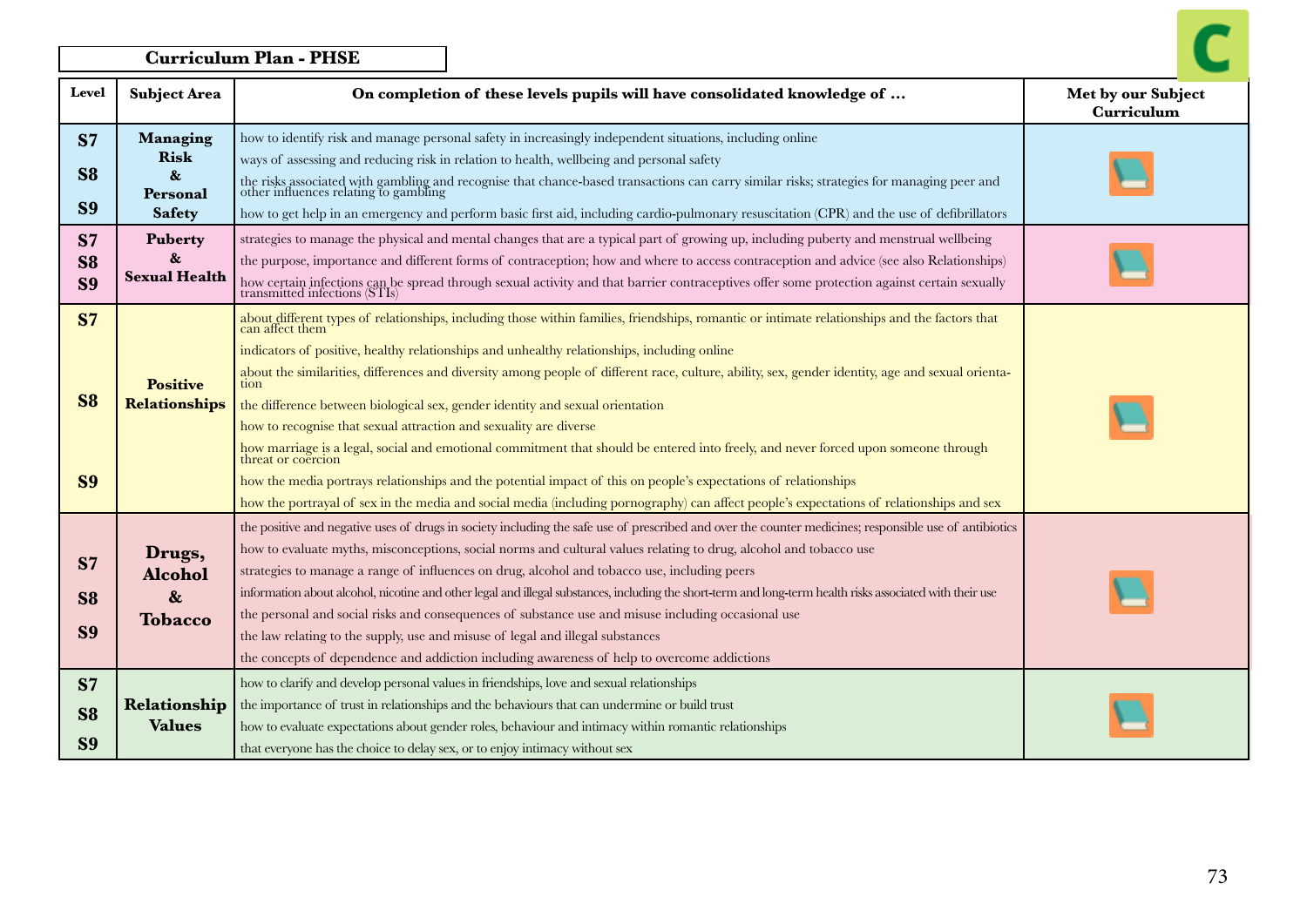## Curriculum Plan - PHSE

| Level | Subject Area | On completion of these levels pupils will have consolidated knowledge of … | Met by our Subject Curriculum |
|---|---|---|---|
| S7 S8 S9 | Managing Risk & Personal Safety | how to identify risk and manage personal safety in increasingly independent situations, including online<br>ways of assessing and reducing risk in relation to health, wellbeing and personal safety<br>the risks associated with gambling and recognise that chance-based transactions can carry similar risks; strategies for managing peer and other influences relating to gambling<br>how to get help in an emergency and perform basic first aid, including cardio-pulmonary resuscitation (CPR) and the use of defibrillators | |
| S7 S8 S9 | Puberty & Sexual Health | strategies to manage the physical and mental changes that are a typical part of growing up, including puberty and menstrual wellbeing<br>the purpose, importance and different forms of contraception; how and where to access contraception and advice (see also Relationships)<br>how certain infections can be spread through sexual activity and that barrier contraceptives offer some protection against certain sexually transmitted infections (STIs) | |
| S7 S8 S9 | Positive Relationships | about different types of relationships, including those within families, friendships, romantic or intimate relationships and the factors that can affect them<br>indicators of positive, healthy relationships and unhealthy relationships, including online<br>about the similarities, differences and diversity among people of different race, culture, ability, sex, gender identity, age and sexual orientation<br>the difference between biological sex, gender identity and sexual orientation<br>how to recognise that sexual attraction and sexuality are diverse<br>how marriage is a legal, social and emotional commitment that should be entered into freely, and never forced upon someone through threat or coercion<br>how the media portrays relationships and the potential impact of this on people's expectations of relationships<br>how the portrayal of sex in the media and social media (including pornography) can affect people's expectations of relationships and sex | |
| S7 S8 S9 | Drugs, Alcohol & Tobacco | the positive and negative uses of drugs in society including the safe use of prescribed and over the counter medicines; responsible use of antibiotics<br>how to evaluate myths, misconceptions, social norms and cultural values relating to drug, alcohol and tobacco use<br>strategies to manage a range of influences on drug, alcohol and tobacco use, including peers<br>information about alcohol, nicotine and other legal and illegal substances, including the short-term and long-term health risks associated with their use<br>the personal and social risks and consequences of substance use and misuse including occasional use<br>the law relating to the supply, use and misuse of legal and illegal substances<br>the concepts of dependence and addiction including awareness of help to overcome addictions | |
| S7 S8 S9 | Relationship Values | how to clarify and develop personal values in friendships, love and sexual relationships<br>the importance of trust in relationships and the behaviours that can undermine or build trust<br>how to evaluate expectations about gender roles, behaviour and intimacy within romantic relationships<br>that everyone has the choice to delay sex, or to enjoy intimacy without sex | |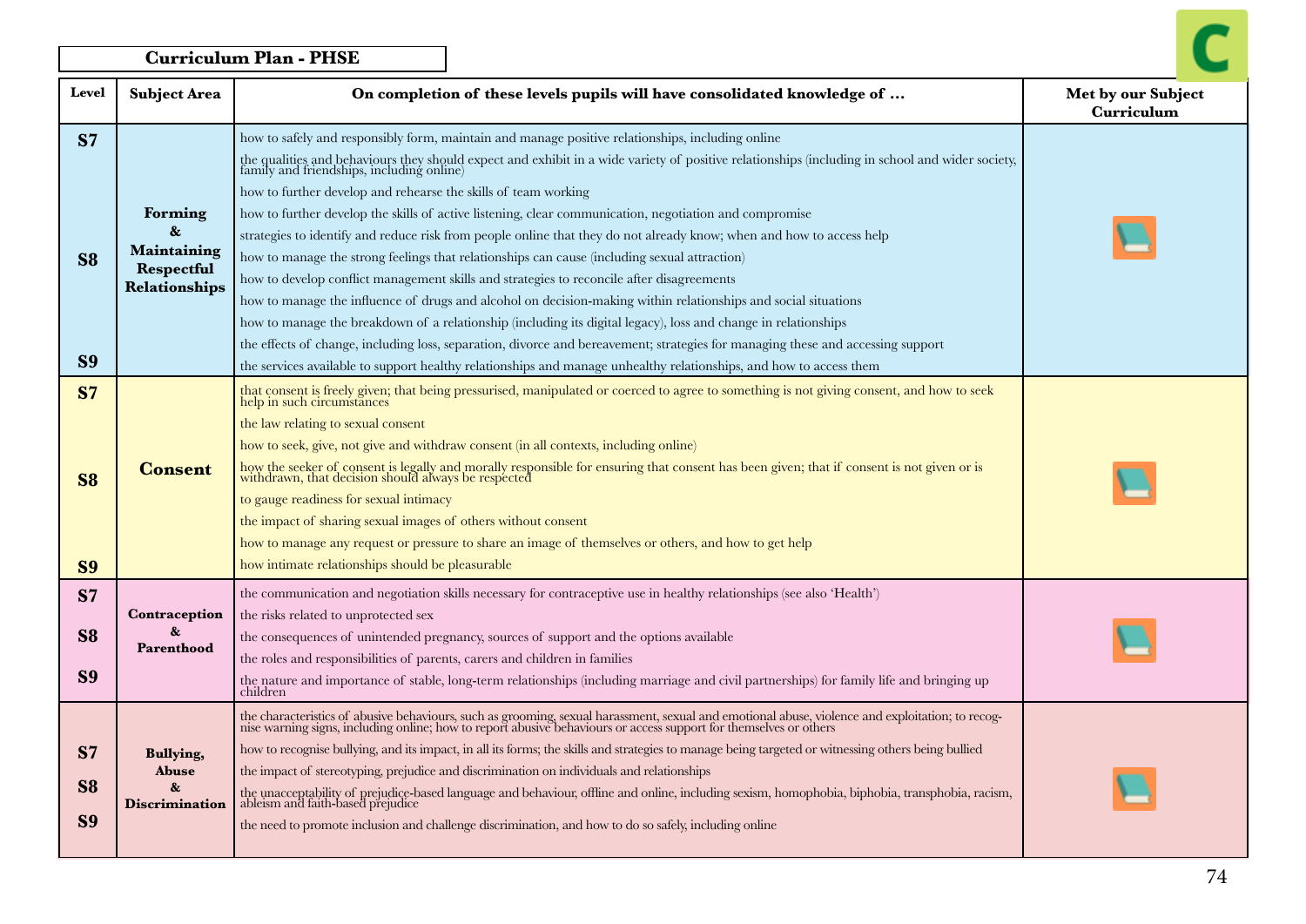## Curriculum Plan - PHSE

| Level | Subject Area | On completion of these levels pupils will have consolidated knowledge of … | Met by our Subject Curriculum |
|---|---|---|---|
| S7<br>S8<br>S9 | Forming & Maintaining Respectful Relationships | how to safely and responsibly form, maintain and manage positive relationships, including online<br>the qualities and behaviours they should expect and exhibit in a wide variety of positive relationships (including in school and wider society, family and friendships, including online)<br>how to further develop and rehearse the skills of team working<br>how to further develop the skills of active listening, clear communication, negotiation and compromise<br>strategies to identify and reduce risk from people online that they do not already know; when and how to access help<br>how to manage the strong feelings that relationships can cause (including sexual attraction)<br>how to develop conflict management skills and strategies to reconcile after disagreements<br>how to manage the influence of drugs and alcohol on decision-making within relationships and social situations<br>how to manage the breakdown of a relationship (including its digital legacy), loss and change in relationships<br>the effects of change, including loss, separation, divorce and bereavement; strategies for managing these and accessing support<br>the services available to support healthy relationships and manage unhealthy relationships, and how to access them | 📘 |
| S7<br>S8<br>S9 | Consent | that consent is freely given; that being pressurised, manipulated or coerced to agree to something is not giving consent, and how to seek help in such circumstances<br>the law relating to sexual consent<br>how to seek, give, not give and withdraw consent (in all contexts, including online)<br>how the seeker of consent is legally and morally responsible for ensuring that consent has been given; that if consent is not given or is withdrawn, that decision should always be respected<br>to gauge readiness for sexual intimacy<br>the impact of sharing sexual images of others without consent<br>how to manage any request or pressure to share an image of themselves or others, and how to get help<br>how intimate relationships should be pleasurable | 📘 |
| S7<br>S8<br>S9 | Contraception & Parenthood | the communication and negotiation skills necessary for contraceptive use in healthy relationships (see also 'Health')<br>the risks related to unprotected sex<br>the consequences of unintended pregnancy, sources of support and the options available<br>the roles and responsibilities of parents, carers and children in families<br>the nature and importance of stable, long-term relationships (including marriage and civil partnerships) for family life and bringing up children | 📘 |
| S7<br>S8<br>S9 | Bullying, Abuse & Discrimination | the characteristics of abusive behaviours, such as grooming, sexual harassment, sexual and emotional abuse, violence and exploitation; to recognise warning signs, including online; how to report abusive behaviours or access support for themselves or others<br>how to recognise bullying, and its impact, in all its forms; the skills and strategies to manage being targeted or witnessing others being bullied<br>the impact of stereotyping, prejudice and discrimination on individuals and relationships<br>the unacceptability of prejudice-based language and behaviour, offline and online, including sexism, homophobia, biphobia, transphobia, racism, ableism and faith-based prejudice<br>the need to promote inclusion and challenge discrimination, and how to do so safely, including online | 📘 |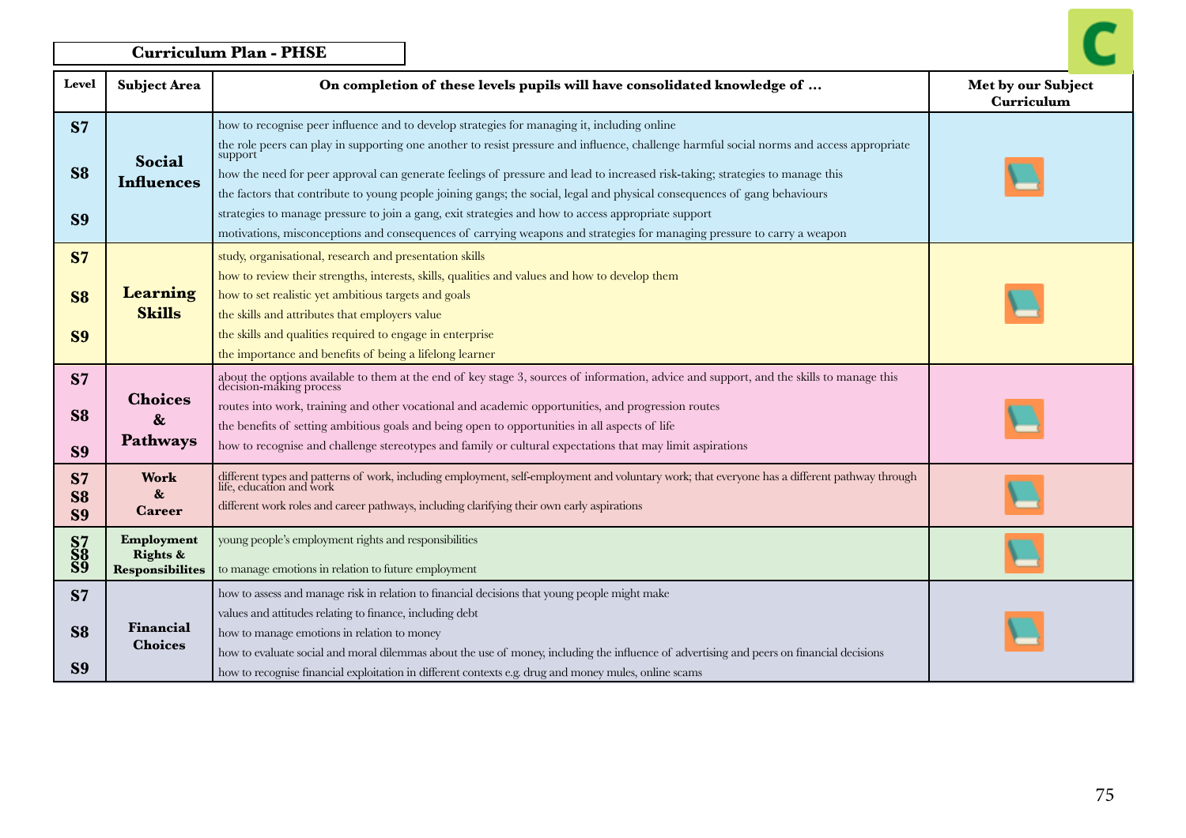## Curriculum Plan - PHSE

| Level | Subject Area | On completion of these levels pupils will have consolidated knowledge of … | Met by our Subject Curriculum |
|---|---|---|---|
| S7<br>S8<br>S9 | **Social Influences** | how to recognise peer influence and to develop strategies for managing it, including online<br>the role peers can play in supporting one another to resist pressure and influence, challenge harmful social norms and access appropriate support<br>how the need for peer approval can generate feelings of pressure and lead to increased risk-taking; strategies to manage this<br>the factors that contribute to young people joining gangs; the social, legal and physical consequences of gang behaviours<br>strategies to manage pressure to join a gang, exit strategies and how to access appropriate support<br>motivations, misconceptions and consequences of carrying weapons and strategies for managing pressure to carry a weapon | 📘 |
| S7<br>S8<br>S9 | **Learning Skills** | study, organisational, research and presentation skills<br>how to review their strengths, interests, skills, qualities and values and how to develop them<br>how to set realistic yet ambitious targets and goals<br>the skills and attributes that employers value<br>the skills and qualities required to engage in enterprise<br>the importance and benefits of being a lifelong learner | 📘 |
| S7<br>S8<br>S9 | **Choices & Pathways** | about the options available to them at the end of key stage 3, sources of information, advice and support, and the skills to manage this decision-making process<br>routes into work, training and other vocational and academic opportunities, and progression routes<br>the benefits of setting ambitious goals and being open to opportunities in all aspects of life<br>how to recognise and challenge stereotypes and family or cultural expectations that may limit aspirations | 📘 |
| S7<br>S8<br>S9 | **Work & Career** | different types and patterns of work, including employment, self-employment and voluntary work; that everyone has a different pathway through life, education and work<br>different work roles and career pathways, including clarifying their own early aspirations | 📘 |
| S7<br>S8<br>S9 | **Employment Rights & Responsibilites** | young people's employment rights and responsibilities<br>to manage emotions in relation to future employment | 📘 |
| S7<br>S8<br>S9 | **Financial Choices** | how to assess and manage risk in relation to financial decisions that young people might make<br>values and attitudes relating to finance, including debt<br>how to manage emotions in relation to money<br>how to evaluate social and moral dilemmas about the use of money, including the influence of advertising and peers on financial decisions<br>how to recognise financial exploitation in different contexts e.g. drug and money mules, online scams | 📘 |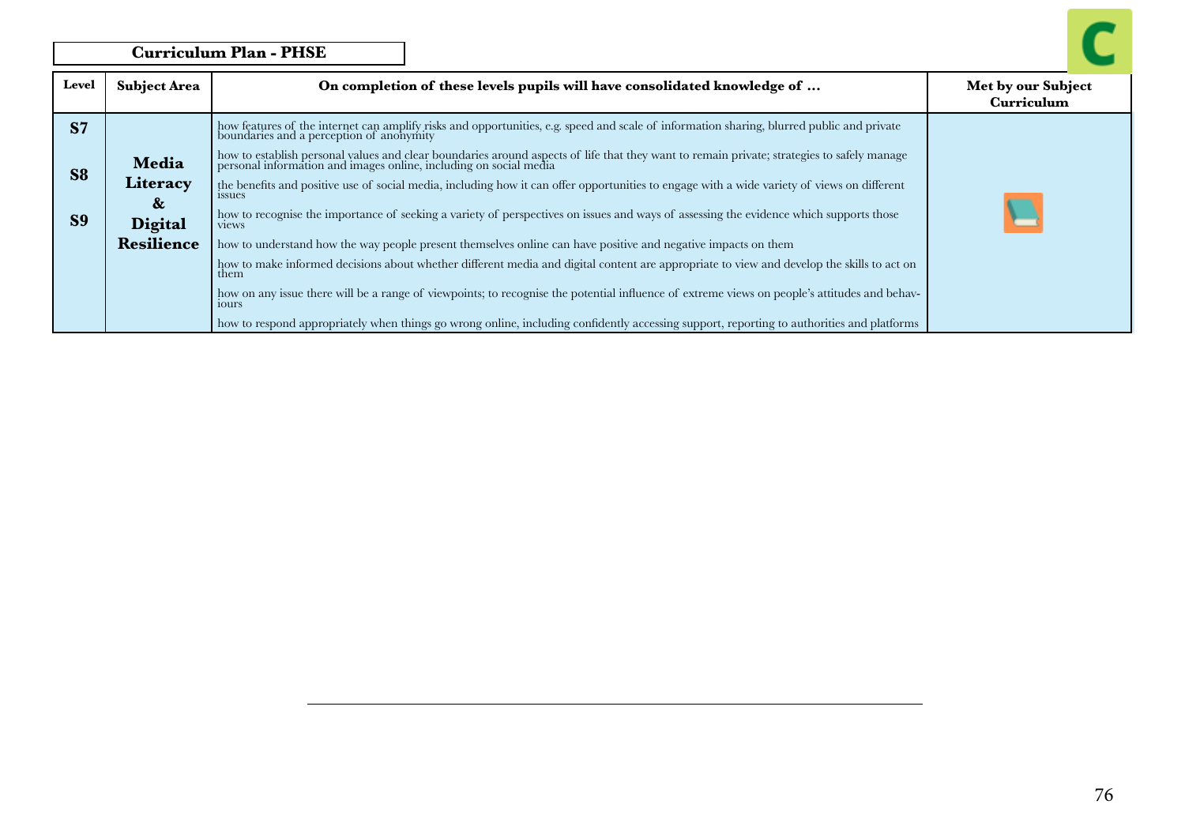**Curriculum Plan - PHSE**

| Level | Subject Area | On completion of these levels pupils will have consolidated knowledge of … | Met by our Subject Curriculum |
|---|---|---|---|
| S7<br>S8<br>S9 | **Media Literacy & Digital Resilience** | how features of the internet can amplify risks and opportunities, e.g. speed and scale of information sharing, blurred public and private boundaries and a perception of anonymity<br>how to establish personal values and clear boundaries around aspects of life that they want to remain private; strategies to safely manage personal information and images online, including on social media<br>the benefits and positive use of social media, including how it can offer opportunities to engage with a wide variety of views on different issues<br>how to recognise the importance of seeking a variety of perspectives on issues and ways of assessing the evidence which supports those views<br>how to understand how the way people present themselves online can have positive and negative impacts on them<br>how to make informed decisions about whether different media and digital content are appropriate to view and develop the skills to act on them<br>how on any issue there will be a range of viewpoints; to recognise the potential influence of extreme views on people's attitudes and behaviours<br>how to respond appropriately when things go wrong online, including confidently accessing support, reporting to authorities and platforms | |